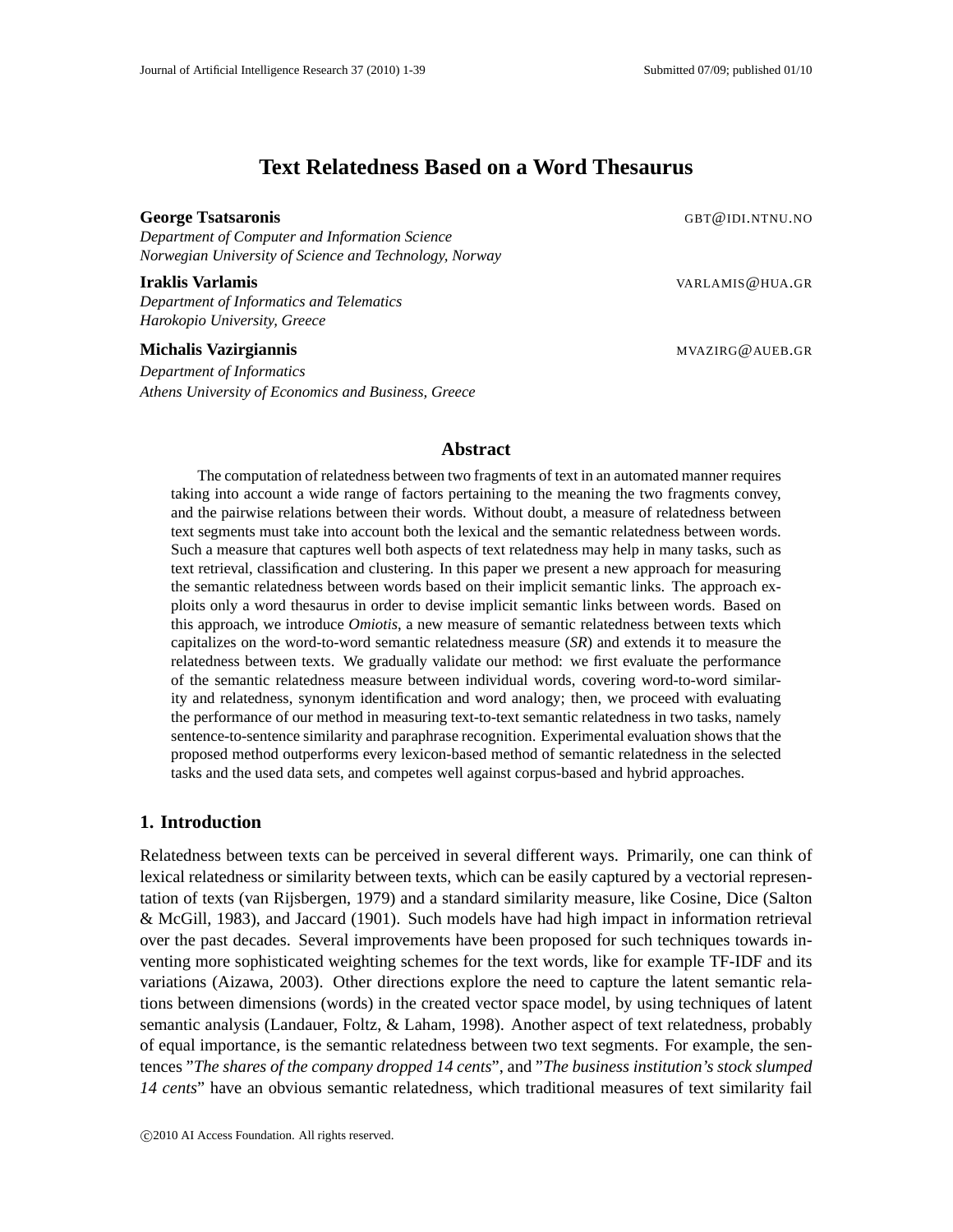# Text Relatedness Based on a Word Thesaurus

**George Tsatsaronis** GBT@IDI.NTNU.NO
*Department of Computer and Information Science*
*Norwegian University of Science and Technology, Norway*

**Iraklis Varlamis** VARLAMIS@HUA.GR
*Department of Informatics and Telematics*
*Harokopio University, Greece*

**Michalis Vazirgiannis** MVAZIRG@AUEB.GR
*Department of Informatics*
*Athens University of Economics and Business, Greece*

## Abstract

The computation of relatedness between two fragments of text in an automated manner requires taking into account a wide range of factors pertaining to the meaning the two fragments convey, and the pairwise relations between their words. Without doubt, a measure of relatedness between text segments must take into account both the lexical and the semantic relatedness between words. Such a measure that captures well both aspects of text relatedness may help in many tasks, such as text retrieval, classification and clustering. In this paper we present a new approach for measuring the semantic relatedness between words based on their implicit semantic links. The approach exploits only a word thesaurus in order to devise implicit semantic links between words. Based on this approach, we introduce *Omiotis*, a new measure of semantic relatedness between texts which capitalizes on the word-to-word semantic relatedness measure (*SR*) and extends it to measure the relatedness between texts. We gradually validate our method: we first evaluate the performance of the semantic relatedness measure between individual words, covering word-to-word similarity and relatedness, synonym identification and word analogy; then, we proceed with evaluating the performance of our method in measuring text-to-text semantic relatedness in two tasks, namely sentence-to-sentence similarity and paraphrase recognition. Experimental evaluation shows that the proposed method outperforms every lexicon-based method of semantic relatedness in the selected tasks and the used data sets, and competes well against corpus-based and hybrid approaches.

## 1. Introduction

Relatedness between texts can be perceived in several different ways. Primarily, one can think of lexical relatedness or similarity between texts, which can be easily captured by a vectorial representation of texts (van Rijsbergen, 1979) and a standard similarity measure, like Cosine, Dice (Salton & McGill, 1983), and Jaccard (1901). Such models have had high impact in information retrieval over the past decades. Several improvements have been proposed for such techniques towards inventing more sophisticated weighting schemes for the text words, like for example TF-IDF and its variations (Aizawa, 2003). Other directions explore the need to capture the latent semantic relations between dimensions (words) in the created vector space model, by using techniques of latent semantic analysis (Landauer, Foltz, & Laham, 1998). Another aspect of text relatedness, probably of equal importance, is the semantic relatedness between two text segments. For example, the sentences "*The shares of the company dropped 14 cents*", and "*The business institution's stock slumped 14 cents*" have an obvious semantic relatedness, which traditional measures of text similarity fail

©2010 AI Access Foundation. All rights reserved.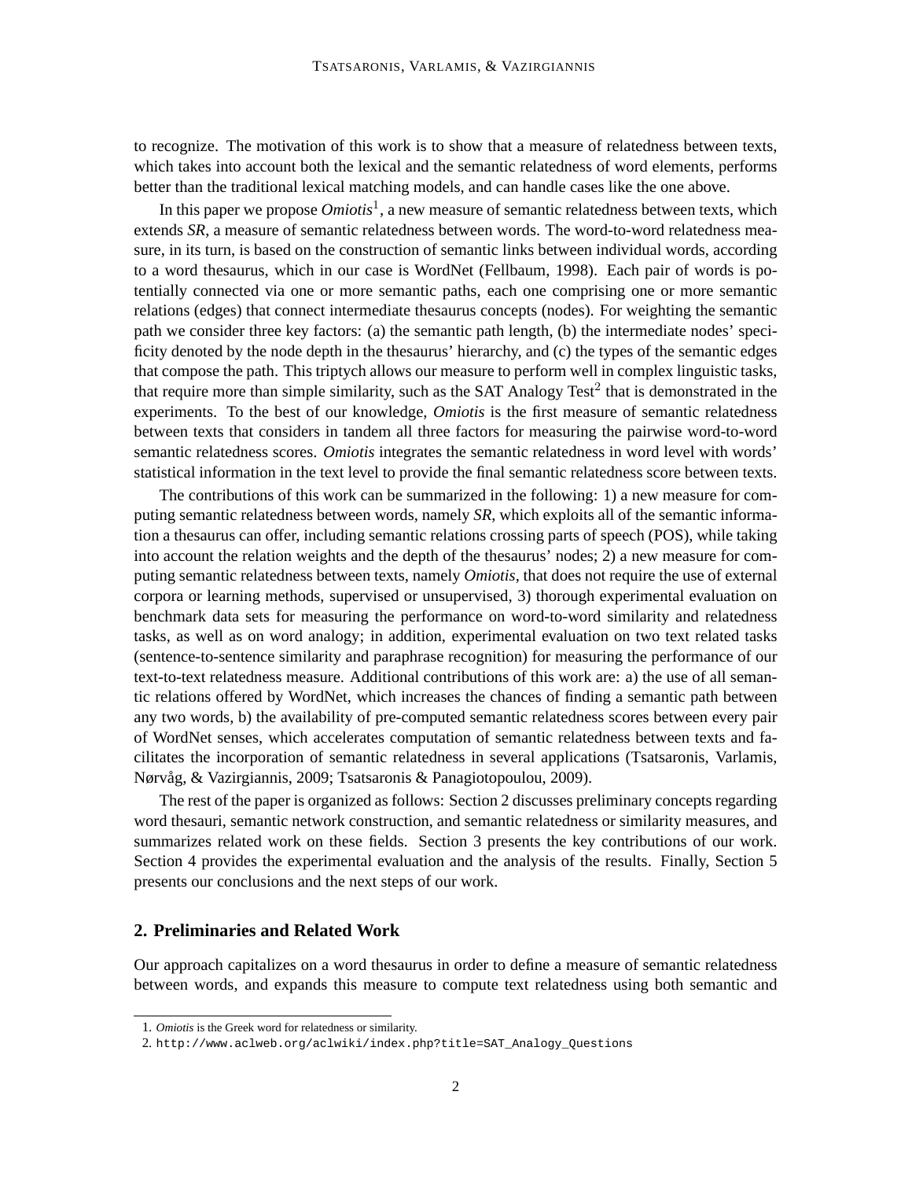to recognize. The motivation of this work is to show that a measure of relatedness between texts, which takes into account both the lexical and the semantic relatedness of word elements, performs better than the traditional lexical matching models, and can handle cases like the one above.

In this paper we propose *Omiotis*[1], a new measure of semantic relatedness between texts, which extends *SR*, a measure of semantic relatedness between words. The word-to-word relatedness measure, in its turn, is based on the construction of semantic links between individual words, according to a word thesaurus, which in our case is WordNet (Fellbaum, 1998). Each pair of words is potentially connected via one or more semantic paths, each one comprising one or more semantic relations (edges) that connect intermediate thesaurus concepts (nodes). For weighting the semantic path we consider three key factors: (a) the semantic path length, (b) the intermediate nodes' specificity denoted by the node depth in the thesaurus' hierarchy, and (c) the types of the semantic edges that compose the path. This triptych allows our measure to perform well in complex linguistic tasks, that require more than simple similarity, such as the SAT Analogy Test[2] that is demonstrated in the experiments. To the best of our knowledge, *Omiotis* is the first measure of semantic relatedness between texts that considers in tandem all three factors for measuring the pairwise word-to-word semantic relatedness scores. *Omiotis* integrates the semantic relatedness in word level with words' statistical information in the text level to provide the final semantic relatedness score between texts.

The contributions of this work can be summarized in the following: 1) a new measure for computing semantic relatedness between words, namely *SR*, which exploits all of the semantic information a thesaurus can offer, including semantic relations crossing parts of speech (POS), while taking into account the relation weights and the depth of the thesaurus' nodes; 2) a new measure for computing semantic relatedness between texts, namely *Omiotis*, that does not require the use of external corpora or learning methods, supervised or unsupervised, 3) thorough experimental evaluation on benchmark data sets for measuring the performance on word-to-word similarity and relatedness tasks, as well as on word analogy; in addition, experimental evaluation on two text related tasks (sentence-to-sentence similarity and paraphrase recognition) for measuring the performance of our text-to-text relatedness measure. Additional contributions of this work are: a) the use of all semantic relations offered by WordNet, which increases the chances of finding a semantic path between any two words, b) the availability of pre-computed semantic relatedness scores between every pair of WordNet senses, which accelerates computation of semantic relatedness between texts and facilitates the incorporation of semantic relatedness in several applications (Tsatsaronis, Varlamis, Nørvåg, & Vazirgiannis, 2009; Tsatsaronis & Panagiotopoulou, 2009).

The rest of the paper is organized as follows: Section 2 discusses preliminary concepts regarding word thesauri, semantic network construction, and semantic relatedness or similarity measures, and summarizes related work on these fields. Section 3 presents the key contributions of our work. Section 4 provides the experimental evaluation and the analysis of the results. Finally, Section 5 presents our conclusions and the next steps of our work.

## 2. Preliminaries and Related Work

Our approach capitalizes on a word thesaurus in order to define a measure of semantic relatedness between words, and expands this measure to compute text relatedness using both semantic and

1. *Omiotis* is the Greek word for relatedness or similarity.
2. http://www.aclweb.org/aclwiki/index.php?title=SAT_Analogy_Questions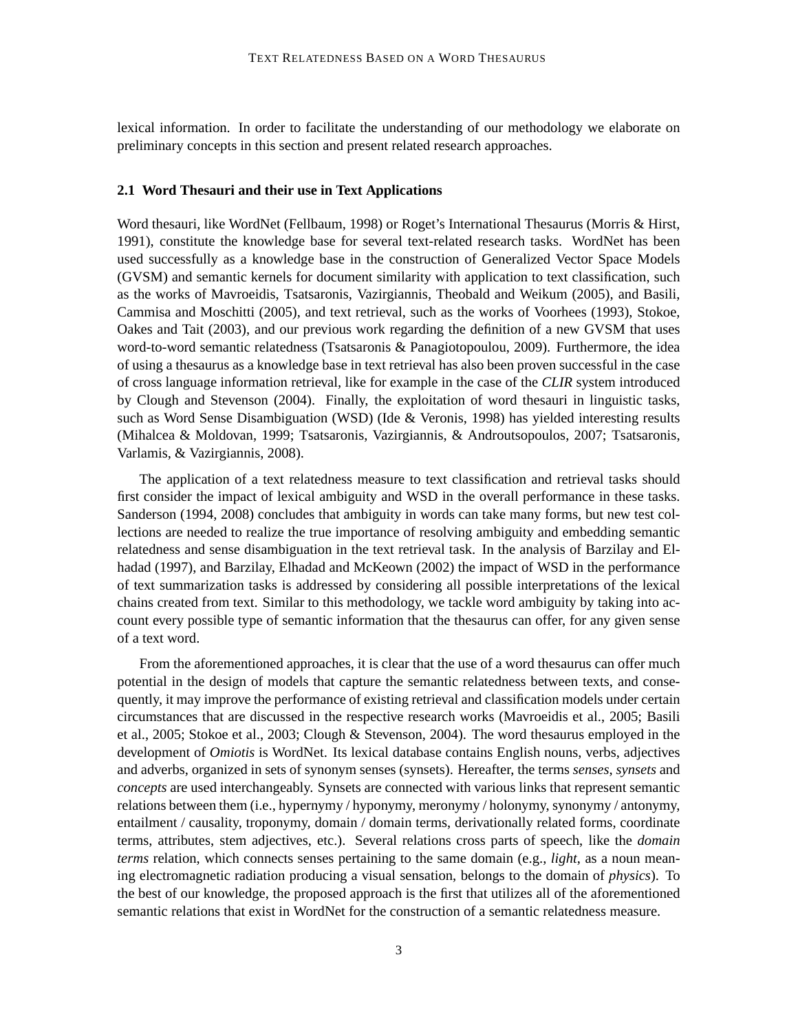lexical information. In order to facilitate the understanding of our methodology we elaborate on preliminary concepts in this section and present related research approaches.

### 2.1 Word Thesauri and their use in Text Applications

Word thesauri, like WordNet (Fellbaum, 1998) or Roget's International Thesaurus (Morris & Hirst, 1991), constitute the knowledge base for several text-related research tasks. WordNet has been used successfully as a knowledge base in the construction of Generalized Vector Space Models (GVSM) and semantic kernels for document similarity with application to text classification, such as the works of Mavroeidis, Tsatsaronis, Vazirgiannis, Theobald and Weikum (2005), and Basili, Cammisa and Moschitti (2005), and text retrieval, such as the works of Voorhees (1993), Stokoe, Oakes and Tait (2003), and our previous work regarding the definition of a new GVSM that uses word-to-word semantic relatedness (Tsatsaronis & Panagiotopoulou, 2009). Furthermore, the idea of using a thesaurus as a knowledge base in text retrieval has also been proven successful in the case of cross language information retrieval, like for example in the case of the *CLIR* system introduced by Clough and Stevenson (2004). Finally, the exploitation of word thesauri in linguistic tasks, such as Word Sense Disambiguation (WSD) (Ide & Veronis, 1998) has yielded interesting results (Mihalcea & Moldovan, 1999; Tsatsaronis, Vazirgiannis, & Androutsopoulos, 2007; Tsatsaronis, Varlamis, & Vazirgiannis, 2008).

The application of a text relatedness measure to text classification and retrieval tasks should first consider the impact of lexical ambiguity and WSD in the overall performance in these tasks. Sanderson (1994, 2008) concludes that ambiguity in words can take many forms, but new test collections are needed to realize the true importance of resolving ambiguity and embedding semantic relatedness and sense disambiguation in the text retrieval task. In the analysis of Barzilay and Elhadad (1997), and Barzilay, Elhadad and McKeown (2002) the impact of WSD in the performance of text summarization tasks is addressed by considering all possible interpretations of the lexical chains created from text. Similar to this methodology, we tackle word ambiguity by taking into account every possible type of semantic information that the thesaurus can offer, for any given sense of a text word.

From the aforementioned approaches, it is clear that the use of a word thesaurus can offer much potential in the design of models that capture the semantic relatedness between texts, and consequently, it may improve the performance of existing retrieval and classification models under certain circumstances that are discussed in the respective research works (Mavroeidis et al., 2005; Basili et al., 2005; Stokoe et al., 2003; Clough & Stevenson, 2004). The word thesaurus employed in the development of *Omiotis* is WordNet. Its lexical database contains English nouns, verbs, adjectives and adverbs, organized in sets of synonym senses (synsets). Hereafter, the terms *senses*, *synsets* and *concepts* are used interchangeably. Synsets are connected with various links that represent semantic relations between them (i.e., hypernymy / hyponymy, meronymy / holonymy, synonymy / antonymy, entailment / causality, troponymy, domain / domain terms, derivationally related forms, coordinate terms, attributes, stem adjectives, etc.). Several relations cross parts of speech, like the *domain terms* relation, which connects senses pertaining to the same domain (e.g., *light*, as a noun meaning electromagnetic radiation producing a visual sensation, belongs to the domain of *physics*). To the best of our knowledge, the proposed approach is the first that utilizes all of the aforementioned semantic relations that exist in WordNet for the construction of a semantic relatedness measure.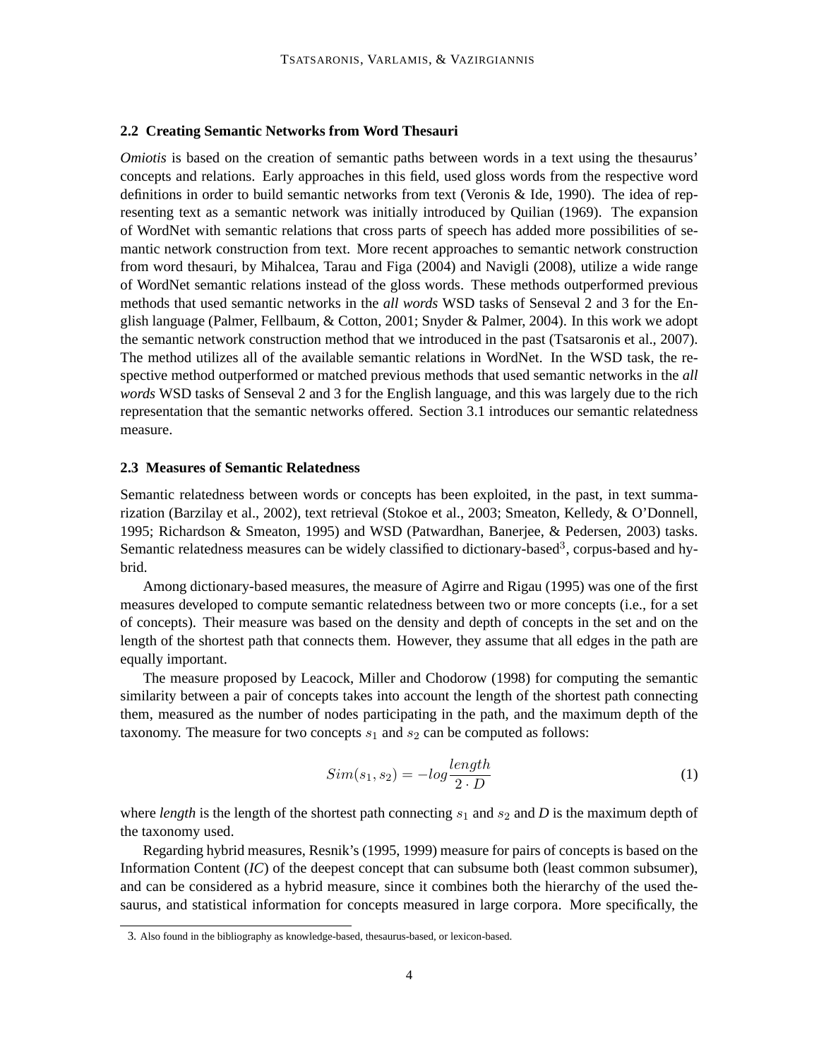### 2.2 Creating Semantic Networks from Word Thesauri

*Omiotis* is based on the creation of semantic paths between words in a text using the thesaurus' concepts and relations. Early approaches in this field, used gloss words from the respective word definitions in order to build semantic networks from text (Veronis & Ide, 1990). The idea of representing text as a semantic network was initially introduced by Quilian (1969). The expansion of WordNet with semantic relations that cross parts of speech has added more possibilities of semantic network construction from text. More recent approaches to semantic network construction from word thesauri, by Mihalcea, Tarau and Figa (2004) and Navigli (2008), utilize a wide range of WordNet semantic relations instead of the gloss words. These methods outperformed previous methods that used semantic networks in the *all words* WSD tasks of Senseval 2 and 3 for the English language (Palmer, Fellbaum, & Cotton, 2001; Snyder & Palmer, 2004). In this work we adopt the semantic network construction method that we introduced in the past (Tsatsaronis et al., 2007). The method utilizes all of the available semantic relations in WordNet. In the WSD task, the respective method outperformed or matched previous methods that used semantic networks in the *all words* WSD tasks of Senseval 2 and 3 for the English language, and this was largely due to the rich representation that the semantic networks offered. Section 3.1 introduces our semantic relatedness measure.

### 2.3 Measures of Semantic Relatedness

Semantic relatedness between words or concepts has been exploited, in the past, in text summarization (Barzilay et al., 2002), text retrieval (Stokoe et al., 2003; Smeaton, Kelledy, & O'Donnell, 1995; Richardson & Smeaton, 1995) and WSD (Patwardhan, Banerjee, & Pedersen, 2003) tasks. Semantic relatedness measures can be widely classified to dictionary-based[3], corpus-based and hybrid.

Among dictionary-based measures, the measure of Agirre and Rigau (1995) was one of the first measures developed to compute semantic relatedness between two or more concepts (i.e., for a set of concepts). Their measure was based on the density and depth of concepts in the set and on the length of the shortest path that connects them. However, they assume that all edges in the path are equally important.

The measure proposed by Leacock, Miller and Chodorow (1998) for computing the semantic similarity between a pair of concepts takes into account the length of the shortest path connecting them, measured as the number of nodes participating in the path, and the maximum depth of the taxonomy. The measure for two concepts $s_1$ and $s_2$ can be computed as follows:

$$Sim(s_1, s_2) = -log\frac{length}{2 \cdot D} \tag{1}$$

where *length* is the length of the shortest path connecting $s_1$ and $s_2$ and *D* is the maximum depth of the taxonomy used.

Regarding hybrid measures, Resnik's (1995, 1999) measure for pairs of concepts is based on the Information Content (*IC*) of the deepest concept that can subsume both (least common subsumer), and can be considered as a hybrid measure, since it combines both the hierarchy of the used thesaurus, and statistical information for concepts measured in large corpora. More specifically, the

3. Also found in the bibliography as knowledge-based, thesaurus-based, or lexicon-based.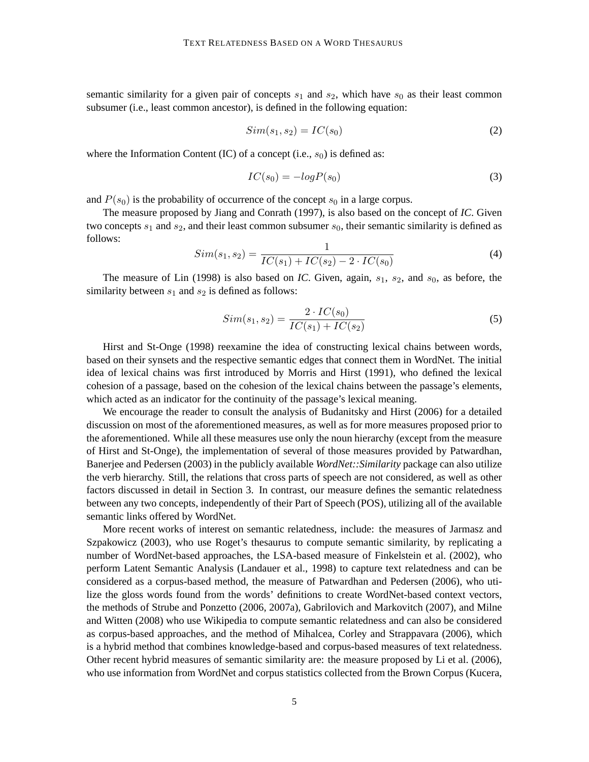semantic similarity for a given pair of concepts $s_1$ and $s_2$, which have $s_0$ as their least common subsumer (i.e., least common ancestor), is defined in the following equation:

$$Sim(s_1, s_2) = IC(s_0) \tag{2}$$

where the Information Content (IC) of a concept (i.e., $s_0$) is defined as:

$$IC(s_0) = -logP(s_0) \tag{3}$$

and $P(s_0)$ is the probability of occurrence of the concept $s_0$ in a large corpus.

The measure proposed by Jiang and Conrath (1997), is also based on the concept of *IC*. Given two concepts $s_1$ and $s_2$, and their least common subsumer $s_0$, their semantic similarity is defined as follows:

$$Sim(s_1, s_2) = \frac{1}{IC(s_1) + IC(s_2) - 2 \cdot IC(s_0)} \tag{4}$$

The measure of Lin (1998) is also based on *IC*. Given, again, $s_1$, $s_2$, and $s_0$, as before, the similarity between $s_1$ and $s_2$ is defined as follows:

$$Sim(s_1, s_2) = \frac{2 \cdot IC(s_0)}{IC(s_1) + IC(s_2)} \tag{5}$$

Hirst and St-Onge (1998) reexamine the idea of constructing lexical chains between words, based on their synsets and the respective semantic edges that connect them in WordNet. The initial idea of lexical chains was first introduced by Morris and Hirst (1991), who defined the lexical cohesion of a passage, based on the cohesion of the lexical chains between the passage's elements, which acted as an indicator for the continuity of the passage's lexical meaning.

We encourage the reader to consult the analysis of Budanitsky and Hirst (2006) for a detailed discussion on most of the aforementioned measures, as well as for more measures proposed prior to the aforementioned. While all these measures use only the noun hierarchy (except from the measure of Hirst and St-Onge), the implementation of several of those measures provided by Patwardhan, Banerjee and Pedersen (2003) in the publicly available *WordNet::Similarity* package can also utilize the verb hierarchy. Still, the relations that cross parts of speech are not considered, as well as other factors discussed in detail in Section 3. In contrast, our measure defines the semantic relatedness between any two concepts, independently of their Part of Speech (POS), utilizing all of the available semantic links offered by WordNet.

More recent works of interest on semantic relatedness, include: the measures of Jarmasz and Szpakowicz (2003), who use Roget's thesaurus to compute semantic similarity, by replicating a number of WordNet-based approaches, the LSA-based measure of Finkelstein et al. (2002), who perform Latent Semantic Analysis (Landauer et al., 1998) to capture text relatedness and can be considered as a corpus-based method, the measure of Patwardhan and Pedersen (2006), who utilize the gloss words found from the words' definitions to create WordNet-based context vectors, the methods of Strube and Ponzetto (2006, 2007a), Gabrilovich and Markovitch (2007), and Milne and Witten (2008) who use Wikipedia to compute semantic relatedness and can also be considered as corpus-based approaches, and the method of Mihalcea, Corley and Strappavara (2006), which is a hybrid method that combines knowledge-based and corpus-based measures of text relatedness. Other recent hybrid measures of semantic similarity are: the measure proposed by Li et al. (2006), who use information from WordNet and corpus statistics collected from the Brown Corpus (Kucera,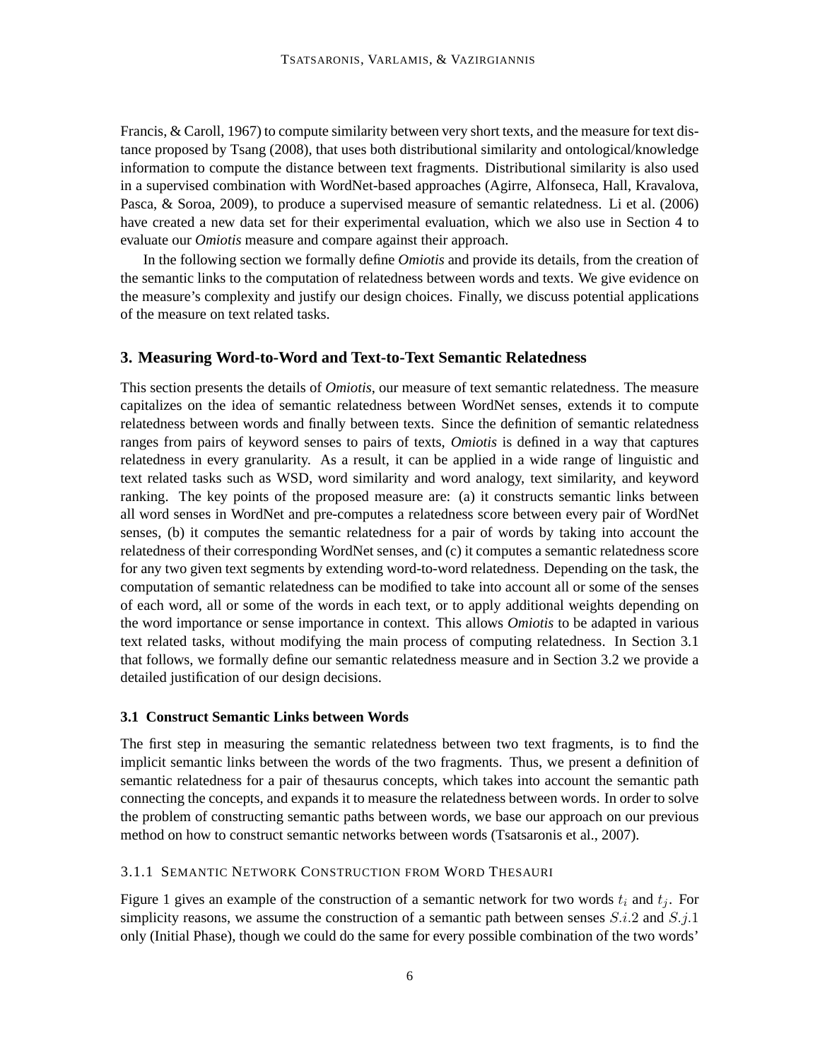Francis, & Caroll, 1967) to compute similarity between very short texts, and the measure for text distance proposed by Tsang (2008), that uses both distributional similarity and ontological/knowledge information to compute the distance between text fragments. Distributional similarity is also used in a supervised combination with WordNet-based approaches (Agirre, Alfonseca, Hall, Kravalova, Pasca, & Soroa, 2009), to produce a supervised measure of semantic relatedness. Li et al. (2006) have created a new data set for their experimental evaluation, which we also use in Section 4 to evaluate our *Omiotis* measure and compare against their approach.

In the following section we formally define *Omiotis* and provide its details, from the creation of the semantic links to the computation of relatedness between words and texts. We give evidence on the measure's complexity and justify our design choices. Finally, we discuss potential applications of the measure on text related tasks.

## 3. Measuring Word-to-Word and Text-to-Text Semantic Relatedness

This section presents the details of *Omiotis*, our measure of text semantic relatedness. The measure capitalizes on the idea of semantic relatedness between WordNet senses, extends it to compute relatedness between words and finally between texts. Since the definition of semantic relatedness ranges from pairs of keyword senses to pairs of texts, *Omiotis* is defined in a way that captures relatedness in every granularity. As a result, it can be applied in a wide range of linguistic and text related tasks such as WSD, word similarity and word analogy, text similarity, and keyword ranking. The key points of the proposed measure are: (a) it constructs semantic links between all word senses in WordNet and pre-computes a relatedness score between every pair of WordNet senses, (b) it computes the semantic relatedness for a pair of words by taking into account the relatedness of their corresponding WordNet senses, and (c) it computes a semantic relatedness score for any two given text segments by extending word-to-word relatedness. Depending on the task, the computation of semantic relatedness can be modified to take into account all or some of the senses of each word, all or some of the words in each text, or to apply additional weights depending on the word importance or sense importance in context. This allows *Omiotis* to be adapted in various text related tasks, without modifying the main process of computing relatedness. In Section 3.1 that follows, we formally define our semantic relatedness measure and in Section 3.2 we provide a detailed justification of our design decisions.

### 3.1 Construct Semantic Links between Words

The first step in measuring the semantic relatedness between two text fragments, is to find the implicit semantic links between the words of the two fragments. Thus, we present a definition of semantic relatedness for a pair of thesaurus concepts, which takes into account the semantic path connecting the concepts, and expands it to measure the relatedness between words. In order to solve the problem of constructing semantic paths between words, we base our approach on our previous method on how to construct semantic networks between words (Tsatsaronis et al., 2007).

#### 3.1.1 Semantic Network Construction from Word Thesauri

Figure 1 gives an example of the construction of a semantic network for two words $t_i$ and $t_j$. For simplicity reasons, we assume the construction of a semantic path between senses $S.i.2$ and $S.j.1$ only (Initial Phase), though we could do the same for every possible combination of the two words'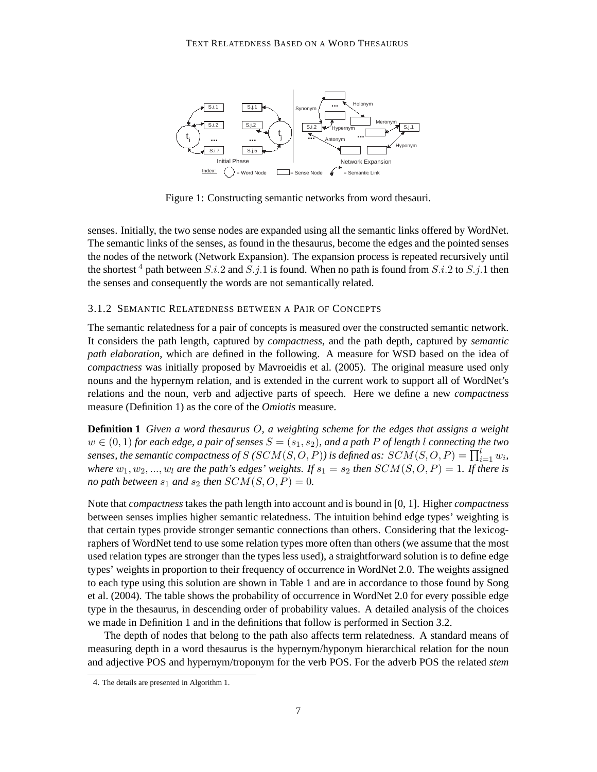Figure 1: Constructing semantic networks from word thesauri.

senses. Initially, the two sense nodes are expanded using all the semantic links offered by WordNet. The semantic links of the senses, as found in the thesaurus, become the edges and the pointed senses the nodes of the network (Network Expansion). The expansion process is repeated recursively until the shortest [4] path between $S.i.2$ and $S.j.1$ is found. When no path is found from $S.i.2$ to $S.j.1$ then the senses and consequently the words are not semantically related.

### 3.1.2 Semantic Relatedness between a Pair of Concepts

The semantic relatedness for a pair of concepts is measured over the constructed semantic network. It considers the path length, captured by *compactness*, and the path depth, captured by *semantic path elaboration*, which are defined in the following. A measure for WSD based on the idea of *compactness* was initially proposed by Mavroeidis et al. (2005). The original measure used only nouns and the hypernym relation, and is extended in the current work to support all of WordNet's relations and the noun, verb and adjective parts of speech. Here we define a new *compactness* measure (Definition 1) as the core of the *Omiotis* measure.

**Definition 1** *Given a word thesaurus $O$, a weighting scheme for the edges that assigns a weight $w \in (0, 1)$ for each edge, a pair of senses $S = (s_1, s_2)$, and a path $P$ of length $l$ connecting the two senses, the semantic compactness of $S$ ($SCM(S, O, P)$) is defined as: $SCM(S, O, P) = \prod_{i=1}^{l} w_i$, where $w_1, w_2, ..., w_l$ are the path's edges' weights. If $s_1 = s_2$ then $SCM(S, O, P) = 1$. If there is no path between $s_1$ and $s_2$ then $SCM(S, O, P) = 0$.*

Note that *compactness* takes the path length into account and is bound in [0, 1]. Higher *compactness* between senses implies higher semantic relatedness. The intuition behind edge types' weighting is that certain types provide stronger semantic connections than others. Considering that the lexicographers of WordNet tend to use some relation types more often than others (we assume that the most used relation types are stronger than the types less used), a straightforward solution is to define edge types' weights in proportion to their frequency of occurrence in WordNet 2.0. The weights assigned to each type using this solution are shown in Table 1 and are in accordance to those found by Song et al. (2004). The table shows the probability of occurrence in WordNet 2.0 for every possible edge type in the thesaurus, in descending order of probability values. A detailed analysis of the choices we made in Definition 1 and in the definitions that follow is performed in Section 3.2.

The depth of nodes that belong to the path also affects term relatedness. A standard means of measuring depth in a word thesaurus is the hypernym/hyponym hierarchical relation for the noun and adjective POS and hypernym/troponym for the verb POS. For the adverb POS the related *stem*

4. The details are presented in Algorithm 1.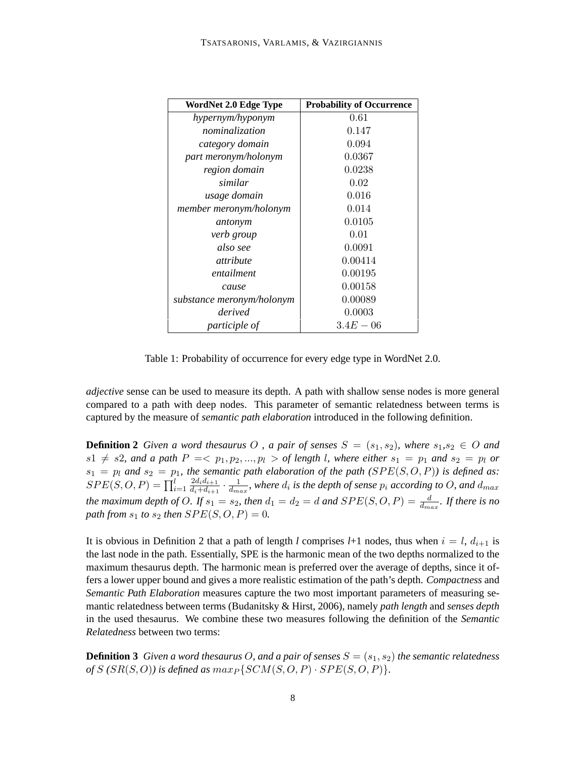| WordNet 2.0 Edge Type | Probability of Occurrence |
| --- | --- |
| *hypernym/hyponym* | $0.61$ |
| *nominalization* | $0.147$ |
| *category domain* | $0.094$ |
| *part meronym/holonym* | $0.0367$ |
| *region domain* | $0.0238$ |
| *similar* | $0.02$ |
| *usage domain* | $0.016$ |
| *member meronym/holonym* | $0.014$ |
| *antonym* | $0.0105$ |
| *verb group* | $0.01$ |
| *also see* | $0.0091$ |
| *attribute* | $0.00414$ |
| *entailment* | $0.00195$ |
| *cause* | $0.00158$ |
| *substance meronym/holonym* | $0.00089$ |
| *derived* | $0.0003$ |
| *participle of* | $3.4E-06$ |

Table 1: Probability of occurrence for every edge type in WordNet 2.0.

*adjective* sense can be used to measure its depth. A path with shallow sense nodes is more general compared to a path with deep nodes. This parameter of semantic relatedness between terms is captured by the measure of *semantic path elaboration* introduced in the following definition.

**Definition 2** *Given a word thesaurus $O$ , a pair of senses $S = (s_1, s_2)$, where $s_1$,$s_2 \in O$ and $s1 \neq s2$, and a path $P =< p_1, p_2, ..., p_l >$ of length $l$, where either $s_1 = p_1$ and $s_2 = p_l$ or $s_1 = p_l$ and $s_2 = p_1$, the semantic path elaboration of the path ($SPE(S, O, P)$) is defined as: $SPE(S, O, P) = \prod_{i=1}^{l} \frac{2d_i d_{i+1}}{d_i + d_{i+1}} \cdot \frac{1}{d_{max}}$, where $d_i$ is the depth of sense $p_i$ according to $O$, and $d_{max}$ the maximum depth of $O$. If $s_1 = s_2$, then $d_1 = d_2 = d$ and $SPE(S, O, P) = \frac{d}{d_{max}}$. If there is no path from $s_1$ to $s_2$ then $SPE(S, O, P) = 0$.*

It is obvious in Definition 2 that a path of length *l* comprises *l*+1 nodes, thus when $i = l$, $d_{i+1}$ is the last node in the path. Essentially, SPE is the harmonic mean of the two depths normalized to the maximum thesaurus depth. The harmonic mean is preferred over the average of depths, since it offers a lower upper bound and gives a more realistic estimation of the path's depth. *Compactness* and *Semantic Path Elaboration* measures capture the two most important parameters of measuring semantic relatedness between terms (Budanitsky & Hirst, 2006), namely *path length* and *senses depth* in the used thesaurus. We combine these two measures following the definition of the *Semantic Relatedness* between two terms:

**Definition 3** *Given a word thesaurus $O$, and a pair of senses $S = (s_1, s_2)$ the semantic relatedness of $S$ ($SR(S, O)$) is defined as $max_P\{SCM(S, O, P) \cdot SPE(S, O, P)\}$.*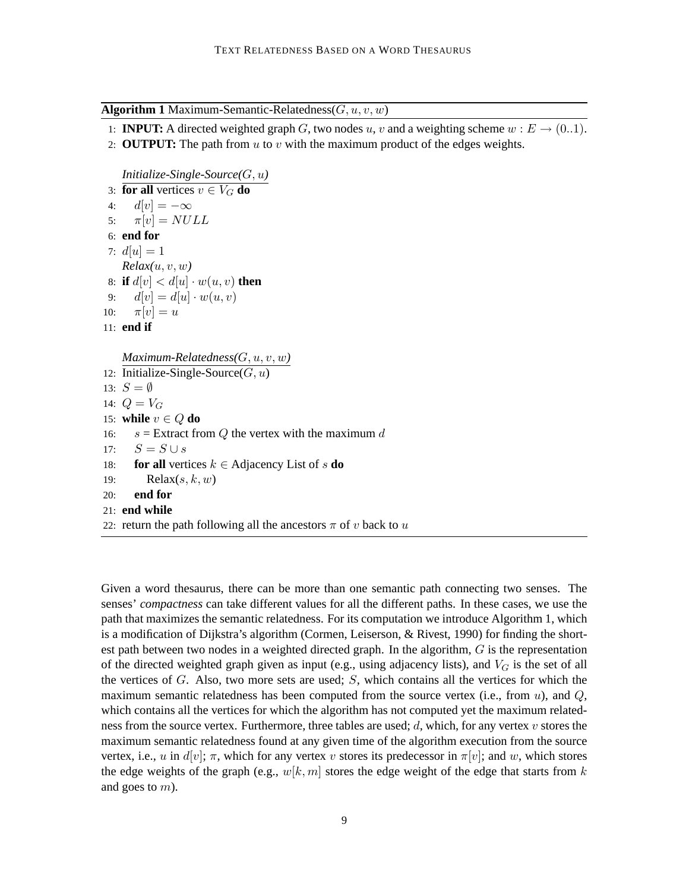**Algorithm 1** Maximum-Semantic-Relatedness($G, u, v, w$)

```
1:  INPUT: A directed weighted graph G, two nodes u, v and a weighting scheme w : E → (0..1).
2:  OUTPUT: The path from u to v with the maximum product of the edges weights.

    Initialize-Single-Source(G, u)
3:  for all vertices v ∈ V_G do
4:      d[v] = −∞
5:      π[v] = NULL
6:  end for
7:  d[u] = 1
    Relax(u, v, w)
8:  if d[v] < d[u] · w(u, v) then
9:      d[v] = d[u] · w(u, v)
10:     π[v] = u
11: end if

    Maximum-Relatedness(G, u, v, w)
12: Initialize-Single-Source(G, u)
13: S = ∅
14: Q = V_G
15: while v ∈ Q do
16:     s = Extract from Q the vertex with the maximum d
17:     S = S ∪ s
18:     for all vertices k ∈ Adjacency List of s do
19:         Relax(s, k, w)
20:     end for
21: end while
22: return the path following all the ancestors π of v back to u
```

Given a word thesaurus, there can be more than one semantic path connecting two senses. The senses' *compactness* can take different values for all the different paths. In these cases, we use the path that maximizes the semantic relatedness. For its computation we introduce Algorithm 1, which is a modification of Dijkstra's algorithm (Cormen, Leiserson, & Rivest, 1990) for finding the shortest path between two nodes in a weighted directed graph. In the algorithm, $G$ is the representation of the directed weighted graph given as input (e.g., using adjacency lists), and $V_G$ is the set of all the vertices of $G$. Also, two more sets are used; $S$, which contains all the vertices for which the maximum semantic relatedness has been computed from the source vertex (i.e., from $u$), and $Q$, which contains all the vertices for which the algorithm has not computed yet the maximum relatedness from the source vertex. Furthermore, three tables are used; $d$, which, for any vertex $v$ stores the maximum semantic relatedness found at any given time of the algorithm execution from the source vertex, i.e., $u$ in $d[v]$; $\pi$, which for any vertex $v$ stores its predecessor in $\pi[v]$; and $w$, which stores the edge weights of the graph (e.g., $w[k, m]$ stores the edge weight of the edge that starts from $k$ and goes to $m$).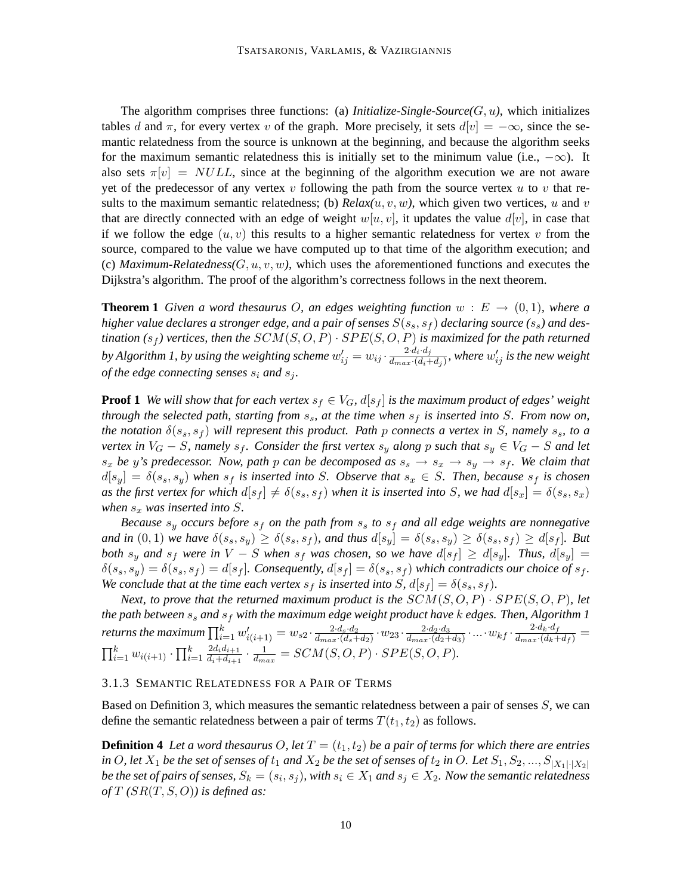The algorithm comprises three functions: (a) *Initialize-Single-Source($G, u$)*, which initializes tables $d$ and $\pi$, for every vertex $v$ of the graph. More precisely, it sets $d[v] = -\infty$, since the semantic relatedness from the source is unknown at the beginning, and because the algorithm seeks for the maximum semantic relatedness this is initially set to the minimum value (i.e., $-\infty$). It also sets $\pi[v] = NULL$, since at the beginning of the algorithm execution we are not aware yet of the predecessor of any vertex $v$ following the path from the source vertex $u$ to $v$ that results to the maximum semantic relatedness; (b) *Relax($u, v, w$)*, which given two vertices, $u$ and $v$ that are directly connected with an edge of weight $w[u, v]$, it updates the value $d[v]$, in case that if we follow the edge $(u, v)$ this results to a higher semantic relatedness for vertex $v$ from the source, compared to the value we have computed up to that time of the algorithm execution; and (c) *Maximum-Relatedness($G, u, v, w$)*, which uses the aforementioned functions and executes the Dijkstra's algorithm. The proof of the algorithm's correctness follows in the next theorem.

**Theorem 1** *Given a word thesaurus $O$, an edges weighting function $w : E \rightarrow (0, 1)$, where a higher value declares a stronger edge, and a pair of senses $S(s_s, s_f)$ declaring source ($s_s$) and destination ($s_f$) vertices, then the $SCM(S, O, P) \cdot SPE(S, O, P)$ is maximized for the path returned by Algorithm 1, by using the weighting scheme $w'_{ij} = w_{ij} \cdot \frac{2 \cdot d_i \cdot d_j}{d_{max} \cdot (d_i + d_j)}$, where $w'_{ij}$ is the new weight of the edge connecting senses $s_i$ and $s_j$.*

**Proof 1** *We will show that for each vertex $s_f \in V_G$, $d[s_f]$ is the maximum product of edges' weight through the selected path, starting from $s_s$, at the time when $s_f$ is inserted into $S$. From now on, the notation $\delta(s_s, s_f)$ will represent this product. Path $p$ connects a vertex in $S$, namely $s_s$, to a vertex in $V_G - S$, namely $s_f$. Consider the first vertex $s_y$ along $p$ such that $s_y \in V_G - S$ and let $s_x$ be $y$'s predecessor. Now, path $p$ can be decomposed as $s_s \rightarrow s_x \rightarrow s_y \rightarrow s_f$. We claim that $d[s_y] = \delta(s_s, s_y)$ when $s_f$ is inserted into $S$. Observe that $s_x \in S$. Then, because $s_f$ is chosen as the first vertex for which $d[s_f] \neq \delta(s_s, s_f)$ when it is inserted into $S$, we had $d[s_x] = \delta(s_s, s_x)$ when $s_x$ was inserted into $S$.*

*Because $s_y$ occurs before $s_f$ on the path from $s_s$ to $s_f$ and all edge weights are nonnegative and in $(0, 1)$ we have $\delta(s_s, s_y) \geq \delta(s_s, s_f)$, and thus $d[s_y] = \delta(s_s, s_y) \geq \delta(s_s, s_f) \geq d[s_f]$. But both $s_y$ and $s_f$ were in $V - S$ when $s_f$ was chosen, so we have $d[s_f] \geq d[s_y]$. Thus, $d[s_y] = \delta(s_s, s_y) = \delta(s_s, s_f) = d[s_f]$. Consequently, $d[s_f] = \delta(s_s, s_f)$ which contradicts our choice of $s_f$. We conclude that at the time each vertex $s_f$ is inserted into $S$, $d[s_f] = \delta(s_s, s_f)$.*

*Next, to prove that the returned maximum product is the $SCM(S, O, P) \cdot SPE(S, O, P)$, let the path between $s_s$ and $s_f$ with the maximum edge weight product have $k$ edges. Then, Algorithm 1 returns the maximum $\prod_{i=1}^{k} w'_{i(i+1)} = w_{s2} \cdot \frac{2 \cdot d_s \cdot d_2}{d_{max} \cdot (d_s + d_2)} \cdot w_{23} \cdot \frac{2 \cdot d_2 \cdot d_3}{d_{max} \cdot (d_2 + d_3)} \cdot \ldots \cdot w_{kf} \cdot \frac{2 \cdot d_k \cdot d_f}{d_{max} \cdot (d_k + d_f)} = \prod_{i=1}^{k} w_{i(i+1)} \cdot \prod_{i=1}^{k} \frac{2 d_i d_{i+1}}{d_i + d_{i+1}} \cdot \frac{1}{d_{max}} = SCM(S, O, P) \cdot SPE(S, O, P)$.*

#### 3.1.3 Semantic Relatedness for a Pair of Terms

Based on Definition 3, which measures the semantic relatedness between a pair of senses $S$, we can define the semantic relatedness between a pair of terms $T(t_1, t_2)$ as follows.

**Definition 4** *Let a word thesaurus $O$, let $T = (t_1, t_2)$ be a pair of terms for which there are entries in $O$, let $X_1$ be the set of senses of $t_1$ and $X_2$ be the set of senses of $t_2$ in $O$. Let $S_1, S_2, ..., S_{|X_1| \cdot |X_2|}$ be the set of pairs of senses, $S_k = (s_i, s_j)$, with $s_i \in X_1$ and $s_j \in X_2$. Now the semantic relatedness of $T$ ($SR(T, S, O)$) is defined as:*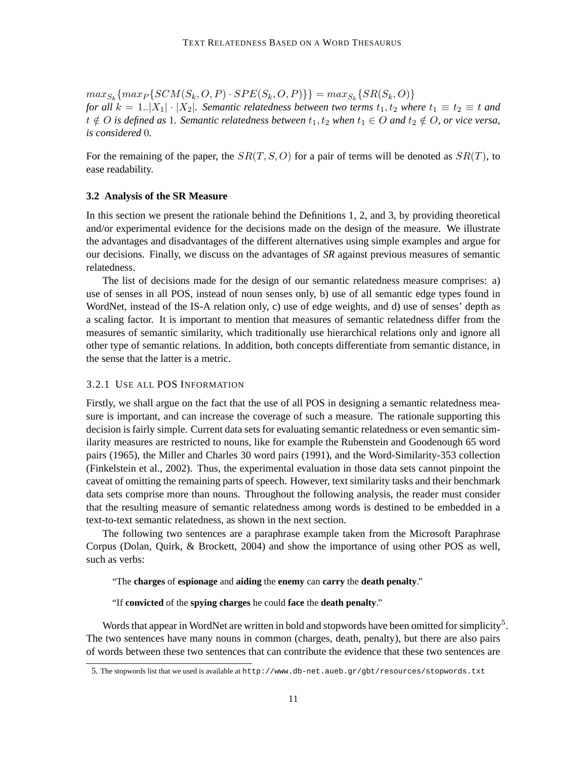*$max_{S_k}\{max_P\{SCM(S_k, O, P) \cdot SPE(S_k, O, P)\}\} = max_{S_k}\{SR(S_k, O)\}$ for all $k = 1..|X_1| \cdot |X_2|$. Semantic relatedness between two terms $t_1, t_2$ where $t_1 \equiv t_2 \equiv t$ and $t \notin O$ is defined as $1$. Semantic relatedness between $t_1, t_2$ when $t_1 \in O$ and $t_2 \notin O$, or vice versa, is considered $0$.*

For the remaining of the paper, the $SR(T, S, O)$ for a pair of terms will be denoted as $SR(T)$, to ease readability.

### 3.2 Analysis of the SR Measure

In this section we present the rationale behind the Definitions 1, 2, and 3, by providing theoretical and/or experimental evidence for the decisions made on the design of the measure. We illustrate the advantages and disadvantages of the different alternatives using simple examples and argue for our decisions. Finally, we discuss on the advantages of *SR* against previous measures of semantic relatedness.

The list of decisions made for the design of our semantic relatedness measure comprises: a) use of senses in all POS, instead of noun senses only, b) use of all semantic edge types found in WordNet, instead of the IS-A relation only, c) use of edge weights, and d) use of senses' depth as a scaling factor. It is important to mention that measures of semantic relatedness differ from the measures of semantic similarity, which traditionally use hierarchical relations only and ignore all other type of semantic relations. In addition, both concepts differentiate from semantic distance, in the sense that the latter is a metric.

#### 3.2.1 Use all POS Information

Firstly, we shall argue on the fact that the use of all POS in designing a semantic relatedness measure is important, and can increase the coverage of such a measure. The rationale supporting this decision is fairly simple. Current data sets for evaluating semantic relatedness or even semantic similarity measures are restricted to nouns, like for example the Rubenstein and Goodenough 65 word pairs (1965), the Miller and Charles 30 word pairs (1991), and the Word-Similarity-353 collection (Finkelstein et al., 2002). Thus, the experimental evaluation in those data sets cannot pinpoint the caveat of omitting the remaining parts of speech. However, text similarity tasks and their benchmark data sets comprise more than nouns. Throughout the following analysis, the reader must consider that the resulting measure of semantic relatedness among words is destined to be embedded in a text-to-text semantic relatedness, as shown in the next section.

The following two sentences are a paraphrase example taken from the Microsoft Paraphrase Corpus (Dolan, Quirk, & Brockett, 2004) and show the importance of using other POS as well, such as verbs:

> "The **charges** of **espionage** and **aiding** the **enemy** can **carry** the **death penalty**."

> "If **convicted** of the **spying charges** he could **face** the **death penalty**."

Words that appear in WordNet are written in bold and stopwords have been omitted for simplicity[5]. The two sentences have many nouns in common (charges, death, penalty), but there are also pairs of words between these two sentences that can contribute the evidence that these two sentences are

5. The stopwords list that we used is available at http://www.db-net.aueb.gr/gbt/resources/stopwords.txt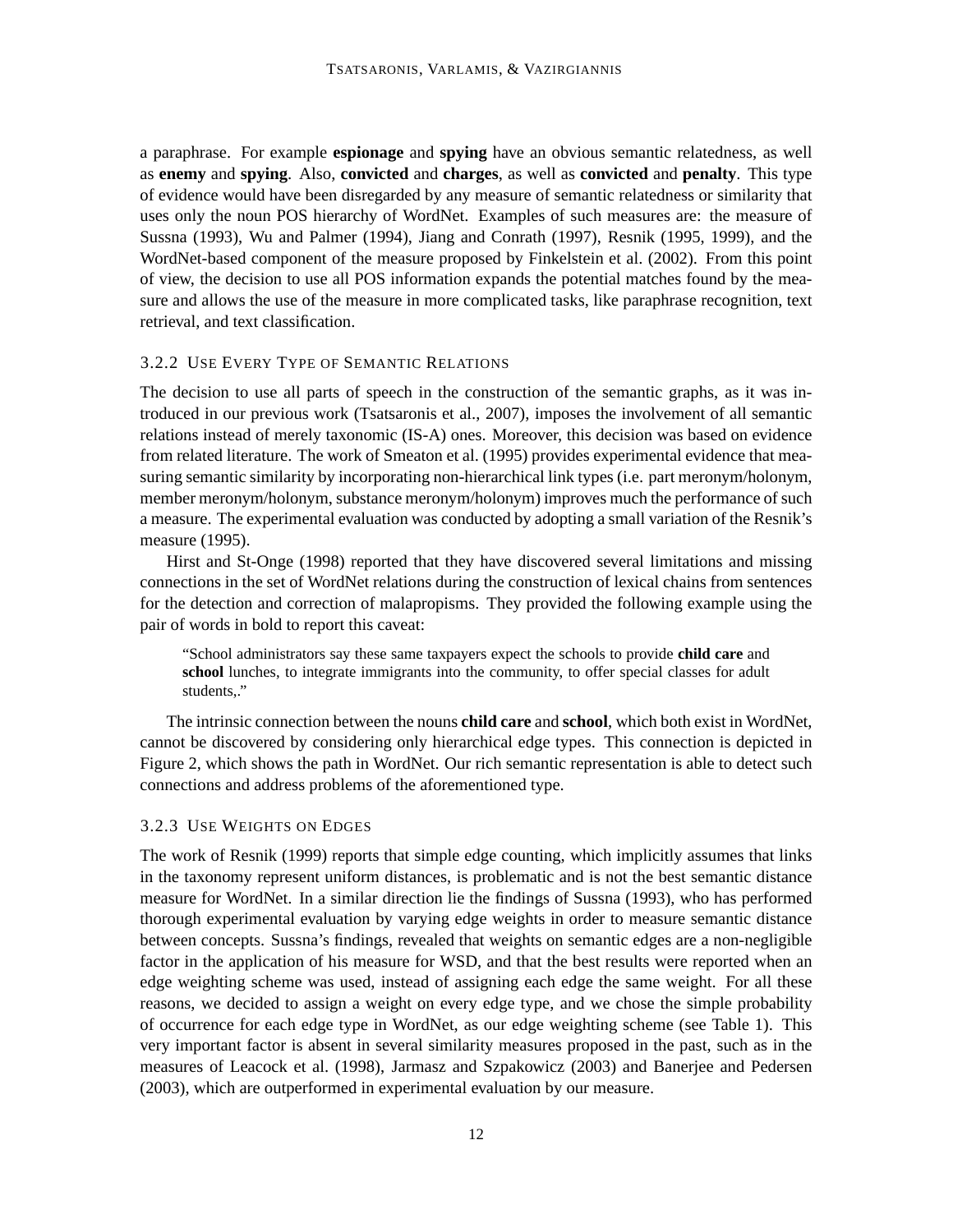a paraphrase. For example **espionage** and **spying** have an obvious semantic relatedness, as well as **enemy** and **spying**. Also, **convicted** and **charges**, as well as **convicted** and **penalty**. This type of evidence would have been disregarded by any measure of semantic relatedness or similarity that uses only the noun POS hierarchy of WordNet. Examples of such measures are: the measure of Sussna (1993), Wu and Palmer (1994), Jiang and Conrath (1997), Resnik (1995, 1999), and the WordNet-based component of the measure proposed by Finkelstein et al. (2002). From this point of view, the decision to use all POS information expands the potential matches found by the measure and allows the use of the measure in more complicated tasks, like paraphrase recognition, text retrieval, and text classification.

### 3.2.2 Use Every Type of Semantic Relations

The decision to use all parts of speech in the construction of the semantic graphs, as it was introduced in our previous work (Tsatsaronis et al., 2007), imposes the involvement of all semantic relations instead of merely taxonomic (IS-A) ones. Moreover, this decision was based on evidence from related literature. The work of Smeaton et al. (1995) provides experimental evidence that measuring semantic similarity by incorporating non-hierarchical link types (i.e. part meronym/holonym, member meronym/holonym, substance meronym/holonym) improves much the performance of such a measure. The experimental evaluation was conducted by adopting a small variation of the Resnik's measure (1995).

Hirst and St-Onge (1998) reported that they have discovered several limitations and missing connections in the set of WordNet relations during the construction of lexical chains from sentences for the detection and correction of malapropisms. They provided the following example using the pair of words in bold to report this caveat:

> "School administrators say these same taxpayers expect the schools to provide **child care** and **school** lunches, to integrate immigrants into the community, to offer special classes for adult students,."

The intrinsic connection between the nouns **child care** and **school**, which both exist in WordNet, cannot be discovered by considering only hierarchical edge types. This connection is depicted in Figure 2, which shows the path in WordNet. Our rich semantic representation is able to detect such connections and address problems of the aforementioned type.

### 3.2.3 Use Weights on Edges

The work of Resnik (1999) reports that simple edge counting, which implicitly assumes that links in the taxonomy represent uniform distances, is problematic and is not the best semantic distance measure for WordNet. In a similar direction lie the findings of Sussna (1993), who has performed thorough experimental evaluation by varying edge weights in order to measure semantic distance between concepts. Sussna's findings, revealed that weights on semantic edges are a non-negligible factor in the application of his measure for WSD, and that the best results were reported when an edge weighting scheme was used, instead of assigning each edge the same weight. For all these reasons, we decided to assign a weight on every edge type, and we chose the simple probability of occurrence for each edge type in WordNet, as our edge weighting scheme (see Table 1). This very important factor is absent in several similarity measures proposed in the past, such as in the measures of Leacock et al. (1998), Jarmasz and Szpakowicz (2003) and Banerjee and Pedersen (2003), which are outperformed in experimental evaluation by our measure.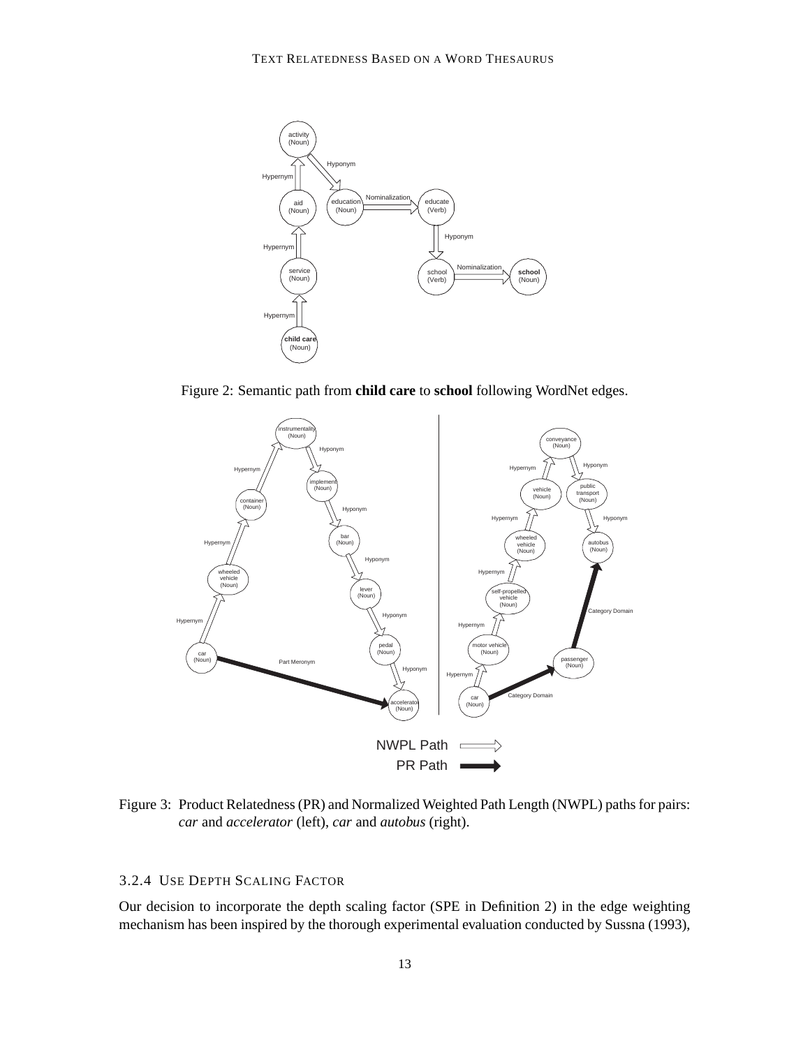Figure 2: Semantic path from **child care** to **school** following WordNet edges.

Figure 3: Product Relatedness (PR) and Normalized Weighted Path Length (NWPL) paths for pairs: *car* and *accelerator* (left), *car* and *autobus* (right).

#### 3.2.4 Use Depth Scaling Factor

Our decision to incorporate the depth scaling factor (SPE in Definition 2) in the edge weighting mechanism has been inspired by the thorough experimental evaluation conducted by Sussna (1993),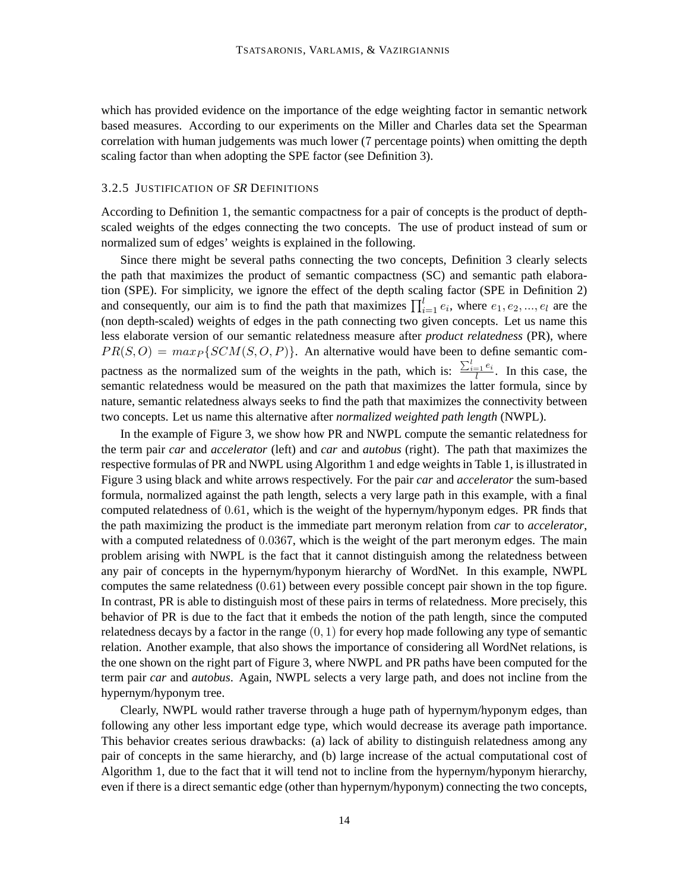which has provided evidence on the importance of the edge weighting factor in semantic network based measures. According to our experiments on the Miller and Charles data set the Spearman correlation with human judgements was much lower (7 percentage points) when omitting the depth scaling factor than when adopting the SPE factor (see Definition 3).

#### 3.2.5 Justification of *SR* Definitions

According to Definition 1, the semantic compactness for a pair of concepts is the product of depth-scaled weights of the edges connecting the two concepts. The use of product instead of sum or normalized sum of edges' weights is explained in the following.

Since there might be several paths connecting the two concepts, Definition 3 clearly selects the path that maximizes the product of semantic compactness (SC) and semantic path elaboration (SPE). For simplicity, we ignore the effect of the depth scaling factor (SPE in Definition 2) and consequently, our aim is to find the path that maximizes $\prod_{i=1}^{l} e_i$, where $e_1, e_2, ..., e_l$ are the (non depth-scaled) weights of edges in the path connecting two given concepts. Let us name this less elaborate version of our semantic relatedness measure after *product relatedness* (PR), where $PR(S, O) = max_P\{SCM(S, O, P)\}$. An alternative would have been to define semantic compactness as the normalized sum of the weights in the path, which is: $\frac{\sum_{i=1}^{l} e_i}{l}$. In this case, the semantic relatedness would be measured on the path that maximizes the latter formula, since by nature, semantic relatedness always seeks to find the path that maximizes the connectivity between two concepts. Let us name this alternative after *normalized weighted path length* (NWPL).

In the example of Figure 3, we show how PR and NWPL compute the semantic relatedness for the term pair *car* and *accelerator* (left) and *car* and *autobus* (right). The path that maximizes the respective formulas of PR and NWPL using Algorithm 1 and edge weights in Table 1, is illustrated in Figure 3 using black and white arrows respectively. For the pair *car* and *accelerator* the sum-based formula, normalized against the path length, selects a very large path in this example, with a final computed relatedness of $0.61$, which is the weight of the hypernym/hyponym edges. PR finds that the path maximizing the product is the immediate part meronym relation from *car* to *accelerator*, with a computed relatedness of $0.0367$, which is the weight of the part meronym edges. The main problem arising with NWPL is the fact that it cannot distinguish among the relatedness between any pair of concepts in the hypernym/hyponym hierarchy of WordNet. In this example, NWPL computes the same relatedness ($0.61$) between every possible concept pair shown in the top figure. In contrast, PR is able to distinguish most of these pairs in terms of relatedness. More precisely, this behavior of PR is due to the fact that it embeds the notion of the path length, since the computed relatedness decays by a factor in the range $(0, 1)$ for every hop made following any type of semantic relation. Another example, that also shows the importance of considering all WordNet relations, is the one shown on the right part of Figure 3, where NWPL and PR paths have been computed for the term pair *car* and *autobus*. Again, NWPL selects a very large path, and does not incline from the hypernym/hyponym tree.

Clearly, NWPL would rather traverse through a huge path of hypernym/hyponym edges, than following any other less important edge type, which would decrease its average path importance. This behavior creates serious drawbacks: (a) lack of ability to distinguish relatedness among any pair of concepts in the same hierarchy, and (b) large increase of the actual computational cost of Algorithm 1, due to the fact that it will tend not to incline from the hypernym/hyponym hierarchy, even if there is a direct semantic edge (other than hypernym/hyponym) connecting the two concepts,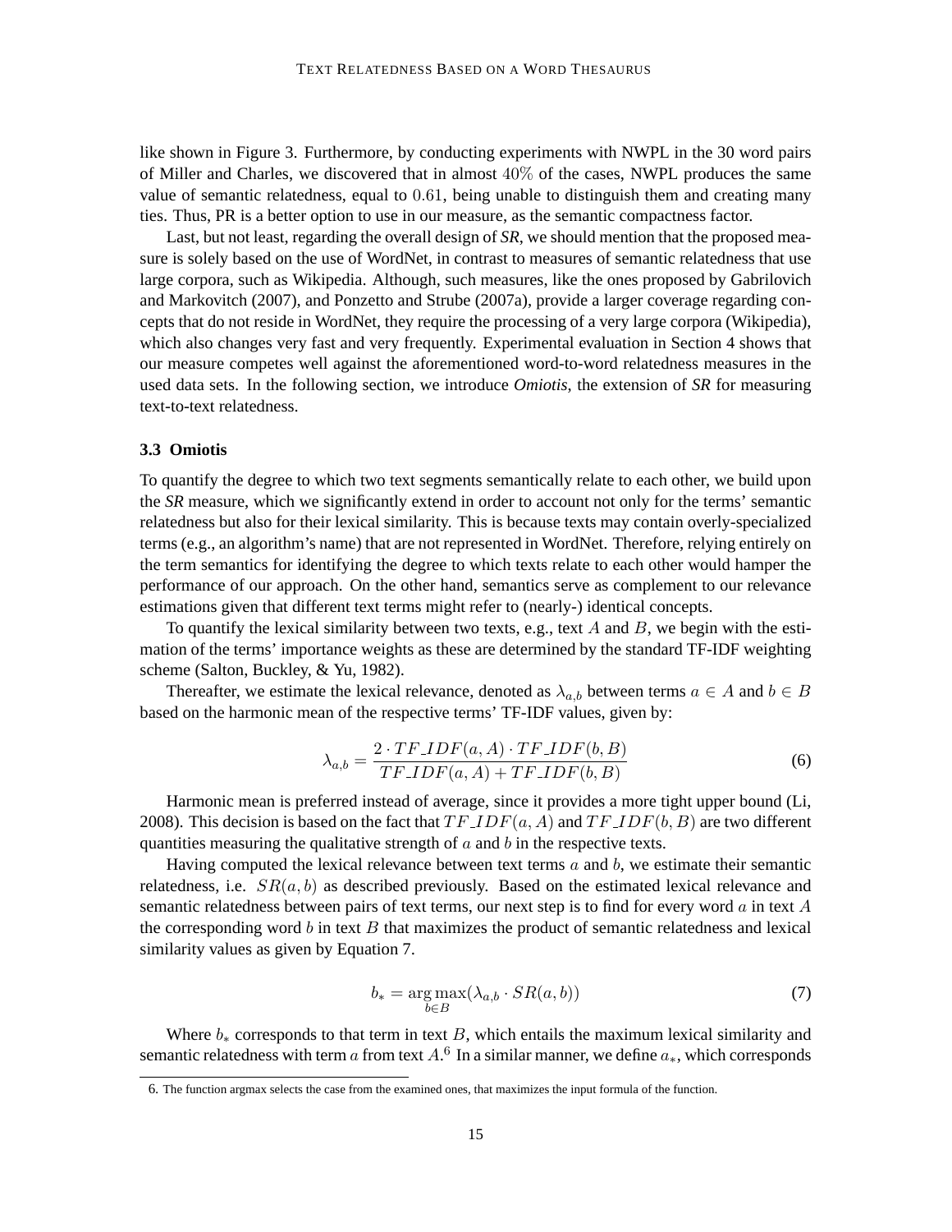like shown in Figure 3. Furthermore, by conducting experiments with NWPL in the 30 word pairs of Miller and Charles, we discovered that in almost $40\%$ of the cases, NWPL produces the same value of semantic relatedness, equal to $0.61$, being unable to distinguish them and creating many ties. Thus, PR is a better option to use in our measure, as the semantic compactness factor.

Last, but not least, regarding the overall design of ***SR***, we should mention that the proposed measure is solely based on the use of WordNet, in contrast to measures of semantic relatedness that use large corpora, such as Wikipedia. Although, such measures, like the ones proposed by Gabrilovich and Markovitch (2007), and Ponzetto and Strube (2007a), provide a larger coverage regarding concepts that do not reside in WordNet, they require the processing of a very large corpora (Wikipedia), which also changes very fast and very frequently. Experimental evaluation in Section 4 shows that our measure competes well against the aforementioned word-to-word relatedness measures in the used data sets. In the following section, we introduce *Omiotis*, the extension of ***SR*** for measuring text-to-text relatedness.

### 3.3 Omiotis

To quantify the degree to which two text segments semantically relate to each other, we build upon the ***SR*** measure, which we significantly extend in order to account not only for the terms' semantic relatedness but also for their lexical similarity. This is because texts may contain overly-specialized terms (e.g., an algorithm's name) that are not represented in WordNet. Therefore, relying entirely on the term semantics for identifying the degree to which texts relate to each other would hamper the performance of our approach. On the other hand, semantics serve as complement to our relevance estimations given that different text terms might refer to (nearly-) identical concepts.

To quantify the lexical similarity between two texts, e.g., text $A$ and $B$, we begin with the estimation of the terms' importance weights as these are determined by the standard TF-IDF weighting scheme (Salton, Buckley, & Yu, 1982).

Thereafter, we estimate the lexical relevance, denoted as $\lambda_{a,b}$ between terms $a \in A$ and $b \in B$ based on the harmonic mean of the respective terms' TF-IDF values, given by:

$$\lambda_{a,b} = \frac{2 \cdot TF\_IDF(a, A) \cdot TF\_IDF(b, B)}{TF\_IDF(a, A) + TF\_IDF(b, B)} \tag{6}$$

Harmonic mean is preferred instead of average, since it provides a more tight upper bound (Li, 2008). This decision is based on the fact that $TF\_IDF(a, A)$ and $TF\_IDF(b, B)$ are two different quantities measuring the qualitative strength of $a$ and $b$ in the respective texts.

Having computed the lexical relevance between text terms $a$ and $b$, we estimate their semantic relatedness, i.e. $SR(a, b)$ as described previously. Based on the estimated lexical relevance and semantic relatedness between pairs of text terms, our next step is to find for every word $a$ in text $A$ the corresponding word $b$ in text $B$ that maximizes the product of semantic relatedness and lexical similarity values as given by Equation 7.

$$b_* = \arg\max_{b \in B} (\lambda_{a,b} \cdot SR(a, b)) \tag{7}$$

Where $b_*$ corresponds to that term in text $B$, which entails the maximum lexical similarity and semantic relatedness with term $a$ from text $A$.[6] In a similar manner, we define $a_*$, which corresponds

6. The function argmax selects the case from the examined ones, that maximizes the input formula of the function.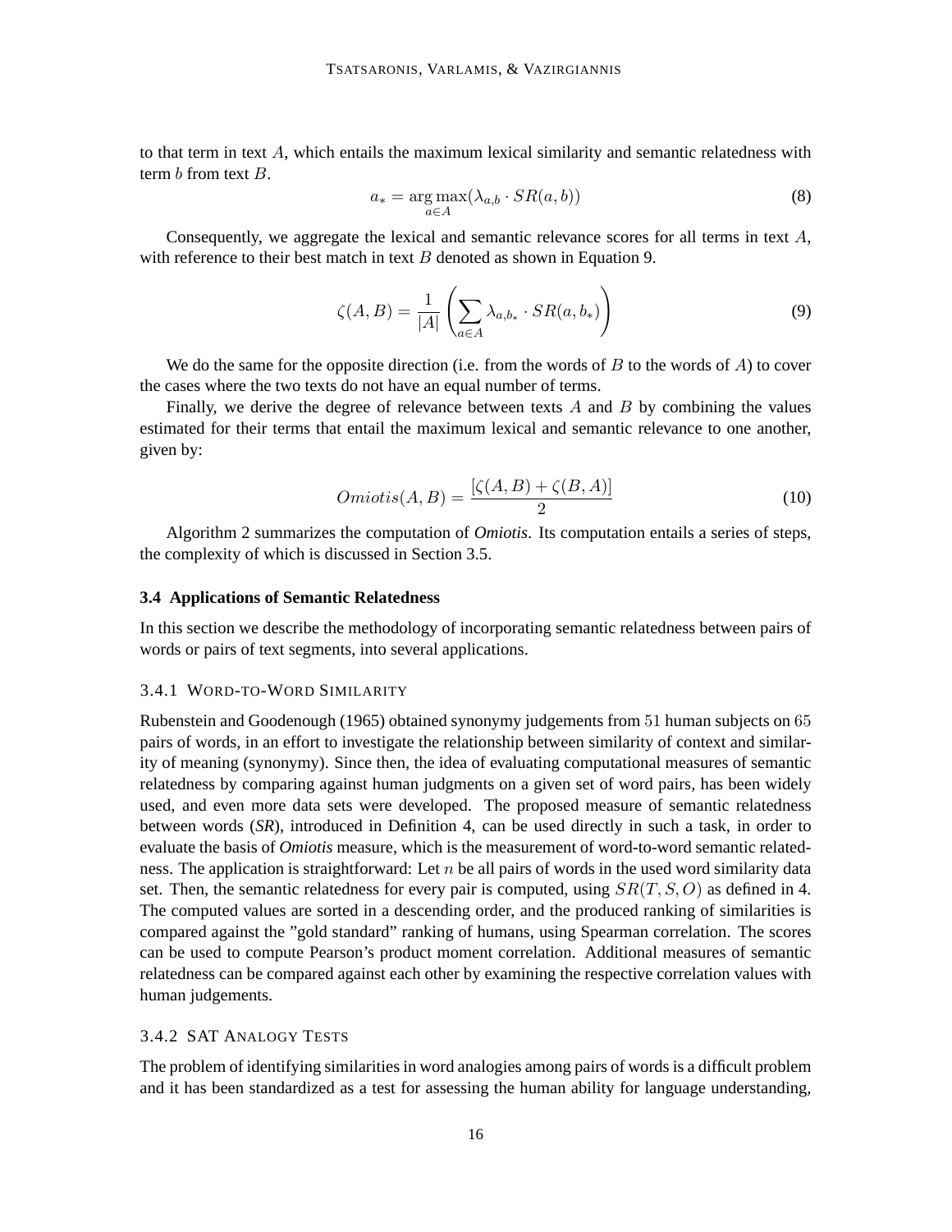to that term in text $A$, which entails the maximum lexical similarity and semantic relatedness with term $b$ from text $B$.

$$a_* = \arg\max_{a \in A}(\lambda_{a,b} \cdot SR(a, b)) \tag{8}$$

Consequently, we aggregate the lexical and semantic relevance scores for all terms in text $A$, with reference to their best match in text $B$ denoted as shown in Equation 9.

$$\zeta(A, B) = \frac{1}{|A|}\left(\sum_{a \in A} \lambda_{a,b_*} \cdot SR(a, b_*)\right) \tag{9}$$

We do the same for the opposite direction (i.e. from the words of $B$ to the words of $A$) to cover the cases where the two texts do not have an equal number of terms.

Finally, we derive the degree of relevance between texts $A$ and $B$ by combining the values estimated for their terms that entail the maximum lexical and semantic relevance to one another, given by:

$$Omiotis(A, B) = \frac{[\zeta(A, B) + \zeta(B, A)]}{2} \tag{10}$$

Algorithm 2 summarizes the computation of *Omiotis*. Its computation entails a series of steps, the complexity of which is discussed in Section 3.5.

### 3.4 Applications of Semantic Relatedness

In this section we describe the methodology of incorporating semantic relatedness between pairs of words or pairs of text segments, into several applications.

#### 3.4.1 Word-to-Word Similarity

Rubenstein and Goodenough (1965) obtained synonymy judgements from 51 human subjects on 65 pairs of words, in an effort to investigate the relationship between similarity of context and similarity of meaning (synonymy). Since then, the idea of evaluating computational measures of semantic relatedness by comparing against human judgments on a given set of word pairs, has been widely used, and even more data sets were developed. The proposed measure of semantic relatedness between words (*SR*), introduced in Definition 4, can be used directly in such a task, in order to evaluate the basis of *Omiotis* measure, which is the measurement of word-to-word semantic relatedness. The application is straightforward: Let $n$ be all pairs of words in the used word similarity data set. Then, the semantic relatedness for every pair is computed, using $SR(T, S, O)$ as defined in 4. The computed values are sorted in a descending order, and the produced ranking of similarities is compared against the "gold standard" ranking of humans, using Spearman correlation. The scores can be used to compute Pearson's product moment correlation. Additional measures of semantic relatedness can be compared against each other by examining the respective correlation values with human judgements.

#### 3.4.2 SAT Analogy Tests

The problem of identifying similarities in word analogies among pairs of words is a difficult problem and it has been standardized as a test for assessing the human ability for language understanding,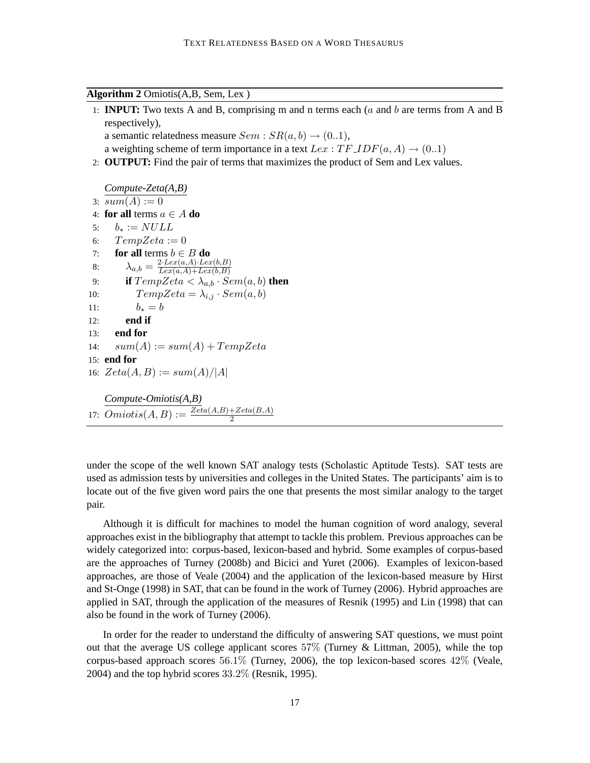**Algorithm 2** Omiotis(A,B, Sem, Lex )

```
1:  INPUT: Two texts A and B, comprising m and n terms each (a and b are terms from A and B
    respectively),
    a semantic relatedness measure Sem : SR(a, b) → (0..1),
    a weighting scheme of term importance in a text Lex : TF_IDF(a, A) → (0..1)
2:  OUTPUT: Find the pair of terms that maximizes the product of Sem and Lex values.

    Compute-Zeta(A,B)
3:  sum(A) := 0
4:  for all terms a ∈ A do
5:      b_* := NULL
6:      TempZeta := 0
7:      for all terms b ∈ B do
8:          λ_{a,b} = (2·Lex(a,A)·Lex(b,B)) / (Lex(a,A)+Lex(b,B))
9:          if TempZeta < λ_{a,b} · Sem(a, b) then
10:             TempZeta = λ_{i,j} · Sem(a, b)
11:             b_* = b
12:         end if
13:     end for
14:     sum(A) := sum(A) + TempZeta
15: end for
16: Zeta(A, B) := sum(A)/|A|

    Compute-Omiotis(A,B)
17: Omiotis(A, B) := (Zeta(A,B)+Zeta(B,A)) / 2
```

under the scope of the well known SAT analogy tests (Scholastic Aptitude Tests). SAT tests are used as admission tests by universities and colleges in the United States. The participants' aim is to locate out of the five given word pairs the one that presents the most similar analogy to the target pair.

Although it is difficult for machines to model the human cognition of word analogy, several approaches exist in the bibliography that attempt to tackle this problem. Previous approaches can be widely categorized into: corpus-based, lexicon-based and hybrid. Some examples of corpus-based are the approaches of Turney (2008b) and Bicici and Yuret (2006). Examples of lexicon-based approaches, are those of Veale (2004) and the application of the lexicon-based measure by Hirst and St-Onge (1998) in SAT, that can be found in the work of Turney (2006). Hybrid approaches are applied in SAT, through the application of the measures of Resnik (1995) and Lin (1998) that can also be found in the work of Turney (2006).

In order for the reader to understand the difficulty of answering SAT questions, we must point out that the average US college applicant scores $57\%$ (Turney & Littman, 2005), while the top corpus-based approach scores $56.1\%$ (Turney, 2006), the top lexicon-based scores $42\%$ (Veale, 2004) and the top hybrid scores $33.2\%$ (Resnik, 1995).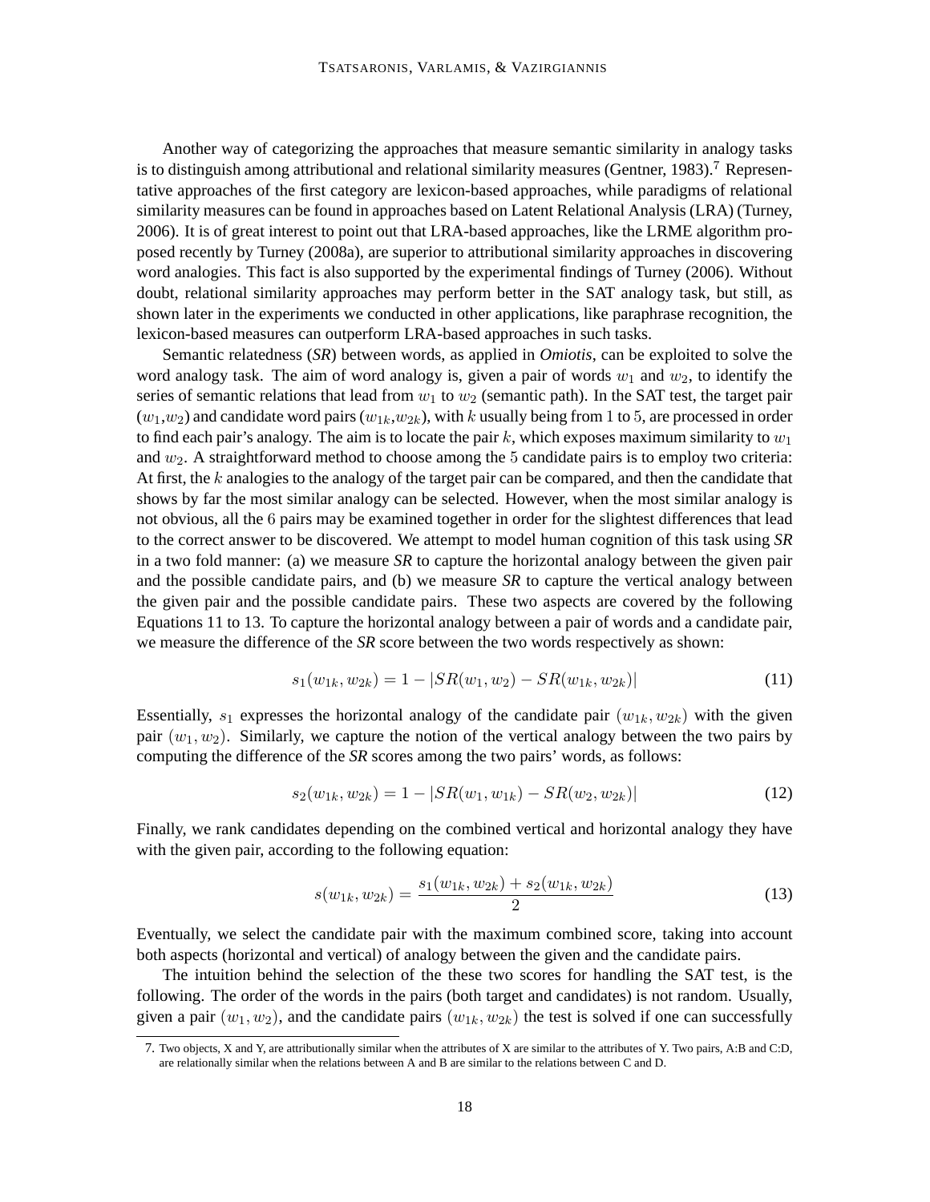Another way of categorizing the approaches that measure semantic similarity in analogy tasks is to distinguish among attributional and relational similarity measures (Gentner, 1983).[7] Representative approaches of the first category are lexicon-based approaches, while paradigms of relational similarity measures can be found in approaches based on Latent Relational Analysis (LRA) (Turney, 2006). It is of great interest to point out that LRA-based approaches, like the LRME algorithm proposed recently by Turney (2008a), are superior to attributional similarity approaches in discovering word analogies. This fact is also supported by the experimental findings of Turney (2006). Without doubt, relational similarity approaches may perform better in the SAT analogy task, but still, as shown later in the experiments we conducted in other applications, like paraphrase recognition, the lexicon-based measures can outperform LRA-based approaches in such tasks.

Semantic relatedness (***SR***) between words, as applied in *Omiotis*, can be exploited to solve the word analogy task. The aim of word analogy is, given a pair of words $w_1$ and $w_2$, to identify the series of semantic relations that lead from $w_1$ to $w_2$ (semantic path). In the SAT test, the target pair ($w_1$,$w_2$) and candidate word pairs ($w_{1k}$,$w_{2k}$), with $k$ usually being from 1 to 5, are processed in order to find each pair's analogy. The aim is to locate the pair $k$, which exposes maximum similarity to $w_1$ and $w_2$. A straightforward method to choose among the 5 candidate pairs is to employ two criteria: At first, the $k$ analogies to the analogy of the target pair can be compared, and then the candidate that shows by far the most similar analogy can be selected. However, when the most similar analogy is not obvious, all the 6 pairs may be examined together in order for the slightest differences that lead to the correct answer to be discovered. We attempt to model human cognition of this task using ***SR*** in a two fold manner: (a) we measure ***SR*** to capture the horizontal analogy between the given pair and the possible candidate pairs, and (b) we measure ***SR*** to capture the vertical analogy between the given pair and the possible candidate pairs. These two aspects are covered by the following Equations 11 to 13. To capture the horizontal analogy between a pair of words and a candidate pair, we measure the difference of the ***SR*** score between the two words respectively as shown:

$$s_1(w_{1k}, w_{2k}) = 1 - |SR(w_1, w_2) - SR(w_{1k}, w_{2k})| \tag{11}$$

Essentially, $s_1$ expresses the horizontal analogy of the candidate pair $(w_{1k}, w_{2k})$ with the given pair $(w_1, w_2)$. Similarly, we capture the notion of the vertical analogy between the two pairs by computing the difference of the ***SR*** scores among the two pairs' words, as follows:

$$s_2(w_{1k}, w_{2k}) = 1 - |SR(w_1, w_{1k}) - SR(w_2, w_{2k})| \tag{12}$$

Finally, we rank candidates depending on the combined vertical and horizontal analogy they have with the given pair, according to the following equation:

$$s(w_{1k}, w_{2k}) = \frac{s_1(w_{1k}, w_{2k}) + s_2(w_{1k}, w_{2k})}{2} \tag{13}$$

Eventually, we select the candidate pair with the maximum combined score, taking into account both aspects (horizontal and vertical) of analogy between the given and the candidate pairs.

The intuition behind the selection of the these two scores for handling the SAT test, is the following. The order of the words in the pairs (both target and candidates) is not random. Usually, given a pair $(w_1, w_2)$, and the candidate pairs $(w_{1k}, w_{2k})$ the test is solved if one can successfully

[7] Two objects, X and Y, are attributionally similar when the attributes of X are similar to the attributes of Y. Two pairs, A:B and C:D, are relationally similar when the relations between A and B are similar to the relations between C and D.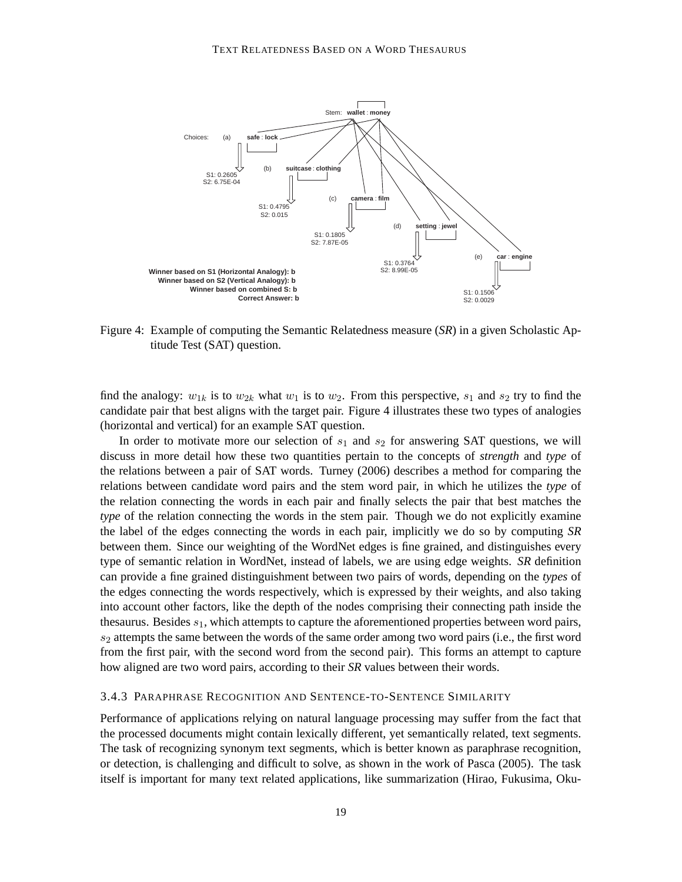Stem: **wallet** : **money**

Choices: (a) **safe** : **lock**
S1: 0.2605
S2: 6.75E-04

(b) **suitcase** : **clothing**
S1: 0.4795
S2: 0.015

(c) **camera** : **film**
S1: 0.1805
S2: 7.87E-05

(d) **setting** : **jewel**
S1: 0.3764
S2: 8.99E-05

(e) **car** : **engine**
S1: 0.1506
S2: 0.0029

**Winner based on S1 (Horizontal Analogy): b**
**Winner based on S2 (Vertical Analogy): b**
**Winner based on combined S: b**
**Correct Answer: b**

Figure 4: Example of computing the Semantic Relatedness measure (*SR*) in a given Scholastic Aptitude Test (SAT) question.

find the analogy: $w_{1k}$ is to $w_{2k}$ what $w_1$ is to $w_2$. From this perspective, $s_1$ and $s_2$ try to find the candidate pair that best aligns with the target pair. Figure 4 illustrates these two types of analogies (horizontal and vertical) for an example SAT question.

In order to motivate more our selection of $s_1$ and $s_2$ for answering SAT questions, we will discuss in more detail how these two quantities pertain to the concepts of *strength* and *type* of the relations between a pair of SAT words. Turney (2006) describes a method for comparing the relations between candidate word pairs and the stem word pair, in which he utilizes the *type* of the relation connecting the words in each pair and finally selects the pair that best matches the *type* of the relation connecting the words in the stem pair. Though we do not explicitly examine the label of the edges connecting the words in each pair, implicitly we do so by computing *SR* between them. Since our weighting of the WordNet edges is fine grained, and distinguishes every type of semantic relation in WordNet, instead of labels, we are using edge weights. *SR* definition can provide a fine grained distinguishment between two pairs of words, depending on the *types* of the edges connecting the words respectively, which is expressed by their weights, and also taking into account other factors, like the depth of the nodes comprising their connecting path inside the thesaurus. Besides $s_1$, which attempts to capture the aforementioned properties between word pairs, $s_2$ attempts the same between the words of the same order among two word pairs (i.e., the first word from the first pair, with the second word from the second pair). This forms an attempt to capture how aligned are two word pairs, according to their *SR* values between their words.

### 3.4.3 Paraphrase Recognition and Sentence-to-Sentence Similarity

Performance of applications relying on natural language processing may suffer from the fact that the processed documents might contain lexically different, yet semantically related, text segments. The task of recognizing synonym text segments, which is better known as paraphrase recognition, or detection, is challenging and difficult to solve, as shown in the work of Pasca (2005). The task itself is important for many text related applications, like summarization (Hirao, Fukusima, Oku-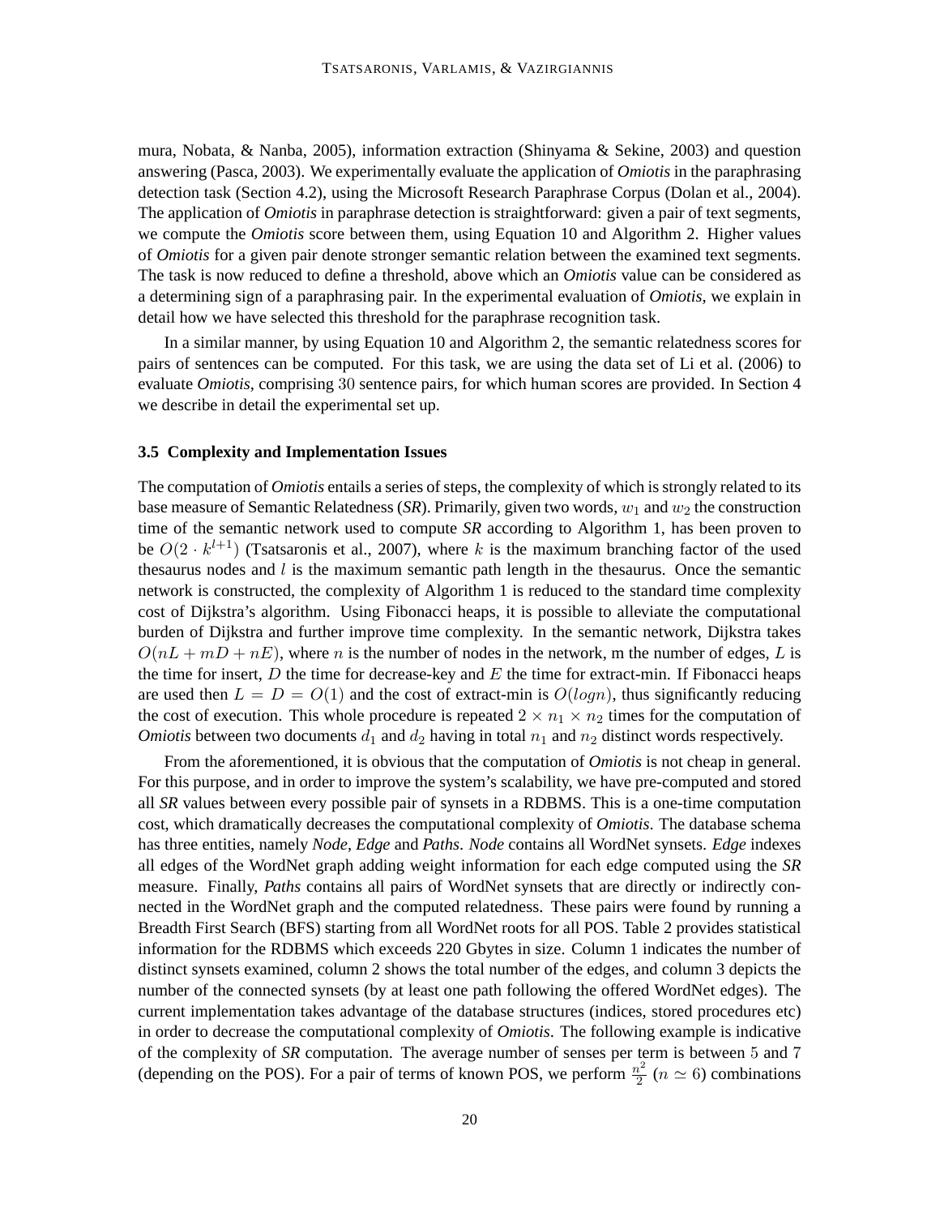mura, Nobata, & Nanba, 2005), information extraction (Shinyama & Sekine, 2003) and question answering (Pasca, 2003). We experimentally evaluate the application of *Omiotis* in the paraphrasing detection task (Section 4.2), using the Microsoft Research Paraphrase Corpus (Dolan et al., 2004). The application of *Omiotis* in paraphrase detection is straightforward: given a pair of text segments, we compute the *Omiotis* score between them, using Equation 10 and Algorithm 2. Higher values of *Omiotis* for a given pair denote stronger semantic relation between the examined text segments. The task is now reduced to define a threshold, above which an *Omiotis* value can be considered as a determining sign of a paraphrasing pair. In the experimental evaluation of *Omiotis*, we explain in detail how we have selected this threshold for the paraphrase recognition task.

In a similar manner, by using Equation 10 and Algorithm 2, the semantic relatedness scores for pairs of sentences can be computed. For this task, we are using the data set of Li et al. (2006) to evaluate *Omiotis*, comprising $30$ sentence pairs, for which human scores are provided. In Section 4 we describe in detail the experimental set up.

### 3.5 Complexity and Implementation Issues

The computation of *Omiotis* entails a series of steps, the complexity of which is strongly related to its base measure of Semantic Relatedness (***SR***). Primarily, given two words, $w_1$ and $w_2$ the construction time of the semantic network used to compute ***SR*** according to Algorithm 1, has been proven to be $O(2 \cdot k^{l+1})$ (Tsatsaronis et al., 2007), where $k$ is the maximum branching factor of the used thesaurus nodes and $l$ is the maximum semantic path length in the thesaurus. Once the semantic network is constructed, the complexity of Algorithm 1 is reduced to the standard time complexity cost of Dijkstra's algorithm. Using Fibonacci heaps, it is possible to alleviate the computational burden of Dijkstra and further improve time complexity. In the semantic network, Dijkstra takes $O(nL + mD + nE)$, where $n$ is the number of nodes in the network, m the number of edges, $L$ is the time for insert, $D$ the time for decrease-key and $E$ the time for extract-min. If Fibonacci heaps are used then $L = D = O(1)$ and the cost of extract-min is $O(logn)$, thus significantly reducing the cost of execution. This whole procedure is repeated $2 \times n_1 \times n_2$ times for the computation of *Omiotis* between two documents $d_1$ and $d_2$ having in total $n_1$ and $n_2$ distinct words respectively.

From the aforementioned, it is obvious that the computation of *Omiotis* is not cheap in general. For this purpose, and in order to improve the system's scalability, we have pre-computed and stored all ***SR*** values between every possible pair of synsets in a RDBMS. This is a one-time computation cost, which dramatically decreases the computational complexity of *Omiotis*. The database schema has three entities, namely *Node*, *Edge* and *Paths*. *Node* contains all WordNet synsets. *Edge* indexes all edges of the WordNet graph adding weight information for each edge computed using the ***SR*** measure. Finally, *Paths* contains all pairs of WordNet synsets that are directly or indirectly connected in the WordNet graph and the computed relatedness. These pairs were found by running a Breadth First Search (BFS) starting from all WordNet roots for all POS. Table 2 provides statistical information for the RDBMS which exceeds 220 Gbytes in size. Column 1 indicates the number of distinct synsets examined, column 2 shows the total number of the edges, and column 3 depicts the number of the connected synsets (by at least one path following the offered WordNet edges). The current implementation takes advantage of the database structures (indices, stored procedures etc) in order to decrease the computational complexity of *Omiotis*. The following example is indicative of the complexity of ***SR*** computation. The average number of senses per term is between $5$ and $7$ (depending on the POS). For a pair of terms of known POS, we perform $\frac{n^2}{2}$ ($n \simeq 6$) combinations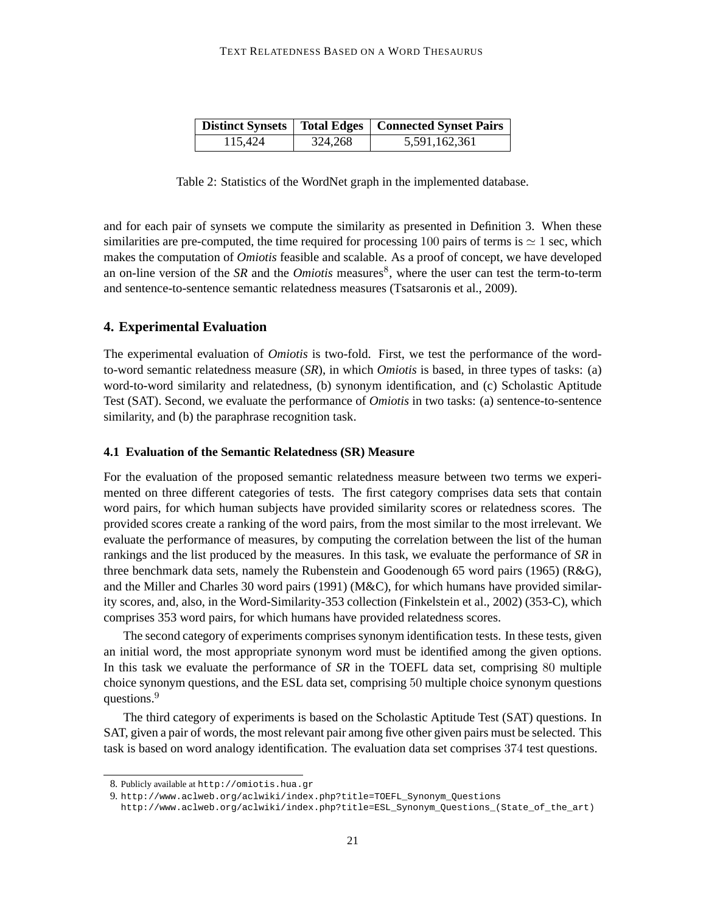| Distinct Synsets | Total Edges | Connected Synset Pairs |
|---|---|---|
| 115,424 | 324,268 | 5,591,162,361 |

Table 2: Statistics of the WordNet graph in the implemented database.

and for each pair of synsets we compute the similarity as presented in Definition 3. When these similarities are pre-computed, the time required for processing 100 pairs of terms is $\simeq 1$ sec, which makes the computation of *Omiotis* feasible and scalable. As a proof of concept, we have developed an on-line version of the *SR* and the *Omiotis* measures[8], where the user can test the term-to-term and sentence-to-sentence semantic relatedness measures (Tsatsaronis et al., 2009).

## 4. Experimental Evaluation

The experimental evaluation of *Omiotis* is two-fold. First, we test the performance of the word-to-word semantic relatedness measure (*SR*), in which *Omiotis* is based, in three types of tasks: (a) word-to-word similarity and relatedness, (b) synonym identification, and (c) Scholastic Aptitude Test (SAT). Second, we evaluate the performance of *Omiotis* in two tasks: (a) sentence-to-sentence similarity, and (b) the paraphrase recognition task.

### 4.1 Evaluation of the Semantic Relatedness (SR) Measure

For the evaluation of the proposed semantic relatedness measure between two terms we experimented on three different categories of tests. The first category comprises data sets that contain word pairs, for which human subjects have provided similarity scores or relatedness scores. The provided scores create a ranking of the word pairs, from the most similar to the most irrelevant. We evaluate the performance of measures, by computing the correlation between the list of the human rankings and the list produced by the measures. In this task, we evaluate the performance of *SR* in three benchmark data sets, namely the Rubenstein and Goodenough 65 word pairs (1965) (R&G), and the Miller and Charles 30 word pairs (1991) (M&C), for which humans have provided similarity scores, and, also, in the Word-Similarity-353 collection (Finkelstein et al., 2002) (353-C), which comprises 353 word pairs, for which humans have provided relatedness scores.

The second category of experiments comprises synonym identification tests. In these tests, given an initial word, the most appropriate synonym word must be identified among the given options. In this task we evaluate the performance of *SR* in the TOEFL data set, comprising 80 multiple choice synonym questions, and the ESL data set, comprising 50 multiple choice synonym questions questions.[9]

The third category of experiments is based on the Scholastic Aptitude Test (SAT) questions. In SAT, given a pair of words, the most relevant pair among five other given pairs must be selected. This task is based on word analogy identification. The evaluation data set comprises 374 test questions.

8. Publicly available at http://omiotis.hua.gr

9. http://www.aclweb.org/aclwiki/index.php?title=TOEFL_Synonym_Questions
http://www.aclweb.org/aclwiki/index.php?title=ESL_Synonym_Questions_(State_of_the_art)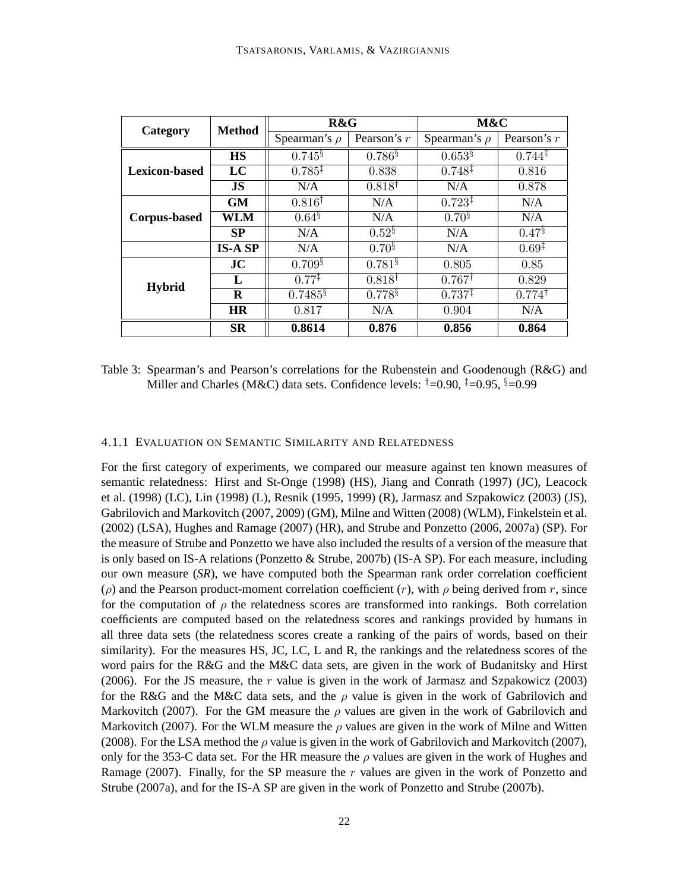| Category | Method | R&G | | M&C | |
|---|---|---|---|---|---|
| | | Spearman's $\rho$ | Pearson's $r$ | Spearman's $\rho$ | Pearson's $r$ |
| Lexicon-based | **HS** | $0.745^{\S}$ | $0.786^{\S}$ | $0.653^{\S}$ | $0.744^{\ddagger}$ |
| | **LC** | $0.785^{\ddagger}$ | $0.838$ | $0.748^{\ddagger}$ | $0.816$ |
| | **JS** | N/A | $0.818^{\dagger}$ | N/A | $0.878$ |
| Corpus-based | **GM** | $0.816^{\dagger}$ | N/A | $0.723^{\ddagger}$ | N/A |
| | **WLM** | $0.64^{\S}$ | N/A | $0.70^{\S}$ | N/A |
| | **SP** | N/A | $0.52^{\S}$ | N/A | $0.47^{\S}$ |
| | **IS-A SP** | N/A | $0.70^{\S}$ | N/A | $0.69^{\ddagger}$ |
| Hybrid | **JC** | $0.709^{\S}$ | $0.781^{\S}$ | $0.805$ | $0.85$ |
| | **L** | $0.77^{\ddagger}$ | $0.818^{\dagger}$ | $0.767^{\dagger}$ | $0.829$ |
| | **R** | $0.7485^{\S}$ | $0.778^{\S}$ | $0.737^{\ddagger}$ | $0.774^{\dagger}$ |
| | **HR** | $0.817$ | N/A | $0.904$ | N/A |
| | **SR** | **0.8614** | **0.876** | **0.856** | **0.864** |

Table 3: Spearman's and Pearson's correlations for the Rubenstein and Goodenough (R&G) and Miller and Charles (M&C) data sets. Confidence levels: $^{\dagger}$=0.90, $^{\ddagger}$=0.95, $^{\S}$=0.99

#### 4.1.1 Evaluation on Semantic Similarity and Relatedness

For the first category of experiments, we compared our measure against ten known measures of semantic relatedness: Hirst and St-Onge (1998) (HS), Jiang and Conrath (1997) (JC), Leacock et al. (1998) (LC), Lin (1998) (L), Resnik (1995, 1999) (R), Jarmasz and Szpakowicz (2003) (JS), Gabrilovich and Markovitch (2007, 2009) (GM), Milne and Witten (2008) (WLM), Finkelstein et al. (2002) (LSA), Hughes and Ramage (2007) (HR), and Strube and Ponzetto (2006, 2007a) (SP). For the measure of Strube and Ponzetto we have also included the results of a version of the measure that is only based on IS-A relations (Ponzetto & Strube, 2007b) (IS-A SP). For each measure, including our own measure (*SR*), we have computed both the Spearman rank order correlation coefficient ($\rho$) and the Pearson product-moment correlation coefficient ($r$), with $\rho$ being derived from $r$, since for the computation of $\rho$ the relatedness scores are transformed into rankings. Both correlation coefficients are computed based on the relatedness scores and rankings provided by humans in all three data sets (the relatedness scores create a ranking of the pairs of words, based on their similarity). For the measures HS, JC, LC, L and R, the rankings and the relatedness scores of the word pairs for the R&G and the M&C data sets, are given in the work of Budanitsky and Hirst (2006). For the JS measure, the $r$ value is given in the work of Jarmasz and Szpakowicz (2003) for the R&G and the M&C data sets, and the $\rho$ value is given in the work of Gabrilovich and Markovitch (2007). For the GM measure the $\rho$ values are given in the work of Gabrilovich and Markovitch (2007). For the WLM measure the $\rho$ values are given in the work of Milne and Witten (2008). For the LSA method the $\rho$ value is given in the work of Gabrilovich and Markovitch (2007), only for the 353-C data set. For the HR measure the $\rho$ values are given in the work of Hughes and Ramage (2007). Finally, for the SP measure the $r$ values are given in the work of Ponzetto and Strube (2007a), and for the IS-A SP are given in the work of Ponzetto and Strube (2007b).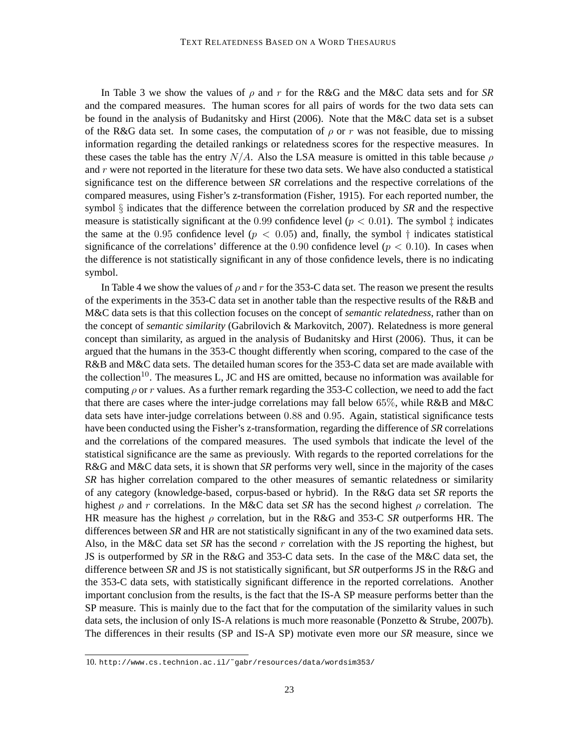In Table 3 we show the values of $\rho$ and $r$ for the R&G and the M&C data sets and for *SR* and the compared measures. The human scores for all pairs of words for the two data sets can be found in the analysis of Budanitsky and Hirst (2006). Note that the M&C data set is a subset of the R&G data set. In some cases, the computation of $\rho$ or $r$ was not feasible, due to missing information regarding the detailed rankings or relatedness scores for the respective measures. In these cases the table has the entry $N/A$. Also the LSA measure is omitted in this table because $\rho$ and $r$ were not reported in the literature for these two data sets. We have also conducted a statistical significance test on the difference between *SR* correlations and the respective correlations of the compared measures, using Fisher's z-transformation (Fisher, 1915). For each reported number, the symbol $\S$ indicates that the difference between the correlation produced by *SR* and the respective measure is statistically significant at the $0.99$ confidence level ($p < 0.01$). The symbol $\ddagger$ indicates the same at the $0.95$ confidence level ($p < 0.05$) and, finally, the symbol $\dagger$ indicates statistical significance of the correlations' difference at the $0.90$ confidence level ($p < 0.10$). In cases when the difference is not statistically significant in any of those confidence levels, there is no indicating symbol.

In Table 4 we show the values of $\rho$ and $r$ for the 353-C data set. The reason we present the results of the experiments in the 353-C data set in another table than the respective results of the R&B and M&C data sets is that this collection focuses on the concept of *semantic relatedness*, rather than on the concept of *semantic similarity* (Gabrilovich & Markovitch, 2007). Relatedness is more general concept than similarity, as argued in the analysis of Budanitsky and Hirst (2006). Thus, it can be argued that the humans in the 353-C thought differently when scoring, compared to the case of the R&B and M&C data sets. The detailed human scores for the 353-C data set are made available with the collection[10]. The measures L, JC and HS are omitted, because no information was available for computing $\rho$ or $r$ values. As a further remark regarding the 353-C collection, we need to add the fact that there are cases where the inter-judge correlations may fall below $65\%$, while R&B and M&C data sets have inter-judge correlations between $0.88$ and $0.95$. Again, statistical significance tests have been conducted using the Fisher's z-transformation, regarding the difference of *SR* correlations and the correlations of the compared measures. The used symbols that indicate the level of the statistical significance are the same as previously. With regards to the reported correlations for the R&G and M&C data sets, it is shown that *SR* performs very well, since in the majority of the cases *SR* has higher correlation compared to the other measures of semantic relatedness or similarity of any category (knowledge-based, corpus-based or hybrid). In the R&G data set *SR* reports the highest $\rho$ and $r$ correlations. In the M&C data set *SR* has the second highest $\rho$ correlation. The HR measure has the highest $\rho$ correlation, but in the R&G and 353-C *SR* outperforms HR. The differences between *SR* and HR are not statistically significant in any of the two examined data sets. Also, in the M&C data set *SR* has the second $r$ correlation with the JS reporting the highest, but JS is outperformed by *SR* in the R&G and 353-C data sets. In the case of the M&C data set, the difference between *SR* and JS is not statistically significant, but *SR* outperforms JS in the R&G and the 353-C data sets, with statistically significant difference in the reported correlations. Another important conclusion from the results, is the fact that the IS-A SP measure performs better than the SP measure. This is mainly due to the fact that for the computation of the similarity values in such data sets, the inclusion of only IS-A relations is much more reasonable (Ponzetto & Strube, 2007b). The differences in their results (SP and IS-A SP) motivate even more our *SR* measure, since we

10. http://www.cs.technion.ac.il/~gabr/resources/data/wordsim353/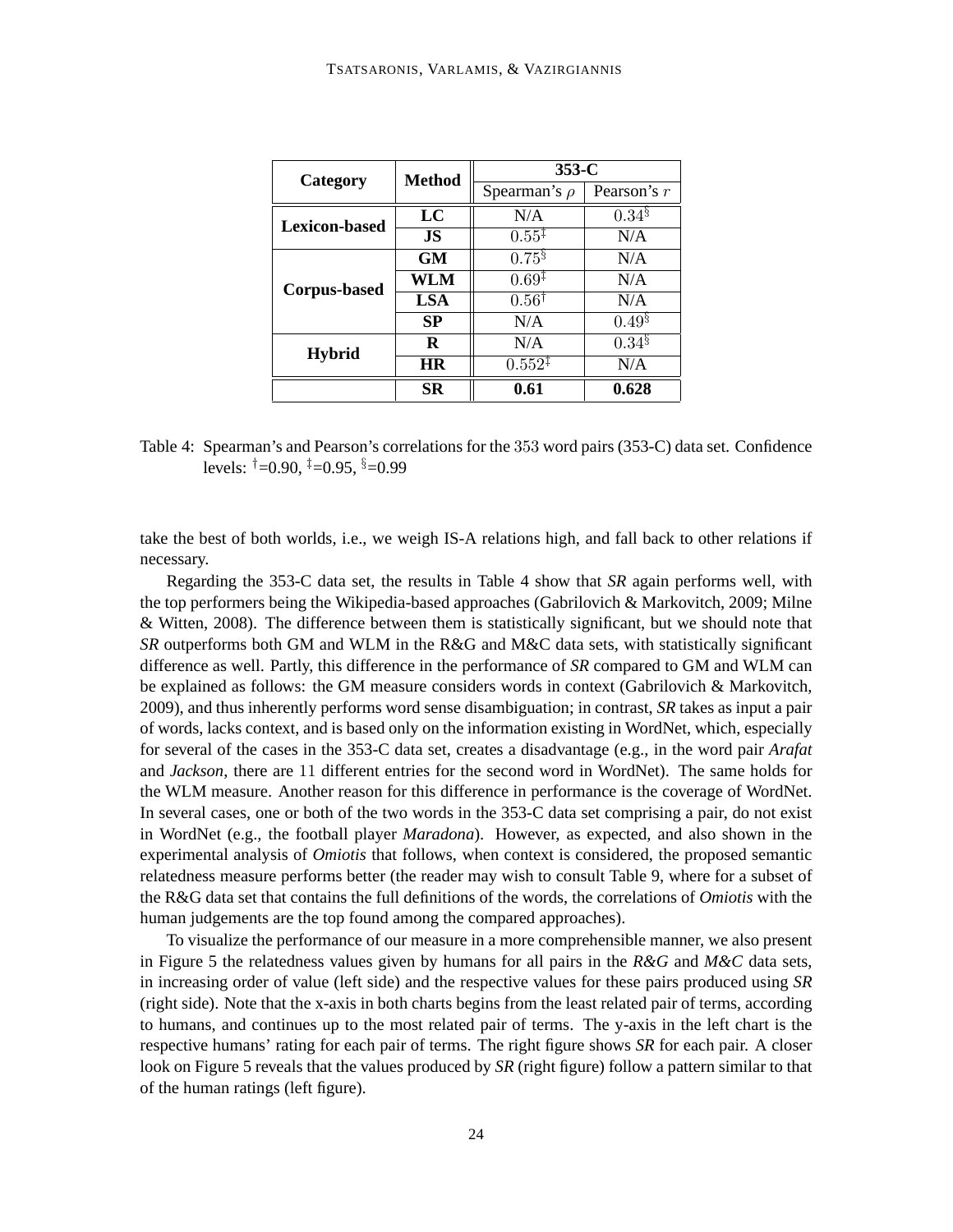| Category | Method | 353-C | |
|---|---|---|---|
| | | Spearman's $\rho$ | Pearson's $r$ |
| **Lexicon-based** | **LC** | N/A | $0.34^{\S}$ |
| | **JS** | $0.55^{\ddagger}$ | N/A |
| **Corpus-based** | **GM** | $0.75^{\S}$ | N/A |
| | **WLM** | $0.69^{\ddagger}$ | N/A |
| | **LSA** | $0.56^{\dagger}$ | N/A |
| | **SP** | N/A | $0.49^{\S}$ |
| **Hybrid** | **R** | N/A | $0.34^{\S}$ |
| | **HR** | $0.552^{\ddagger}$ | N/A |
| | **SR** | **0.61** | **0.628** |

Table 4: Spearman's and Pearson's correlations for the 353 word pairs (353-C) data set. Confidence levels: $^{\dagger}$=0.90, $^{\ddagger}$=0.95, $^{\S}$=0.99

take the best of both worlds, i.e., we weigh IS-A relations high, and fall back to other relations if necessary.

Regarding the 353-C data set, the results in Table 4 show that *SR* again performs well, with the top performers being the Wikipedia-based approaches (Gabrilovich & Markovitch, 2009; Milne & Witten, 2008). The difference between them is statistically significant, but we should note that *SR* outperforms both GM and WLM in the R&G and M&C data sets, with statistically significant difference as well. Partly, this difference in the performance of *SR* compared to GM and WLM can be explained as follows: the GM measure considers words in context (Gabrilovich & Markovitch, 2009), and thus inherently performs word sense disambiguation; in contrast, *SR* takes as input a pair of words, lacks context, and is based only on the information existing in WordNet, which, especially for several of the cases in the 353-C data set, creates a disadvantage (e.g., in the word pair *Arafat* and *Jackson*, there are 11 different entries for the second word in WordNet). The same holds for the WLM measure. Another reason for this difference in performance is the coverage of WordNet. In several cases, one or both of the two words in the 353-C data set comprising a pair, do not exist in WordNet (e.g., the football player *Maradona*). However, as expected, and also shown in the experimental analysis of *Omiotis* that follows, when context is considered, the proposed semantic relatedness measure performs better (the reader may wish to consult Table 9, where for a subset of the R&G data set that contains the full definitions of the words, the correlations of *Omiotis* with the human judgements are the top found among the compared approaches).

To visualize the performance of our measure in a more comprehensible manner, we also present in Figure 5 the relatedness values given by humans for all pairs in the *R&G* and *M&C* data sets, in increasing order of value (left side) and the respective values for these pairs produced using *SR* (right side). Note that the x-axis in both charts begins from the least related pair of terms, according to humans, and continues up to the most related pair of terms. The y-axis in the left chart is the respective humans' rating for each pair of terms. The right figure shows *SR* for each pair. A closer look on Figure 5 reveals that the values produced by *SR* (right figure) follow a pattern similar to that of the human ratings (left figure).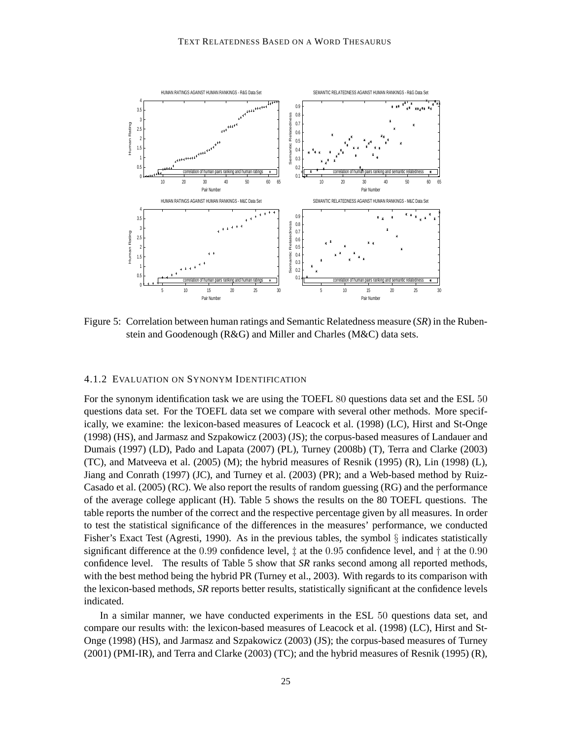Figure 5: Correlation between human ratings and Semantic Relatedness measure (*SR*) in the Rubenstein and Goodenough (R&G) and Miller and Charles (M&C) data sets.

#### 4.1.2 Evaluation on Synonym Identification

For the synonym identification task we are using the TOEFL 80 questions data set and the ESL 50 questions data set. For the TOEFL data set we compare with several other methods. More specifically, we examine: the lexicon-based measures of Leacock et al. (1998) (LC), Hirst and St-Onge (1998) (HS), and Jarmasz and Szpakowicz (2003) (JS); the corpus-based measures of Landauer and Dumais (1997) (LD), Pado and Lapata (2007) (PL), Turney (2008b) (T), Terra and Clarke (2003) (TC), and Matveeva et al. (2005) (M); the hybrid measures of Resnik (1995) (R), Lin (1998) (L), Jiang and Conrath (1997) (JC), and Turney et al. (2003) (PR); and a Web-based method by Ruiz-Casado et al. (2005) (RC). We also report the results of random guessing (RG) and the performance of the average college applicant (H). Table 5 shows the results on the 80 TOEFL questions. The table reports the number of the correct and the respective percentage given by all measures. In order to test the statistical significance of the differences in the measures' performance, we conducted Fisher's Exact Test (Agresti, 1990). As in the previous tables, the symbol § indicates statistically significant difference at the 0.99 confidence level, ‡ at the 0.95 confidence level, and † at the 0.90 confidence level. The results of Table 5 show that *SR* ranks second among all reported methods, with the best method being the hybrid PR (Turney et al., 2003). With regards to its comparison with the lexicon-based methods, *SR* reports better results, statistically significant at the confidence levels indicated.

In a similar manner, we have conducted experiments in the ESL 50 questions data set, and compare our results with: the lexicon-based measures of Leacock et al. (1998) (LC), Hirst and St-Onge (1998) (HS), and Jarmasz and Szpakowicz (2003) (JS); the corpus-based measures of Turney (2001) (PMI-IR), and Terra and Clarke (2003) (TC); and the hybrid measures of Resnik (1995) (R),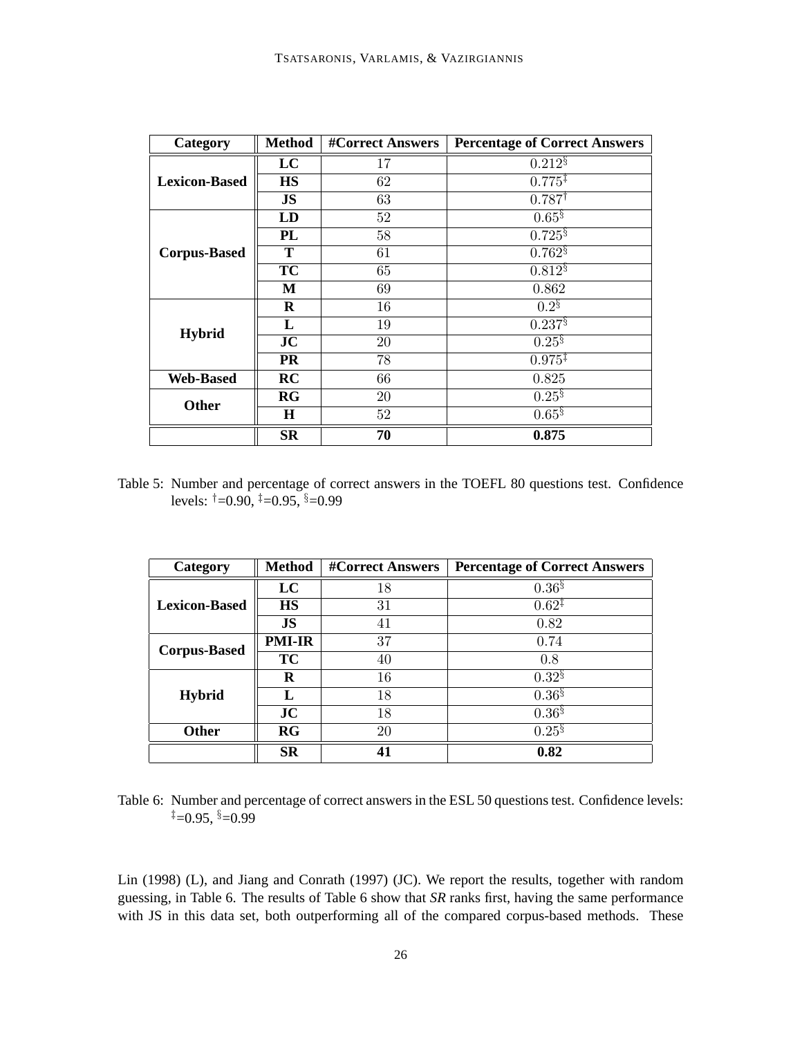| Category | Method | #Correct Answers | Percentage of Correct Answers |
|---|---|---|---|
| Lexicon-Based | LC | 17 | $0.212^{\S}$ |
| | HS | 62 | $0.775^{\ddagger}$ |
| | JS | 63 | $0.787^{\dagger}$ |
| Corpus-Based | LD | 52 | $0.65^{\S}$ |
| | PL | 58 | $0.725^{\S}$ |
| | T | 61 | $0.762^{\S}$ |
| | TC | 65 | $0.812^{\S}$ |
| | M | 69 | 0.862 |
| Hybrid | R | 16 | $0.2^{\S}$ |
| | L | 19 | $0.237^{\S}$ |
| | JC | 20 | $0.25^{\S}$ |
| | PR | 78 | $0.975^{\ddagger}$ |
| Web-Based | RC | 66 | 0.825 |
| Other | RG | 20 | $0.25^{\S}$ |
| | H | 52 | $0.65^{\S}$ |
| | **SR** | **70** | **0.875** |

Table 5: Number and percentage of correct answers in the TOEFL 80 questions test. Confidence levels: $^{\dagger}$=0.90, $^{\ddagger}$=0.95, $^{\S}$=0.99

| Category | Method | #Correct Answers | Percentage of Correct Answers |
|---|---|---|---|
| Lexicon-Based | LC | 18 | $0.36^{\S}$ |
| | HS | 31 | $0.62^{\ddagger}$ |
| | JS | 41 | 0.82 |
| Corpus-Based | PMI-IR | 37 | 0.74 |
| | TC | 40 | 0.8 |
| Hybrid | R | 16 | $0.32^{\S}$ |
| | L | 18 | $0.36^{\S}$ |
| | JC | 18 | $0.36^{\S}$ |
| Other | RG | 20 | $0.25^{\S}$ |
| | **SR** | **41** | **0.82** |

Table 6: Number and percentage of correct answers in the ESL 50 questions test. Confidence levels: $^{\ddagger}$=0.95, $^{\S}$=0.99

Lin (1998) (L), and Jiang and Conrath (1997) (JC). We report the results, together with random guessing, in Table 6. The results of Table 6 show that *SR* ranks first, having the same performance with JS in this data set, both outperforming all of the compared corpus-based methods. These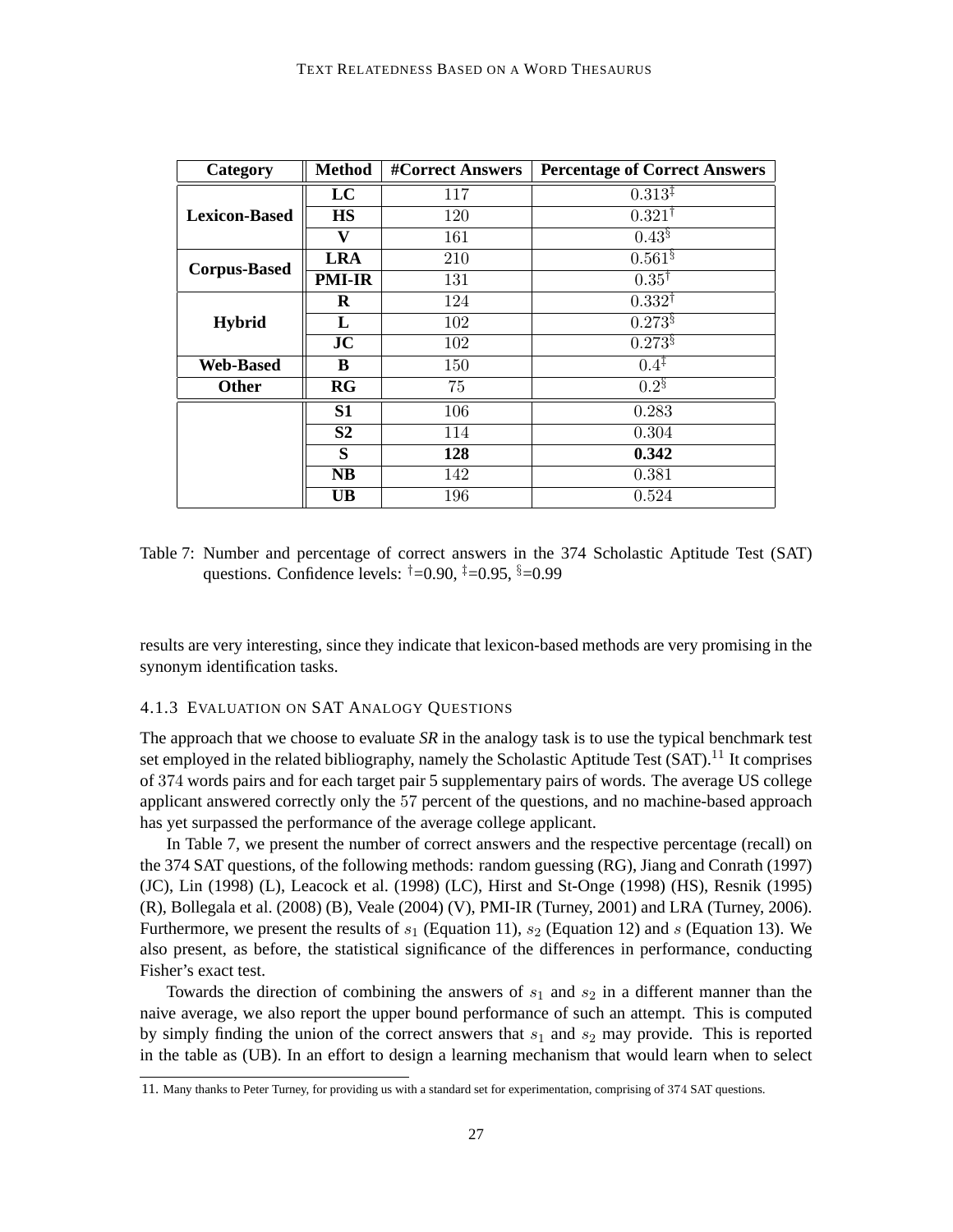| Category | Method | #Correct Answers | Percentage of Correct Answers |
|---|---|---|---|
| Lexicon-Based | **LC** | 117 | $0.313^{\ddagger}$ |
| | **HS** | 120 | $0.321^{\dagger}$ |
| | **V** | 161 | $0.43^{\S}$ |
| Corpus-Based | **LRA** | 210 | $0.561^{\S}$ |
| | **PMI-IR** | 131 | $0.35^{\dagger}$ |
| Hybrid | **R** | 124 | $0.332^{\dagger}$ |
| | **L** | 102 | $0.273^{\S}$ |
| | **JC** | 102 | $0.273^{\S}$ |
| Web-Based | **B** | 150 | $0.4^{\ddagger}$ |
| Other | **RG** | 75 | $0.2^{\S}$ |
| | **S1** | 106 | 0.283 |
| | **S2** | 114 | 0.304 |
| | **S** | **128** | **0.342** |
| | **NB** | 142 | 0.381 |
| | **UB** | 196 | 0.524 |

Table 7: Number and percentage of correct answers in the 374 Scholastic Aptitude Test (SAT) questions. Confidence levels: $^{\dagger}$=0.90, $^{\ddagger}$=0.95, $^{\S}$=0.99

results are very interesting, since they indicate that lexicon-based methods are very promising in the synonym identification tasks.

#### 4.1.3 Evaluation on SAT Analogy Questions

The approach that we choose to evaluate *SR* in the analogy task is to use the typical benchmark test set employed in the related bibliography, namely the Scholastic Aptitude Test (SAT).[11] It comprises of 374 words pairs and for each target pair 5 supplementary pairs of words. The average US college applicant answered correctly only the 57 percent of the questions, and no machine-based approach has yet surpassed the performance of the average college applicant.

In Table 7, we present the number of correct answers and the respective percentage (recall) on the 374 SAT questions, of the following methods: random guessing (RG), Jiang and Conrath (1997) (JC), Lin (1998) (L), Leacock et al. (1998) (LC), Hirst and St-Onge (1998) (HS), Resnik (1995) (R), Bollegala et al. (2008) (B), Veale (2004) (V), PMI-IR (Turney, 2001) and LRA (Turney, 2006). Furthermore, we present the results of $s_1$ (Equation 11), $s_2$ (Equation 12) and $s$ (Equation 13). We also present, as before, the statistical significance of the differences in performance, conducting Fisher's exact test.

Towards the direction of combining the answers of $s_1$ and $s_2$ in a different manner than the naive average, we also report the upper bound performance of such an attempt. This is computed by simply finding the union of the correct answers that $s_1$ and $s_2$ may provide. This is reported in the table as (UB). In an effort to design a learning mechanism that would learn when to select

11. Many thanks to Peter Turney, for providing us with a standard set for experimentation, comprising of 374 SAT questions.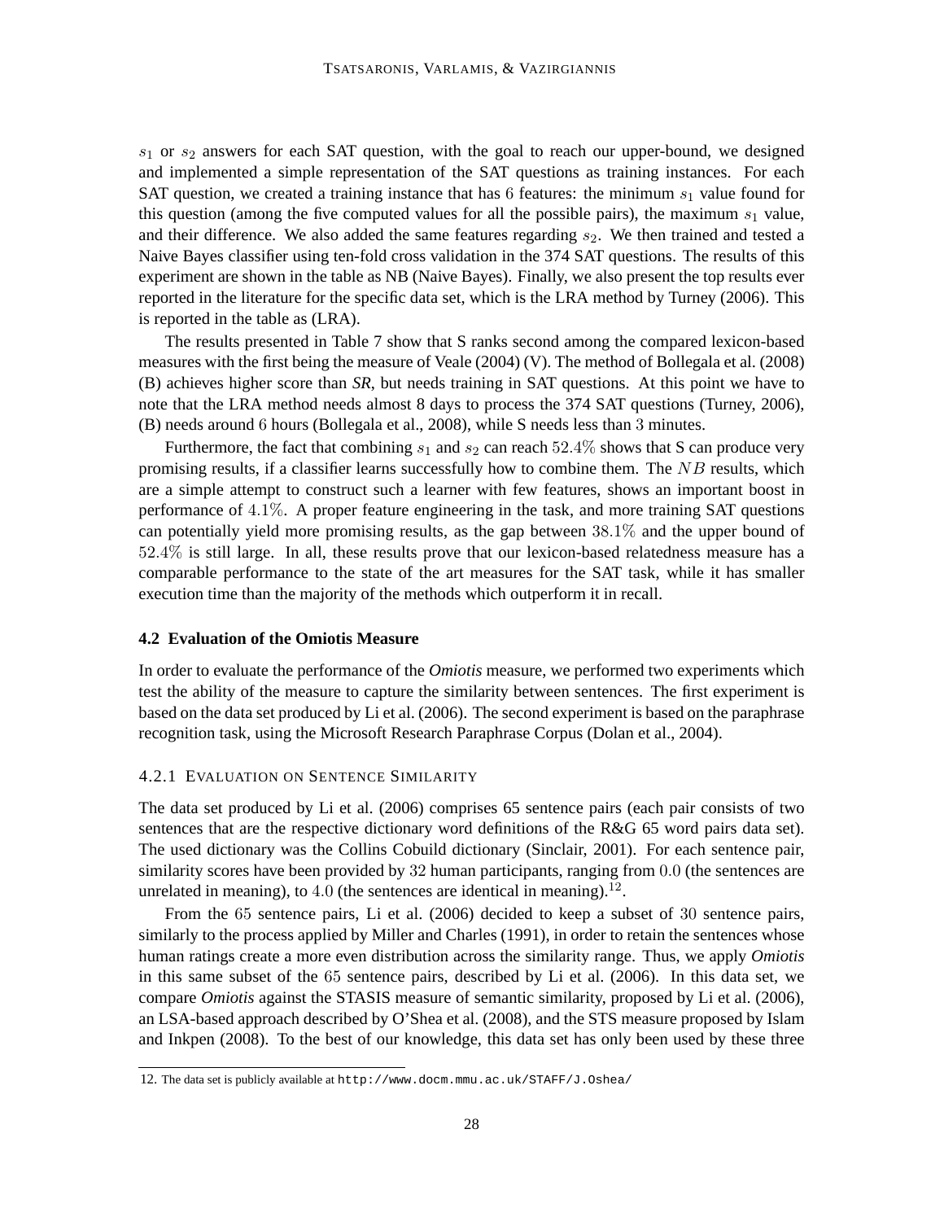$s_1$ or $s_2$ answers for each SAT question, with the goal to reach our upper-bound, we designed and implemented a simple representation of the SAT questions as training instances. For each SAT question, we created a training instance that has $6$ features: the minimum $s_1$ value found for this question (among the five computed values for all the possible pairs), the maximum $s_1$ value, and their difference. We also added the same features regarding $s_2$. We then trained and tested a Naive Bayes classifier using ten-fold cross validation in the 374 SAT questions. The results of this experiment are shown in the table as NB (Naive Bayes). Finally, we also present the top results ever reported in the literature for the specific data set, which is the LRA method by Turney (2006). This is reported in the table as (LRA).

The results presented in Table 7 show that S ranks second among the compared lexicon-based measures with the first being the measure of Veale (2004) (V). The method of Bollegala et al. (2008) (B) achieves higher score than *SR*, but needs training in SAT questions. At this point we have to note that the LRA method needs almost 8 days to process the 374 SAT questions (Turney, 2006), (B) needs around $6$ hours (Bollegala et al., 2008), while S needs less than $3$ minutes.

Furthermore, the fact that combining $s_1$ and $s_2$ can reach $52.4\%$ shows that S can produce very promising results, if a classifier learns successfully how to combine them. The $NB$ results, which are a simple attempt to construct such a learner with few features, shows an important boost in performance of $4.1\%$. A proper feature engineering in the task, and more training SAT questions can potentially yield more promising results, as the gap between $38.1\%$ and the upper bound of $52.4\%$ is still large. In all, these results prove that our lexicon-based relatedness measure has a comparable performance to the state of the art measures for the SAT task, while it has smaller execution time than the majority of the methods which outperform it in recall.

### 4.2 Evaluation of the Omiotis Measure

In order to evaluate the performance of the *Omiotis* measure, we performed two experiments which test the ability of the measure to capture the similarity between sentences. The first experiment is based on the data set produced by Li et al. (2006). The second experiment is based on the paraphrase recognition task, using the Microsoft Research Paraphrase Corpus (Dolan et al., 2004).

#### 4.2.1 Evaluation on Sentence Similarity

The data set produced by Li et al. (2006) comprises 65 sentence pairs (each pair consists of two sentences that are the respective dictionary word definitions of the R&G 65 word pairs data set). The used dictionary was the Collins Cobuild dictionary (Sinclair, 2001). For each sentence pair, similarity scores have been provided by $32$ human participants, ranging from $0.0$ (the sentences are unrelated in meaning), to $4.0$ (the sentences are identical in meaning).[12].

From the $65$ sentence pairs, Li et al. (2006) decided to keep a subset of $30$ sentence pairs, similarly to the process applied by Miller and Charles (1991), in order to retain the sentences whose human ratings create a more even distribution across the similarity range. Thus, we apply *Omiotis* in this same subset of the $65$ sentence pairs, described by Li et al. (2006). In this data set, we compare *Omiotis* against the STASIS measure of semantic similarity, proposed by Li et al. (2006), an LSA-based approach described by O'Shea et al. (2008), and the STS measure proposed by Islam and Inkpen (2008). To the best of our knowledge, this data set has only been used by these three

12. The data set is publicly available at http://www.docm.mmu.ac.uk/STAFF/J.Oshea/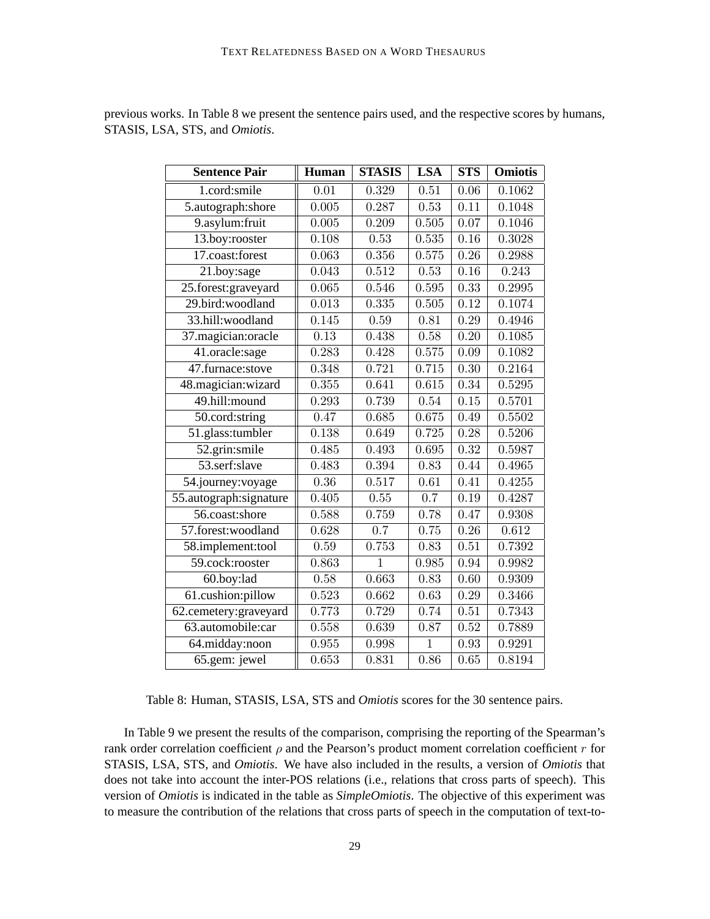previous works. In Table 8 we present the sentence pairs used, and the respective scores by humans, STASIS, LSA, STS, and *Omiotis*.

| Sentence Pair | Human | STASIS | LSA | STS | Omiotis |
|---|---|---|---|---|---|
| 1.cord:smile | 0.01 | 0.329 | 0.51 | 0.06 | 0.1062 |
| 5.autograph:shore | 0.005 | 0.287 | 0.53 | 0.11 | 0.1048 |
| 9.asylum:fruit | 0.005 | 0.209 | 0.505 | 0.07 | 0.1046 |
| 13.boy:rooster | 0.108 | 0.53 | 0.535 | 0.16 | 0.3028 |
| 17.coast:forest | 0.063 | 0.356 | 0.575 | 0.26 | 0.2988 |
| 21.boy:sage | 0.043 | 0.512 | 0.53 | 0.16 | 0.243 |
| 25.forest:graveyard | 0.065 | 0.546 | 0.595 | 0.33 | 0.2995 |
| 29.bird:woodland | 0.013 | 0.335 | 0.505 | 0.12 | 0.1074 |
| 33.hill:woodland | 0.145 | 0.59 | 0.81 | 0.29 | 0.4946 |
| 37.magician:oracle | 0.13 | 0.438 | 0.58 | 0.20 | 0.1085 |
| 41.oracle:sage | 0.283 | 0.428 | 0.575 | 0.09 | 0.1082 |
| 47.furnace:stove | 0.348 | 0.721 | 0.715 | 0.30 | 0.2164 |
| 48.magician:wizard | 0.355 | 0.641 | 0.615 | 0.34 | 0.5295 |
| 49.hill:mound | 0.293 | 0.739 | 0.54 | 0.15 | 0.5701 |
| 50.cord:string | 0.47 | 0.685 | 0.675 | 0.49 | 0.5502 |
| 51.glass:tumbler | 0.138 | 0.649 | 0.725 | 0.28 | 0.5206 |
| 52.grin:smile | 0.485 | 0.493 | 0.695 | 0.32 | 0.5987 |
| 53.serf:slave | 0.483 | 0.394 | 0.83 | 0.44 | 0.4965 |
| 54.journey:voyage | 0.36 | 0.517 | 0.61 | 0.41 | 0.4255 |
| 55.autograph:signature | 0.405 | 0.55 | 0.7 | 0.19 | 0.4287 |
| 56.coast:shore | 0.588 | 0.759 | 0.78 | 0.47 | 0.9308 |
| 57.forest:woodland | 0.628 | 0.7 | 0.75 | 0.26 | 0.612 |
| 58.implement:tool | 0.59 | 0.753 | 0.83 | 0.51 | 0.7392 |
| 59.cock:rooster | 0.863 | 1 | 0.985 | 0.94 | 0.9982 |
| 60.boy:lad | 0.58 | 0.663 | 0.83 | 0.60 | 0.9309 |
| 61.cushion:pillow | 0.523 | 0.662 | 0.63 | 0.29 | 0.3466 |
| 62.cemetery:graveyard | 0.773 | 0.729 | 0.74 | 0.51 | 0.7343 |
| 63.automobile:car | 0.558 | 0.639 | 0.87 | 0.52 | 0.7889 |
| 64.midday:noon | 0.955 | 0.998 | 1 | 0.93 | 0.9291 |
| 65.gem: jewel | 0.653 | 0.831 | 0.86 | 0.65 | 0.8194 |

Table 8: Human, STASIS, LSA, STS and *Omiotis* scores for the 30 sentence pairs.

In Table 9 we present the results of the comparison, comprising the reporting of the Spearman's rank order correlation coefficient $\rho$ and the Pearson's product moment correlation coefficient $r$ for STASIS, LSA, STS, and *Omiotis*. We have also included in the results, a version of *Omiotis* that does not take into account the inter-POS relations (i.e., relations that cross parts of speech). This version of *Omiotis* is indicated in the table as *SimpleOmiotis*. The objective of this experiment was to measure the contribution of the relations that cross parts of speech in the computation of text-to-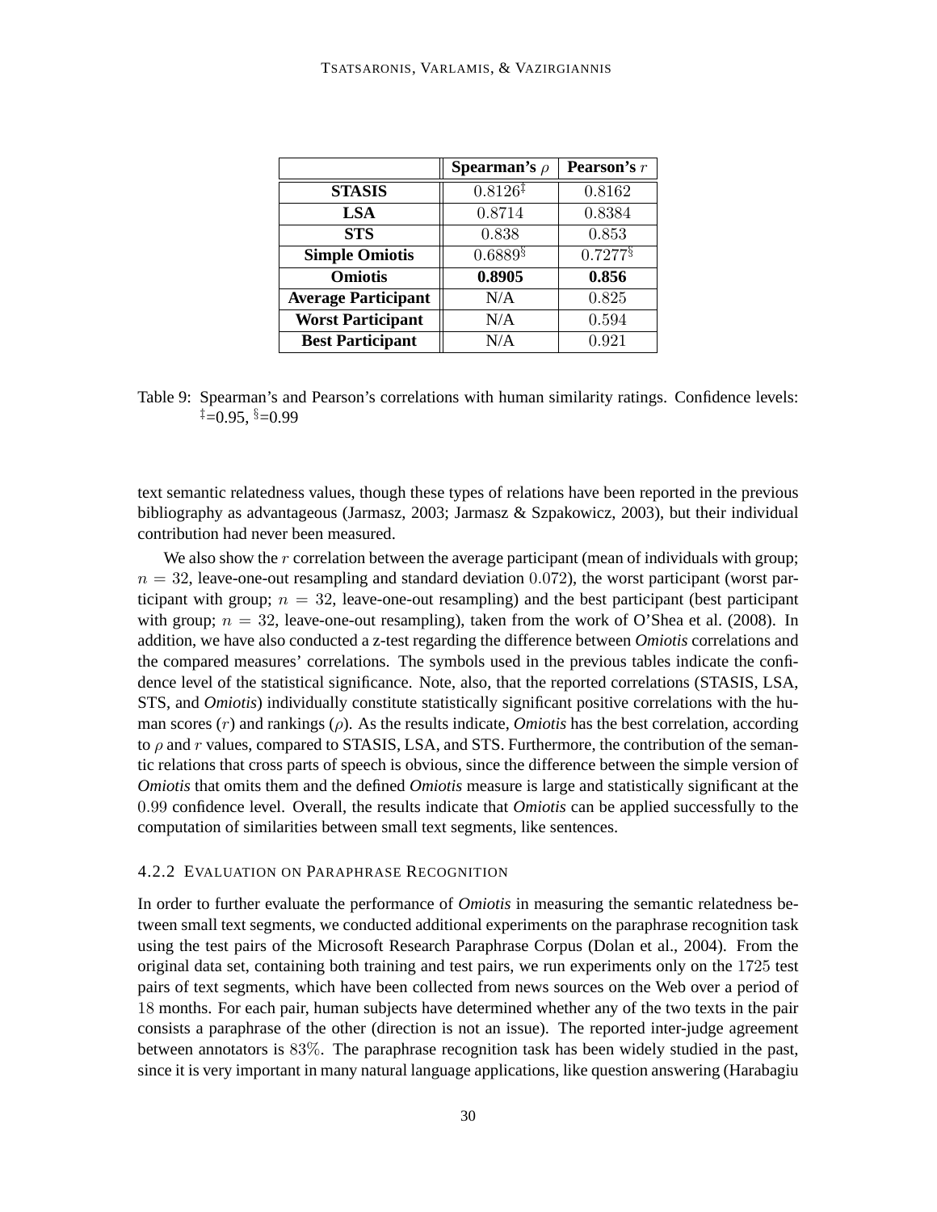|  | Spearman's $\rho$ | Pearson's $r$ |
|---|---|---|
| **STASIS** | $0.8126^{\ddagger}$ | $0.8162$ |
| **LSA** | $0.8714$ | $0.8384$ |
| **STS** | $0.838$ | $0.853$ |
| **Simple Omiotis** | $0.6889^{\S}$ | $0.7277^{\S}$ |
| **Omiotis** | **0.8905** | **0.856** |
| **Average Participant** | N/A | $0.825$ |
| **Worst Participant** | N/A | $0.594$ |
| **Best Participant** | N/A | $0.921$ |

Table 9: Spearman's and Pearson's correlations with human similarity ratings. Confidence levels: $^{\ddagger}$=0.95, $^{\S}$=0.99

text semantic relatedness values, though these types of relations have been reported in the previous bibliography as advantageous (Jarmasz, 2003; Jarmasz & Szpakowicz, 2003), but their individual contribution had never been measured.

We also show the $r$ correlation between the average participant (mean of individuals with group; $n = 32$, leave-one-out resampling and standard deviation $0.072$), the worst participant (worst participant with group; $n = 32$, leave-one-out resampling) and the best participant (best participant with group; $n = 32$, leave-one-out resampling), taken from the work of O'Shea et al. (2008). In addition, we have also conducted a z-test regarding the difference between *Omiotis* correlations and the compared measures' correlations. The symbols used in the previous tables indicate the confidence level of the statistical significance. Note, also, that the reported correlations (STASIS, LSA, STS, and *Omiotis*) individually constitute statistically significant positive correlations with the human scores ($r$) and rankings ($\rho$). As the results indicate, *Omiotis* has the best correlation, according to $\rho$ and $r$ values, compared to STASIS, LSA, and STS. Furthermore, the contribution of the semantic relations that cross parts of speech is obvious, since the difference between the simple version of *Omiotis* that omits them and the defined *Omiotis* measure is large and statistically significant at the $0.99$ confidence level. Overall, the results indicate that *Omiotis* can be applied successfully to the computation of similarities between small text segments, like sentences.

#### 4.2.2 Evaluation on Paraphrase Recognition

In order to further evaluate the performance of *Omiotis* in measuring the semantic relatedness between small text segments, we conducted additional experiments on the paraphrase recognition task using the test pairs of the Microsoft Research Paraphrase Corpus (Dolan et al., 2004). From the original data set, containing both training and test pairs, we run experiments only on the $1725$ test pairs of text segments, which have been collected from news sources on the Web over a period of $18$ months. For each pair, human subjects have determined whether any of the two texts in the pair consists a paraphrase of the other (direction is not an issue). The reported inter-judge agreement between annotators is $83\%$. The paraphrase recognition task has been widely studied in the past, since it is very important in many natural language applications, like question answering (Harabagiu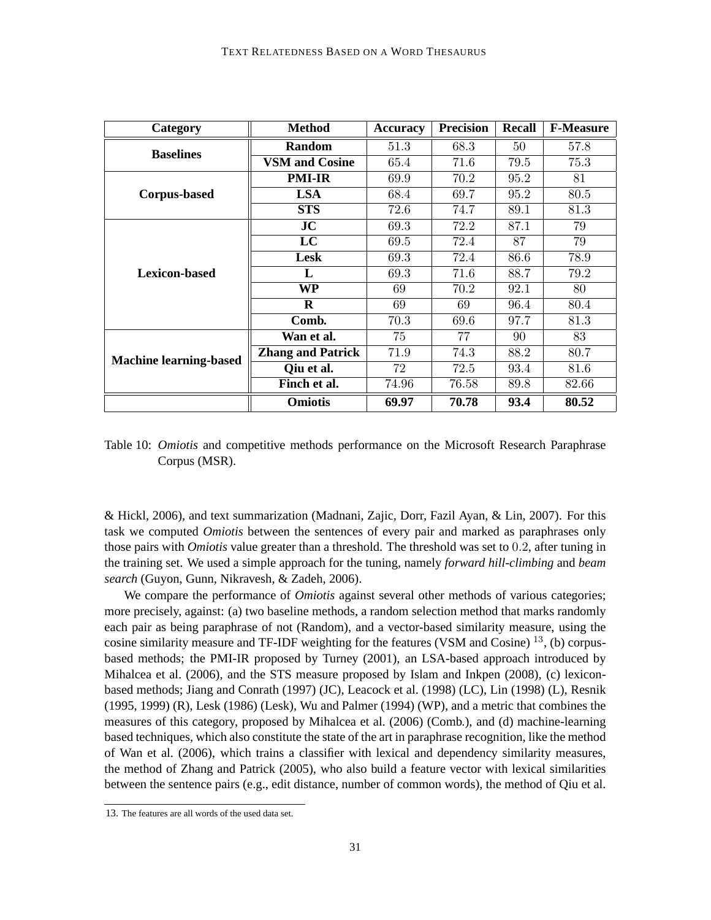| Category | Method | Accuracy | Precision | Recall | F-Measure |
|---|---|---|---|---|---|
| **Baselines** | **Random** | 51.3 | 68.3 | 50 | 57.8 |
| | **VSM and Cosine** | 65.4 | 71.6 | 79.5 | 75.3 |
| **Corpus-based** | **PMI-IR** | 69.9 | 70.2 | 95.2 | 81 |
| | **LSA** | 68.4 | 69.7 | 95.2 | 80.5 |
| | **STS** | 72.6 | 74.7 | 89.1 | 81.3 |
| **Lexicon-based** | **JC** | 69.3 | 72.2 | 87.1 | 79 |
| | **LC** | 69.5 | 72.4 | 87 | 79 |
| | **Lesk** | 69.3 | 72.4 | 86.6 | 78.9 |
| | **L** | 69.3 | 71.6 | 88.7 | 79.2 |
| | **WP** | 69 | 70.2 | 92.1 | 80 |
| | **R** | 69 | 69 | 96.4 | 80.4 |
| | **Comb.** | 70.3 | 69.6 | 97.7 | 81.3 |
| **Machine learning-based** | **Wan et al.** | 75 | 77 | 90 | 83 |
| | **Zhang and Patrick** | 71.9 | 74.3 | 88.2 | 80.7 |
| | **Qiu et al.** | 72 | 72.5 | 93.4 | 81.6 |
| | **Finch et al.** | 74.96 | 76.58 | 89.8 | 82.66 |
| | **Omiotis** | **69.97** | **70.78** | **93.4** | **80.52** |

Table 10: *Omiotis* and competitive methods performance on the Microsoft Research Paraphrase Corpus (MSR).

& Hickl, 2006), and text summarization (Madnani, Zajic, Dorr, Fazil Ayan, & Lin, 2007). For this task we computed *Omiotis* between the sentences of every pair and marked as paraphrases only those pairs with *Omiotis* value greater than a threshold. The threshold was set to 0.2, after tuning in the training set. We used a simple approach for the tuning, namely *forward hill-climbing* and *beam search* (Guyon, Gunn, Nikravesh, & Zadeh, 2006).

We compare the performance of *Omiotis* against several other methods of various categories; more precisely, against: (a) two baseline methods, a random selection method that marks randomly each pair as being paraphrase of not (Random), and a vector-based similarity measure, using the cosine similarity measure and TF-IDF weighting for the features (VSM and Cosine) [13], (b) corpus-based methods; the PMI-IR proposed by Turney (2001), an LSA-based approach introduced by Mihalcea et al. (2006), and the STS measure proposed by Islam and Inkpen (2008), (c) lexicon-based methods; Jiang and Conrath (1997) (JC), Leacock et al. (1998) (LC), Lin (1998) (L), Resnik (1995, 1999) (R), Lesk (1986) (Lesk), Wu and Palmer (1994) (WP), and a metric that combines the measures of this category, proposed by Mihalcea et al. (2006) (Comb.), and (d) machine-learning based techniques, which also constitute the state of the art in paraphrase recognition, like the method of Wan et al. (2006), which trains a classifier with lexical and dependency similarity measures, the method of Zhang and Patrick (2005), who also build a feature vector with lexical similarities between the sentence pairs (e.g., edit distance, number of common words), the method of Qiu et al.

13. The features are all words of the used data set.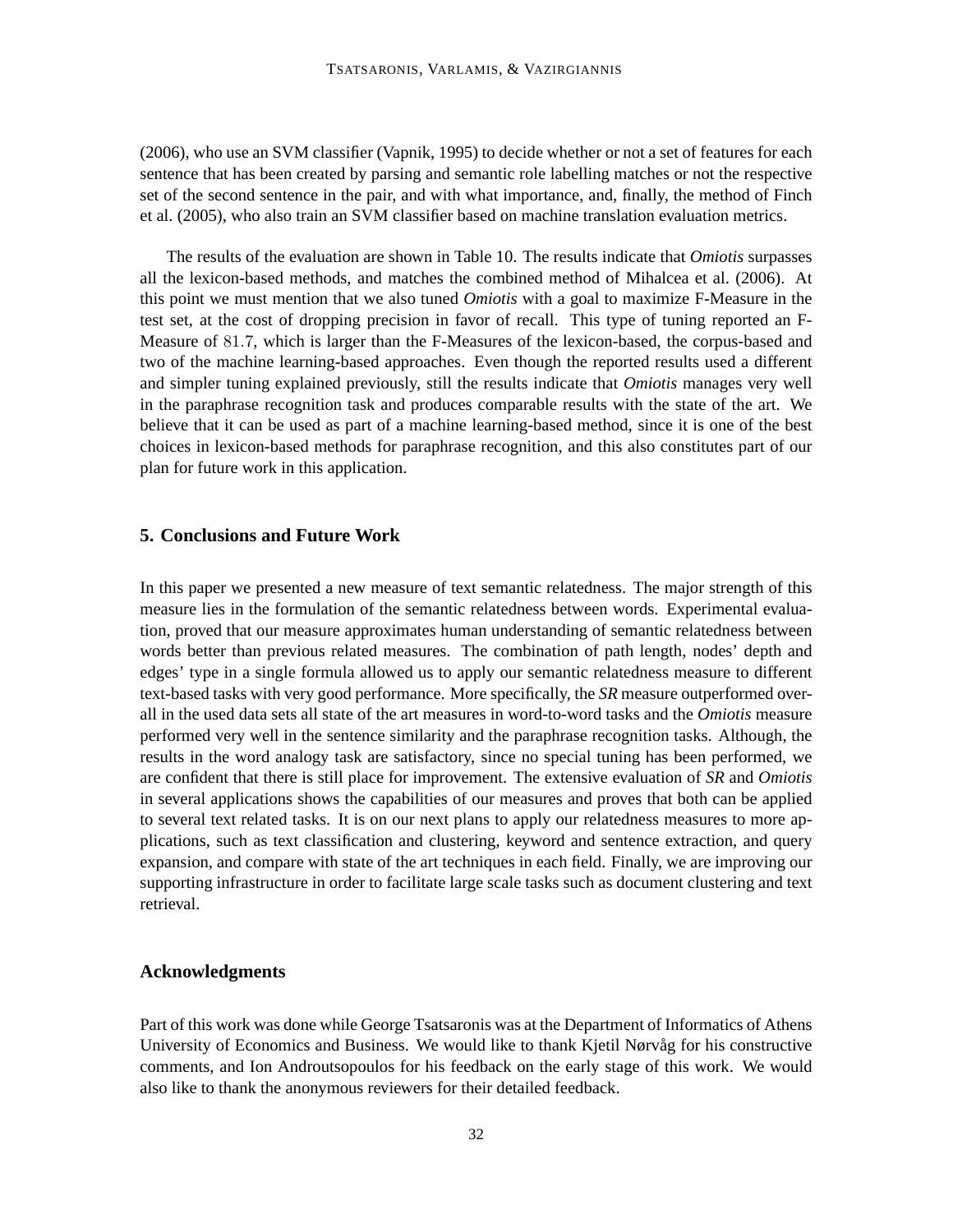(2006), who use an SVM classifier (Vapnik, 1995) to decide whether or not a set of features for each sentence that has been created by parsing and semantic role labelling matches or not the respective set of the second sentence in the pair, and with what importance, and, finally, the method of Finch et al. (2005), who also train an SVM classifier based on machine translation evaluation metrics.

The results of the evaluation are shown in Table 10. The results indicate that *Omiotis* surpasses all the lexicon-based methods, and matches the combined method of Mihalcea et al. (2006). At this point we must mention that we also tuned *Omiotis* with a goal to maximize F-Measure in the test set, at the cost of dropping precision in favor of recall. This type of tuning reported an F-Measure of $81.7$, which is larger than the F-Measures of the lexicon-based, the corpus-based and two of the machine learning-based approaches. Even though the reported results used a different and simpler tuning explained previously, still the results indicate that *Omiotis* manages very well in the paraphrase recognition task and produces comparable results with the state of the art. We believe that it can be used as part of a machine learning-based method, since it is one of the best choices in lexicon-based methods for paraphrase recognition, and this also constitutes part of our plan for future work in this application.

## 5. Conclusions and Future Work

In this paper we presented a new measure of text semantic relatedness. The major strength of this measure lies in the formulation of the semantic relatedness between words. Experimental evaluation, proved that our measure approximates human understanding of semantic relatedness between words better than previous related measures. The combination of path length, nodes' depth and edges' type in a single formula allowed us to apply our semantic relatedness measure to different text-based tasks with very good performance. More specifically, the *SR* measure outperformed overall in the used data sets all state of the art measures in word-to-word tasks and the *Omiotis* measure performed very well in the sentence similarity and the paraphrase recognition tasks. Although, the results in the word analogy task are satisfactory, since no special tuning has been performed, we are confident that there is still place for improvement. The extensive evaluation of *SR* and *Omiotis* in several applications shows the capabilities of our measures and proves that both can be applied to several text related tasks. It is on our next plans to apply our relatedness measures to more applications, such as text classification and clustering, keyword and sentence extraction, and query expansion, and compare with state of the art techniques in each field. Finally, we are improving our supporting infrastructure in order to facilitate large scale tasks such as document clustering and text retrieval.

## Acknowledgments

Part of this work was done while George Tsatsaronis was at the Department of Informatics of Athens University of Economics and Business. We would like to thank Kjetil Nørvåg for his constructive comments, and Ion Androutsopoulos for his feedback on the early stage of this work. We would also like to thank the anonymous reviewers for their detailed feedback.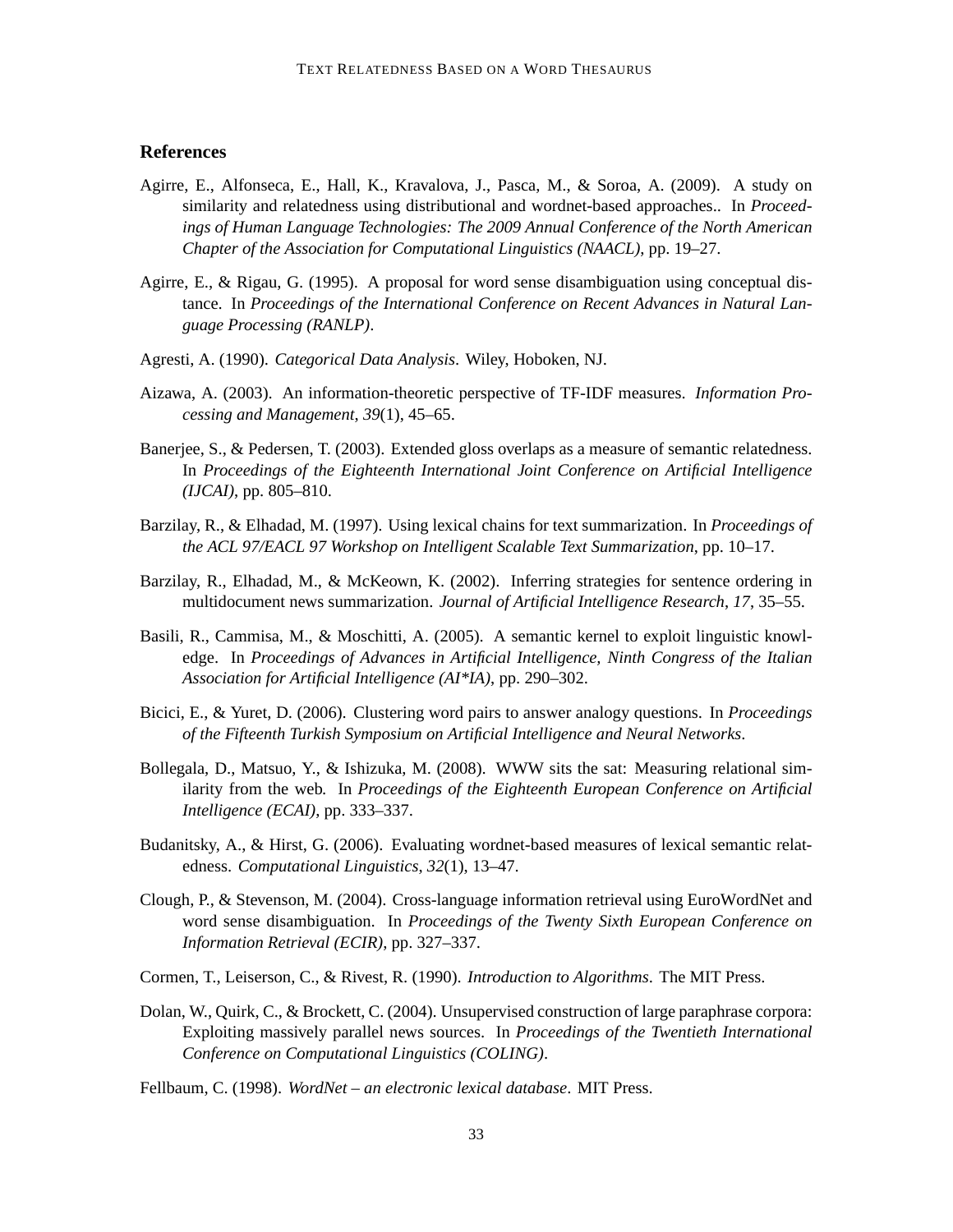## References

Agirre, E., Alfonseca, E., Hall, K., Kravalova, J., Pasca, M., & Soroa, A. (2009). A study on similarity and relatedness using distributional and wordnet-based approaches.. In *Proceedings of Human Language Technologies: The 2009 Annual Conference of the North American Chapter of the Association for Computational Linguistics (NAACL)*, pp. 19–27.

Agirre, E., & Rigau, G. (1995). A proposal for word sense disambiguation using conceptual distance. In *Proceedings of the International Conference on Recent Advances in Natural Language Processing (RANLP)*.

Agresti, A. (1990). *Categorical Data Analysis*. Wiley, Hoboken, NJ.

Aizawa, A. (2003). An information-theoretic perspective of TF-IDF measures. *Information Processing and Management*, *39*(1), 45–65.

Banerjee, S., & Pedersen, T. (2003). Extended gloss overlaps as a measure of semantic relatedness. In *Proceedings of the Eighteenth International Joint Conference on Artificial Intelligence (IJCAI)*, pp. 805–810.

Barzilay, R., & Elhadad, M. (1997). Using lexical chains for text summarization. In *Proceedings of the ACL 97/EACL 97 Workshop on Intelligent Scalable Text Summarization*, pp. 10–17.

Barzilay, R., Elhadad, M., & McKeown, K. (2002). Inferring strategies for sentence ordering in multidocument news summarization. *Journal of Artificial Intelligence Research*, *17*, 35–55.

Basili, R., Cammisa, M., & Moschitti, A. (2005). A semantic kernel to exploit linguistic knowledge. In *Proceedings of Advances in Artificial Intelligence, Ninth Congress of the Italian Association for Artificial Intelligence (AI*IA)*, pp. 290–302.

Bicici, E., & Yuret, D. (2006). Clustering word pairs to answer analogy questions. In *Proceedings of the Fifteenth Turkish Symposium on Artificial Intelligence and Neural Networks*.

Bollegala, D., Matsuo, Y., & Ishizuka, M. (2008). WWW sits the sat: Measuring relational similarity from the web. In *Proceedings of the Eighteenth European Conference on Artificial Intelligence (ECAI)*, pp. 333–337.

Budanitsky, A., & Hirst, G. (2006). Evaluating wordnet-based measures of lexical semantic relatedness. *Computational Linguistics*, *32*(1), 13–47.

Clough, P., & Stevenson, M. (2004). Cross-language information retrieval using EuroWordNet and word sense disambiguation. In *Proceedings of the Twenty Sixth European Conference on Information Retrieval (ECIR)*, pp. 327–337.

Cormen, T., Leiserson, C., & Rivest, R. (1990). *Introduction to Algorithms*. The MIT Press.

Dolan, W., Quirk, C., & Brockett, C. (2004). Unsupervised construction of large paraphrase corpora: Exploiting massively parallel news sources. In *Proceedings of the Twentieth International Conference on Computational Linguistics (COLING)*.

Fellbaum, C. (1998). *WordNet – an electronic lexical database*. MIT Press.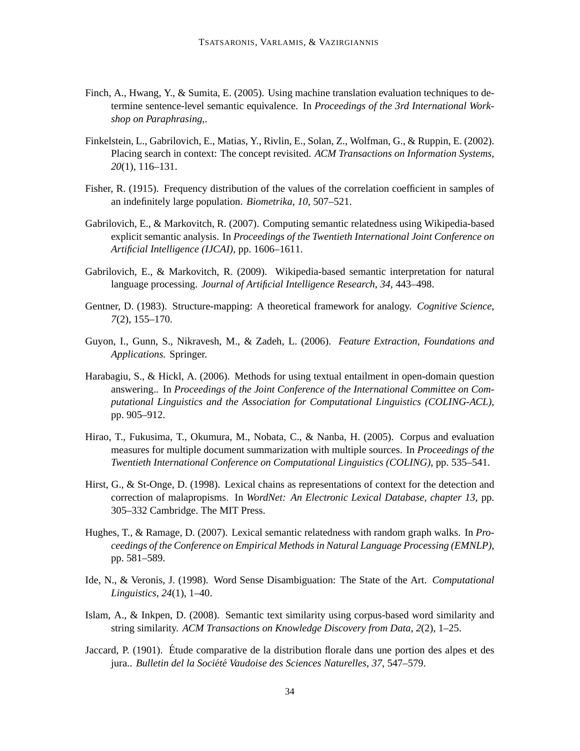Finch, A., Hwang, Y., & Sumita, E. (2005). Using machine translation evaluation techniques to determine sentence-level semantic equivalence. In *Proceedings of the 3rd International Workshop on Paraphrasing,*.

Finkelstein, L., Gabrilovich, E., Matias, Y., Rivlin, E., Solan, Z., Wolfman, G., & Ruppin, E. (2002). Placing search in context: The concept revisited. *ACM Transactions on Information Systems*, *20*(1), 116–131.

Fisher, R. (1915). Frequency distribution of the values of the correlation coefficient in samples of an indefinitely large population. *Biometrika*, *10*, 507–521.

Gabrilovich, E., & Markovitch, R. (2007). Computing semantic relatedness using Wikipedia-based explicit semantic analysis. In *Proceedings of the Twentieth International Joint Conference on Artificial Intelligence (IJCAI)*, pp. 1606–1611.

Gabrilovich, E., & Markovitch, R. (2009). Wikipedia-based semantic interpretation for natural language processing. *Journal of Artificial Intelligence Research*, *34*, 443–498.

Gentner, D. (1983). Structure-mapping: A theoretical framework for analogy. *Cognitive Science*, *7*(2), 155–170.

Guyon, I., Gunn, S., Nikravesh, M., & Zadeh, L. (2006). *Feature Extraction, Foundations and Applications.* Springer.

Harabagiu, S., & Hickl, A. (2006). Methods for using textual entailment in open-domain question answering.. In *Proceedings of the Joint Conference of the International Committee on Computational Linguistics and the Association for Computational Linguistics (COLING-ACL)*, pp. 905–912.

Hirao, T., Fukusima, T., Okumura, M., Nobata, C., & Nanba, H. (2005). Corpus and evaluation measures for multiple document summarization with multiple sources. In *Proceedings of the Twentieth International Conference on Computational Linguistics (COLING)*, pp. 535–541.

Hirst, G., & St-Onge, D. (1998). Lexical chains as representations of context for the detection and correction of malapropisms. In *WordNet: An Electronic Lexical Database, chapter 13*, pp. 305–332 Cambridge. The MIT Press.

Hughes, T., & Ramage, D. (2007). Lexical semantic relatedness with random graph walks. In *Proceedings of the Conference on Empirical Methods in Natural Language Processing (EMNLP)*, pp. 581–589.

Ide, N., & Veronis, J. (1998). Word Sense Disambiguation: The State of the Art. *Computational Linguistics*, *24*(1), 1–40.

Islam, A., & Inkpen, D. (2008). Semantic text similarity using corpus-based word similarity and string similarity. *ACM Transactions on Knowledge Discovery from Data*, *2*(2), 1–25.

Jaccard, P. (1901). Étude comparative de la distribution florale dans une portion des alpes et des jura.. *Bulletin del la Société Vaudoise des Sciences Naturelles*, *37*, 547–579.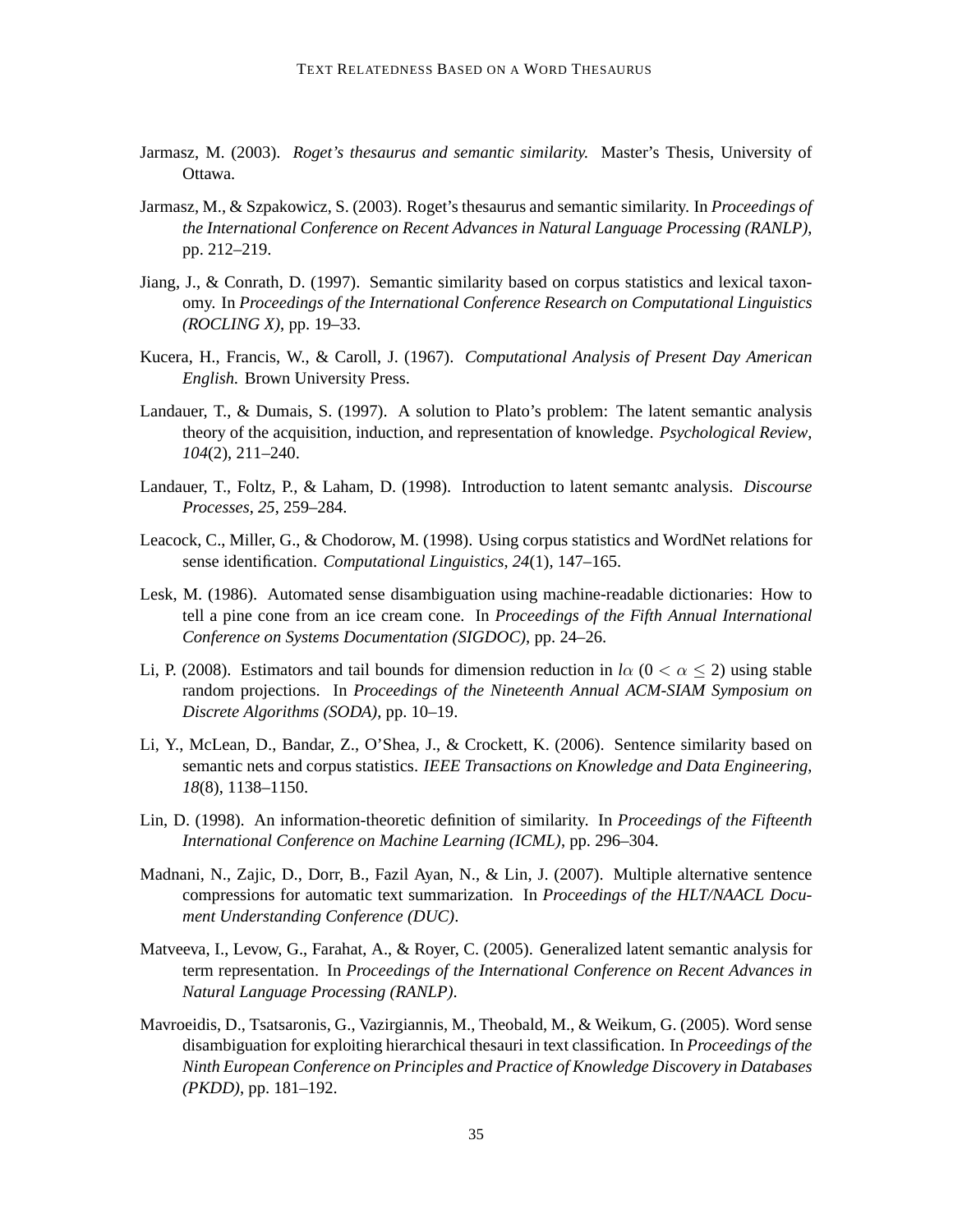Jarmasz, M. (2003). *Roget's thesaurus and semantic similarity.* Master's Thesis, University of Ottawa.

Jarmasz, M., & Szpakowicz, S. (2003). Roget's thesaurus and semantic similarity. In *Proceedings of the International Conference on Recent Advances in Natural Language Processing (RANLP)*, pp. 212–219.

Jiang, J., & Conrath, D. (1997). Semantic similarity based on corpus statistics and lexical taxonomy. In *Proceedings of the International Conference Research on Computational Linguistics (ROCLING X)*, pp. 19–33.

Kucera, H., Francis, W., & Caroll, J. (1967). *Computational Analysis of Present Day American English.* Brown University Press.

Landauer, T., & Dumais, S. (1997). A solution to Plato's problem: The latent semantic analysis theory of the acquisition, induction, and representation of knowledge. *Psychological Review*, *104*(2), 211–240.

Landauer, T., Foltz, P., & Laham, D. (1998). Introduction to latent semantc analysis. *Discourse Processes*, *25*, 259–284.

Leacock, C., Miller, G., & Chodorow, M. (1998). Using corpus statistics and WordNet relations for sense identification. *Computational Linguistics*, *24*(1), 147–165.

Lesk, M. (1986). Automated sense disambiguation using machine-readable dictionaries: How to tell a pine cone from an ice cream cone. In *Proceedings of the Fifth Annual International Conference on Systems Documentation (SIGDOC)*, pp. 24–26.

Li, P. (2008). Estimators and tail bounds for dimension reduction in $l\alpha$ ($0 < \alpha \leq 2$) using stable random projections. In *Proceedings of the Nineteenth Annual ACM-SIAM Symposium on Discrete Algorithms (SODA)*, pp. 10–19.

Li, Y., McLean, D., Bandar, Z., O'Shea, J., & Crockett, K. (2006). Sentence similarity based on semantic nets and corpus statistics. *IEEE Transactions on Knowledge and Data Engineering*, *18*(8), 1138–1150.

Lin, D. (1998). An information-theoretic definition of similarity. In *Proceedings of the Fifteenth International Conference on Machine Learning (ICML)*, pp. 296–304.

Madnani, N., Zajic, D., Dorr, B., Fazil Ayan, N., & Lin, J. (2007). Multiple alternative sentence compressions for automatic text summarization. In *Proceedings of the HLT/NAACL Document Understanding Conference (DUC)*.

Matveeva, I., Levow, G., Farahat, A., & Royer, C. (2005). Generalized latent semantic analysis for term representation. In *Proceedings of the International Conference on Recent Advances in Natural Language Processing (RANLP)*.

Mavroeidis, D., Tsatsaronis, G., Vazirgiannis, M., Theobald, M., & Weikum, G. (2005). Word sense disambiguation for exploiting hierarchical thesauri in text classification. In *Proceedings of the Ninth European Conference on Principles and Practice of Knowledge Discovery in Databases (PKDD)*, pp. 181–192.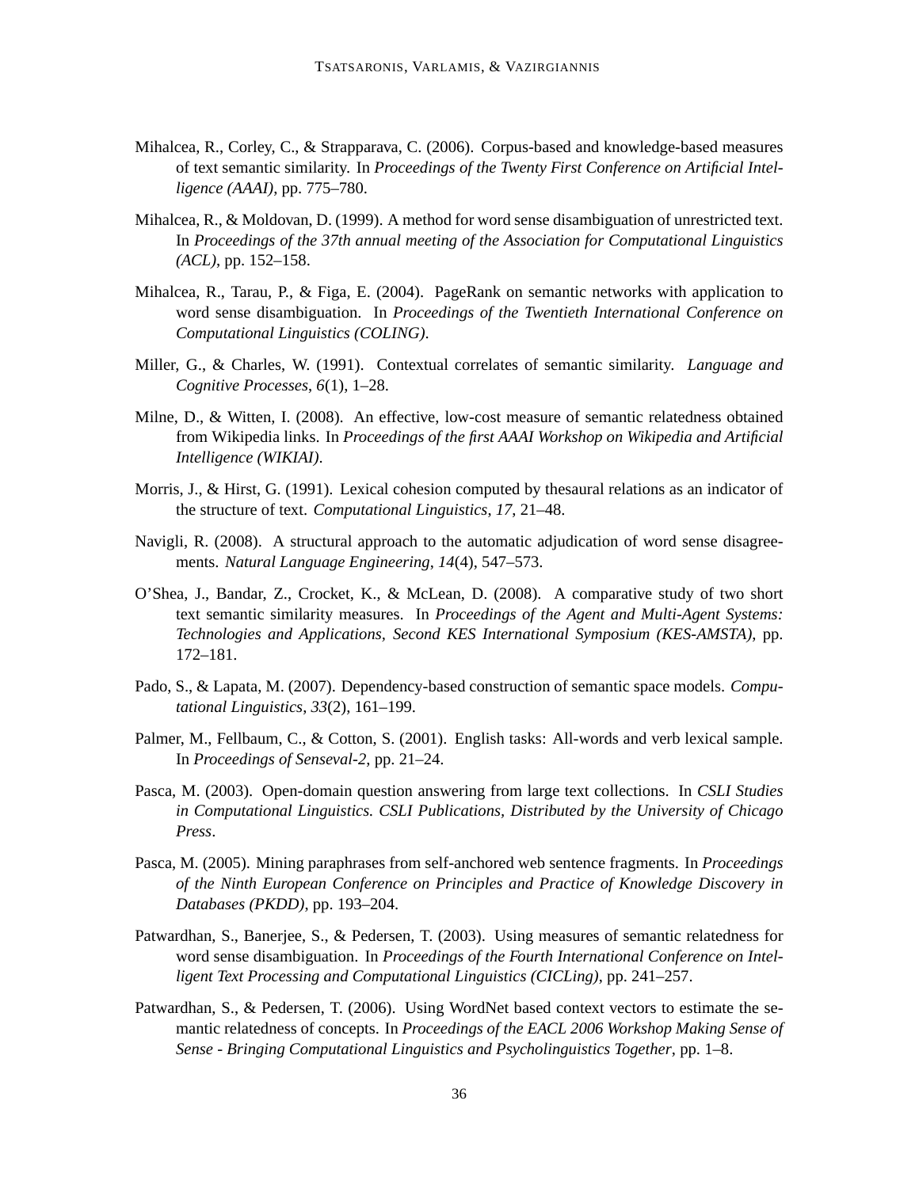Mihalcea, R., Corley, C., & Strapparava, C. (2006). Corpus-based and knowledge-based measures of text semantic similarity. In *Proceedings of the Twenty First Conference on Artificial Intelligence (AAAI)*, pp. 775–780.

Mihalcea, R., & Moldovan, D. (1999). A method for word sense disambiguation of unrestricted text. In *Proceedings of the 37th annual meeting of the Association for Computational Linguistics (ACL)*, pp. 152–158.

Mihalcea, R., Tarau, P., & Figa, E. (2004). PageRank on semantic networks with application to word sense disambiguation. In *Proceedings of the Twentieth International Conference on Computational Linguistics (COLING)*.

Miller, G., & Charles, W. (1991). Contextual correlates of semantic similarity. *Language and Cognitive Processes*, *6*(1), 1–28.

Milne, D., & Witten, I. (2008). An effective, low-cost measure of semantic relatedness obtained from Wikipedia links. In *Proceedings of the first AAAI Workshop on Wikipedia and Artificial Intelligence (WIKIAI)*.

Morris, J., & Hirst, G. (1991). Lexical cohesion computed by thesaural relations as an indicator of the structure of text. *Computational Linguistics*, *17*, 21–48.

Navigli, R. (2008). A structural approach to the automatic adjudication of word sense disagreements. *Natural Language Engineering*, *14*(4), 547–573.

O'Shea, J., Bandar, Z., Crocket, K., & McLean, D. (2008). A comparative study of two short text semantic similarity measures. In *Proceedings of the Agent and Multi-Agent Systems: Technologies and Applications, Second KES International Symposium (KES-AMSTA)*, pp. 172–181.

Pado, S., & Lapata, M. (2007). Dependency-based construction of semantic space models. *Computational Linguistics*, *33*(2), 161–199.

Palmer, M., Fellbaum, C., & Cotton, S. (2001). English tasks: All-words and verb lexical sample. In *Proceedings of Senseval-2*, pp. 21–24.

Pasca, M. (2003). Open-domain question answering from large text collections. In *CSLI Studies in Computational Linguistics. CSLI Publications, Distributed by the University of Chicago Press*.

Pasca, M. (2005). Mining paraphrases from self-anchored web sentence fragments. In *Proceedings of the Ninth European Conference on Principles and Practice of Knowledge Discovery in Databases (PKDD)*, pp. 193–204.

Patwardhan, S., Banerjee, S., & Pedersen, T. (2003). Using measures of semantic relatedness for word sense disambiguation. In *Proceedings of the Fourth International Conference on Intelligent Text Processing and Computational Linguistics (CICLing)*, pp. 241–257.

Patwardhan, S., & Pedersen, T. (2006). Using WordNet based context vectors to estimate the semantic relatedness of concepts. In *Proceedings of the EACL 2006 Workshop Making Sense of Sense - Bringing Computational Linguistics and Psycholinguistics Together*, pp. 1–8.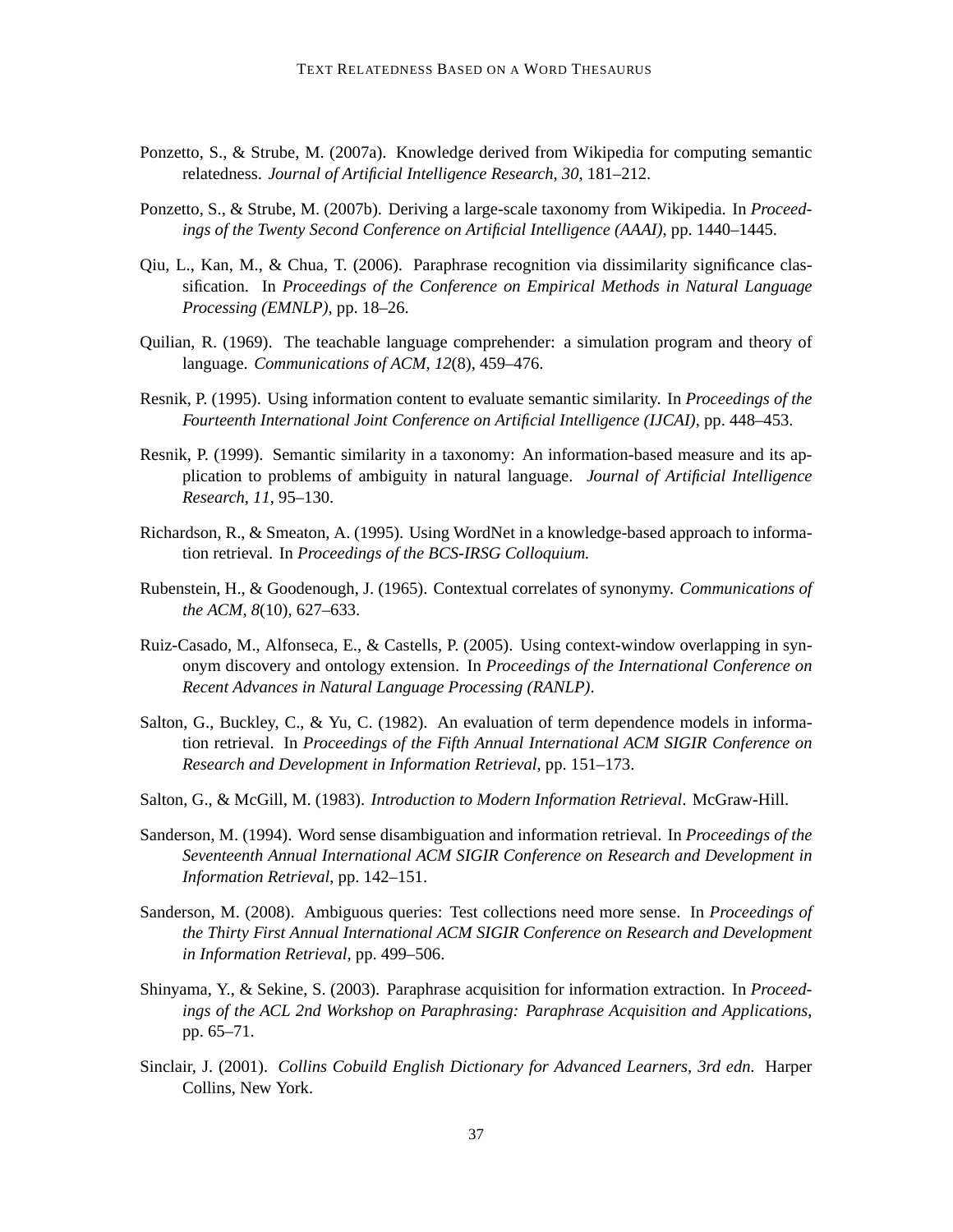Ponzetto, S., & Strube, M. (2007a). Knowledge derived from Wikipedia for computing semantic relatedness. *Journal of Artificial Intelligence Research*, *30*, 181–212.

Ponzetto, S., & Strube, M. (2007b). Deriving a large-scale taxonomy from Wikipedia. In *Proceedings of the Twenty Second Conference on Artificial Intelligence (AAAI)*, pp. 1440–1445.

Qiu, L., Kan, M., & Chua, T. (2006). Paraphrase recognition via dissimilarity significance classification. In *Proceedings of the Conference on Empirical Methods in Natural Language Processing (EMNLP)*, pp. 18–26.

Quilian, R. (1969). The teachable language comprehender: a simulation program and theory of language. *Communications of ACM*, *12*(8), 459–476.

Resnik, P. (1995). Using information content to evaluate semantic similarity. In *Proceedings of the Fourteenth International Joint Conference on Artificial Intelligence (IJCAI)*, pp. 448–453.

Resnik, P. (1999). Semantic similarity in a taxonomy: An information-based measure and its application to problems of ambiguity in natural language. *Journal of Artificial Intelligence Research*, *11*, 95–130.

Richardson, R., & Smeaton, A. (1995). Using WordNet in a knowledge-based approach to information retrieval. In *Proceedings of the BCS-IRSG Colloquium.*

Rubenstein, H., & Goodenough, J. (1965). Contextual correlates of synonymy. *Communications of the ACM*, *8*(10), 627–633.

Ruiz-Casado, M., Alfonseca, E., & Castells, P. (2005). Using context-window overlapping in synonym discovery and ontology extension. In *Proceedings of the International Conference on Recent Advances in Natural Language Processing (RANLP)*.

Salton, G., Buckley, C., & Yu, C. (1982). An evaluation of term dependence models in information retrieval. In *Proceedings of the Fifth Annual International ACM SIGIR Conference on Research and Development in Information Retrieval*, pp. 151–173.

Salton, G., & McGill, M. (1983). *Introduction to Modern Information Retrieval*. McGraw-Hill.

Sanderson, M. (1994). Word sense disambiguation and information retrieval. In *Proceedings of the Seventeenth Annual International ACM SIGIR Conference on Research and Development in Information Retrieval*, pp. 142–151.

Sanderson, M. (2008). Ambiguous queries: Test collections need more sense. In *Proceedings of the Thirty First Annual International ACM SIGIR Conference on Research and Development in Information Retrieval*, pp. 499–506.

Shinyama, Y., & Sekine, S. (2003). Paraphrase acquisition for information extraction. In *Proceedings of the ACL 2nd Workshop on Paraphrasing: Paraphrase Acquisition and Applications*, pp. 65–71.

Sinclair, J. (2001). *Collins Cobuild English Dictionary for Advanced Learners, 3rd edn.* Harper Collins, New York.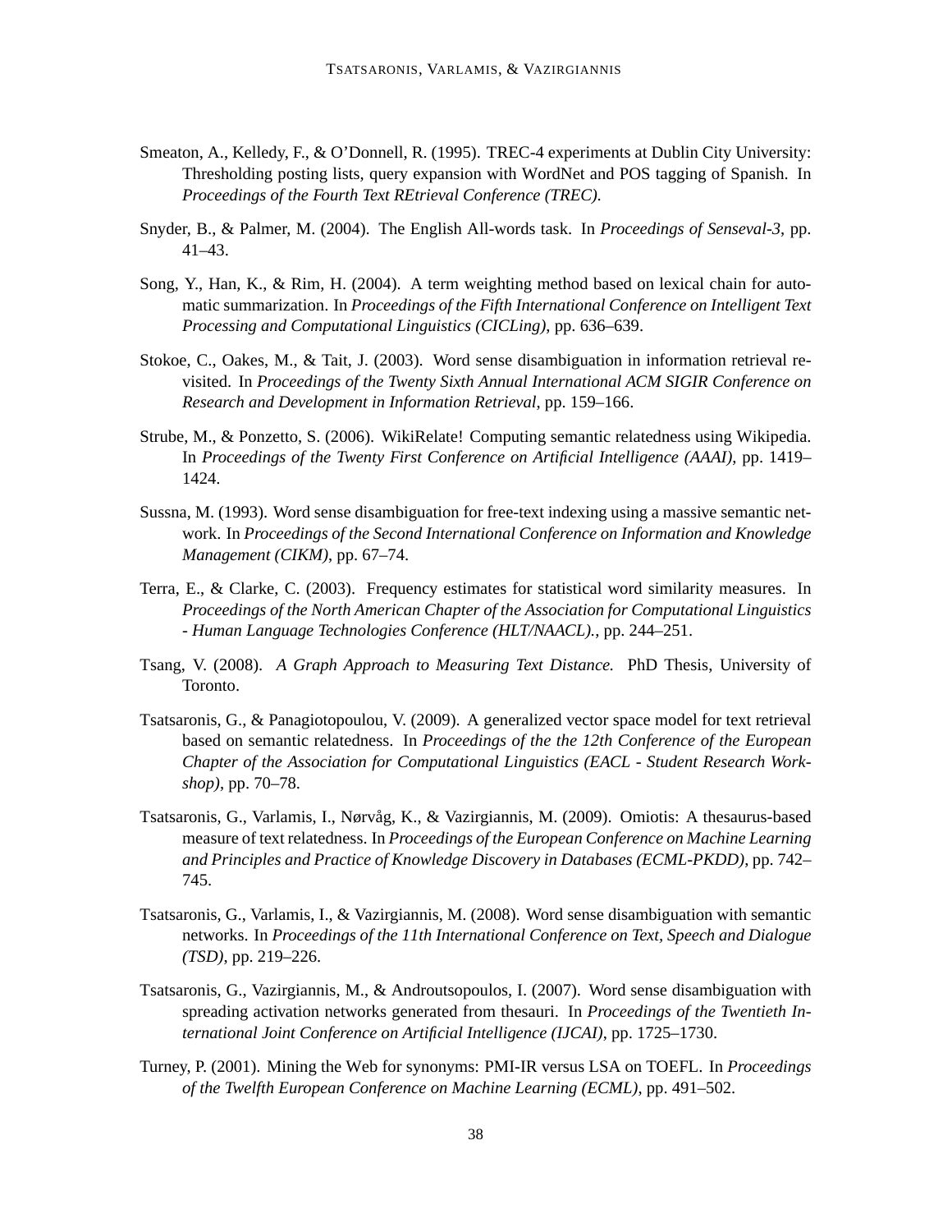Smeaton, A., Kelledy, F., & O'Donnell, R. (1995). TREC-4 experiments at Dublin City University: Thresholding posting lists, query expansion with WordNet and POS tagging of Spanish. In *Proceedings of the Fourth Text REtrieval Conference (TREC)*.

Snyder, B., & Palmer, M. (2004). The English All-words task. In *Proceedings of Senseval-3*, pp. 41–43.

Song, Y., Han, K., & Rim, H. (2004). A term weighting method based on lexical chain for automatic summarization. In *Proceedings of the Fifth International Conference on Intelligent Text Processing and Computational Linguistics (CICLing)*, pp. 636–639.

Stokoe, C., Oakes, M., & Tait, J. (2003). Word sense disambiguation in information retrieval revisited. In *Proceedings of the Twenty Sixth Annual International ACM SIGIR Conference on Research and Development in Information Retrieval*, pp. 159–166.

Strube, M., & Ponzetto, S. (2006). WikiRelate! Computing semantic relatedness using Wikipedia. In *Proceedings of the Twenty First Conference on Artificial Intelligence (AAAI)*, pp. 1419–1424.

Sussna, M. (1993). Word sense disambiguation for free-text indexing using a massive semantic network. In *Proceedings of the Second International Conference on Information and Knowledge Management (CIKM)*, pp. 67–74.

Terra, E., & Clarke, C. (2003). Frequency estimates for statistical word similarity measures. In *Proceedings of the North American Chapter of the Association for Computational Linguistics - Human Language Technologies Conference (HLT/NAACL).*, pp. 244–251.

Tsang, V. (2008). *A Graph Approach to Measuring Text Distance.* PhD Thesis, University of Toronto.

Tsatsaronis, G., & Panagiotopoulou, V. (2009). A generalized vector space model for text retrieval based on semantic relatedness. In *Proceedings of the the 12th Conference of the European Chapter of the Association for Computational Linguistics (EACL - Student Research Workshop)*, pp. 70–78.

Tsatsaronis, G., Varlamis, I., Nørvåg, K., & Vazirgiannis, M. (2009). Omiotis: A thesaurus-based measure of text relatedness. In *Proceedings of the European Conference on Machine Learning and Principles and Practice of Knowledge Discovery in Databases (ECML-PKDD)*, pp. 742–745.

Tsatsaronis, G., Varlamis, I., & Vazirgiannis, M. (2008). Word sense disambiguation with semantic networks. In *Proceedings of the 11th International Conference on Text, Speech and Dialogue (TSD)*, pp. 219–226.

Tsatsaronis, G., Vazirgiannis, M., & Androutsopoulos, I. (2007). Word sense disambiguation with spreading activation networks generated from thesauri. In *Proceedings of the Twentieth International Joint Conference on Artificial Intelligence (IJCAI)*, pp. 1725–1730.

Turney, P. (2001). Mining the Web for synonyms: PMI-IR versus LSA on TOEFL. In *Proceedings of the Twelfth European Conference on Machine Learning (ECML)*, pp. 491–502.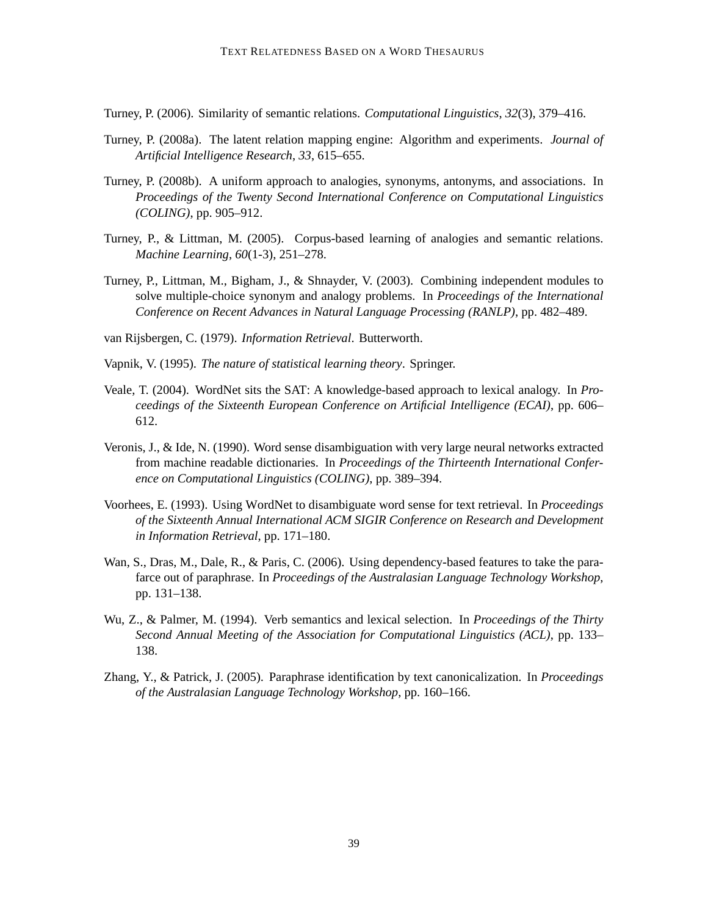Turney, P. (2006). Similarity of semantic relations. *Computational Linguistics*, *32*(3), 379–416.

Turney, P. (2008a). The latent relation mapping engine: Algorithm and experiments. *Journal of Artificial Intelligence Research*, *33*, 615–655.

Turney, P. (2008b). A uniform approach to analogies, synonyms, antonyms, and associations. In *Proceedings of the Twenty Second International Conference on Computational Linguistics (COLING)*, pp. 905–912.

Turney, P., & Littman, M. (2005). Corpus-based learning of analogies and semantic relations. *Machine Learning*, *60*(1-3), 251–278.

Turney, P., Littman, M., Bigham, J., & Shnayder, V. (2003). Combining independent modules to solve multiple-choice synonym and analogy problems. In *Proceedings of the International Conference on Recent Advances in Natural Language Processing (RANLP)*, pp. 482–489.

van Rijsbergen, C. (1979). *Information Retrieval*. Butterworth.

Vapnik, V. (1995). *The nature of statistical learning theory*. Springer.

Veale, T. (2004). WordNet sits the SAT: A knowledge-based approach to lexical analogy. In *Proceedings of the Sixteenth European Conference on Artificial Intelligence (ECAI)*, pp. 606–612.

Veronis, J., & Ide, N. (1990). Word sense disambiguation with very large neural networks extracted from machine readable dictionaries. In *Proceedings of the Thirteenth International Conference on Computational Linguistics (COLING)*, pp. 389–394.

Voorhees, E. (1993). Using WordNet to disambiguate word sense for text retrieval. In *Proceedings of the Sixteenth Annual International ACM SIGIR Conference on Research and Development in Information Retrieval*, pp. 171–180.

Wan, S., Dras, M., Dale, R., & Paris, C. (2006). Using dependency-based features to take the para-farce out of paraphrase. In *Proceedings of the Australasian Language Technology Workshop*, pp. 131–138.

Wu, Z., & Palmer, M. (1994). Verb semantics and lexical selection. In *Proceedings of the Thirty Second Annual Meeting of the Association for Computational Linguistics (ACL)*, pp. 133–138.

Zhang, Y., & Patrick, J. (2005). Paraphrase identification by text canonicalization. In *Proceedings of the Australasian Language Technology Workshop*, pp. 160–166.